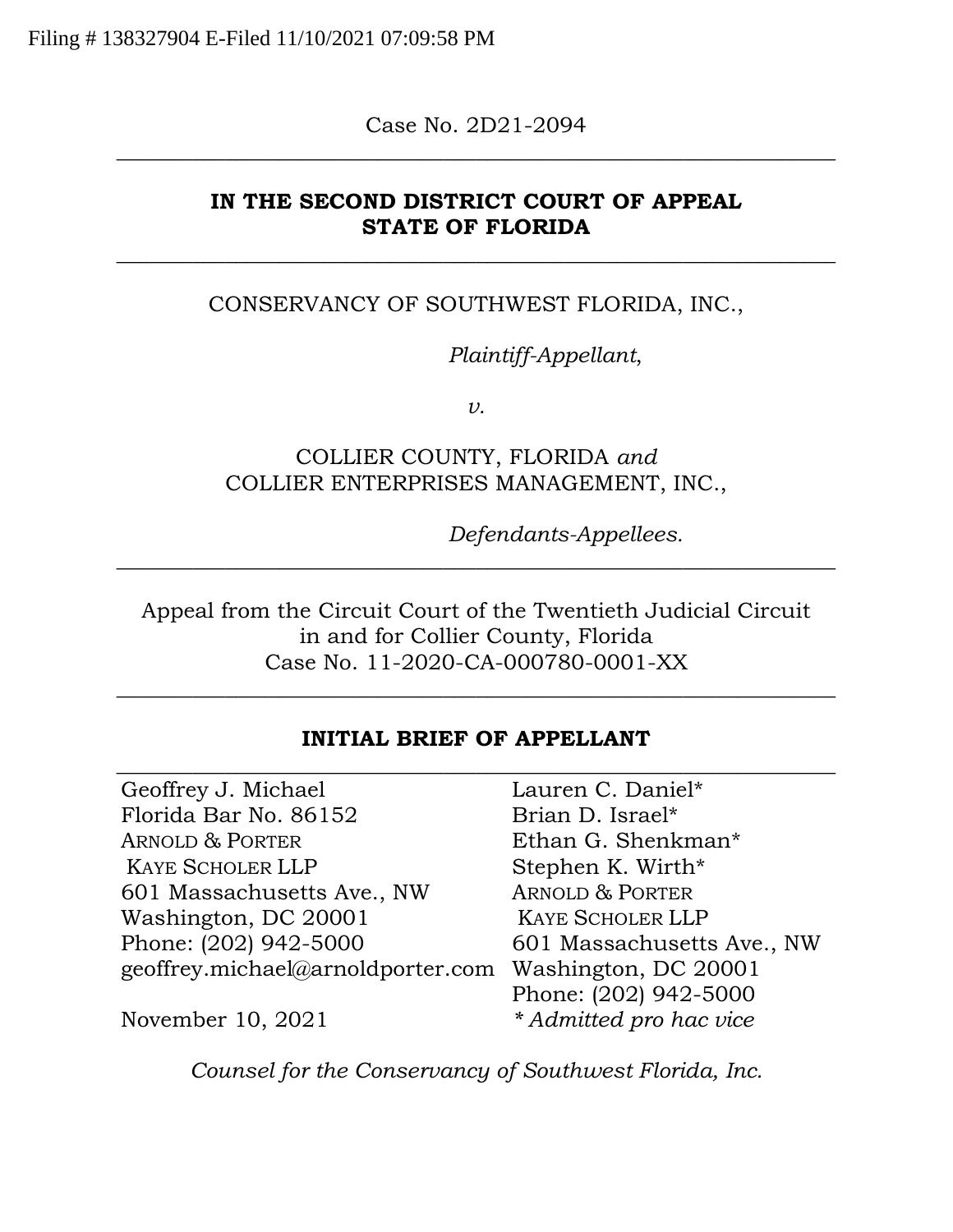Filing # 138327904 E-Filed 11/10/2021 07:09:58 PM

Case No. 2D21-2094

---

**IN THE SECOND DISTRICT COURT OF APPEAL**
**STATE OF FLORIDA**

---

CONSERVANCY OF SOUTHWEST FLORIDA, INC.,

*Plaintiff-Appellant*,

*v.*

COLLIER COUNTY, FLORIDA *and*
COLLIER ENTERPRISES MANAGEMENT, INC.,

*Defendants-Appellees.*

---

Appeal from the Circuit Court of the Twentieth Judicial Circuit
in and for Collier County, Florida
Case No. 11-2020-CA-000780-0001-XX

---

**INITIAL BRIEF OF APPELLANT**

---

Geoffrey J. Michael
Florida Bar No. 86152
ARNOLD & PORTER
KAYE SCHOLER LLP
601 Massachusetts Ave., NW
Washington, DC 20001
Phone: (202) 942-5000
geoffrey.michael@arnoldporter.com

November 10, 2021

Lauren C. Daniel*
Brian D. Israel*
Ethan G. Shenkman*
Stephen K. Wirth*
ARNOLD & PORTER
KAYE SCHOLER LLP
601 Massachusetts Ave., NW
Washington, DC 20001
Phone: (202) 942-5000
*\* Admitted pro hac vice*

*Counsel for the Conservancy of Southwest Florida, Inc.*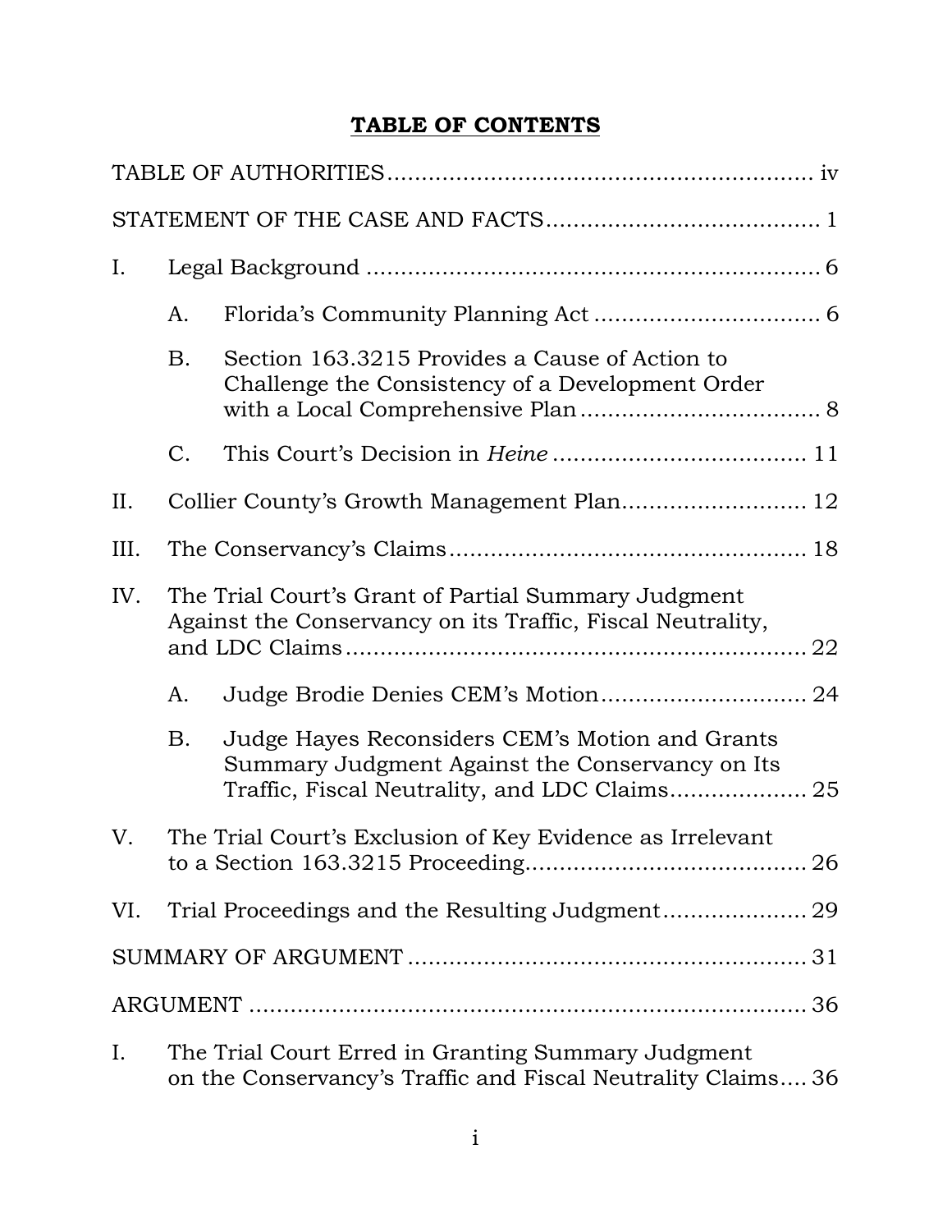## TABLE OF CONTENTS

TABLE OF AUTHORITIES .......................................................... iv

STATEMENT OF THE CASE AND FACTS ....................................... 1

I. Legal Background ........................................................ 6

   A. Florida's Community Planning Act ................................ 6

   B. Section 163.3215 Provides a Cause of Action to Challenge the Consistency of a Development Order with a Local Comprehensive Plan .................................. 8

   C. This Court's Decision in *Heine* .................................... 11

II. Collier County's Growth Management Plan ........................... 12

III. The Conservancy's Claims ............................................... 18

IV. The Trial Court's Grant of Partial Summary Judgment Against the Conservancy on its Traffic, Fiscal Neutrality, and LDC Claims ........................................................ 22

   A. Judge Brodie Denies CEM's Motion .............................. 24

   B. Judge Hayes Reconsiders CEM's Motion and Grants Summary Judgment Against the Conservancy on Its Traffic, Fiscal Neutrality, and LDC Claims .................... 25

V. The Trial Court's Exclusion of Key Evidence as Irrelevant to a Section 163.3215 Proceeding .................................... 26

VI. Trial Proceedings and the Resulting Judgment ..................... 29

SUMMARY OF ARGUMENT ........................................................ 31

ARGUMENT ........................................................................ 36

I. The Trial Court Erred in Granting Summary Judgment on the Conservancy's Traffic and Fiscal Neutrality Claims .... 36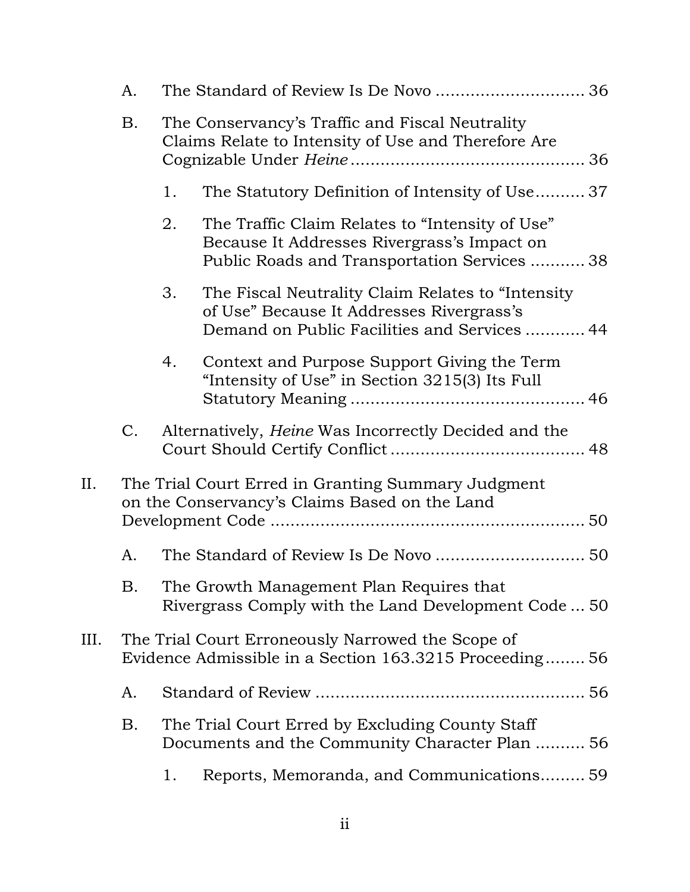- A. The Standard of Review Is De Novo ............................. 36
- B. The Conservancy's Traffic and Fiscal Neutrality Claims Relate to Intensity of Use and Therefore Are Cognizable Under *Heine* .............................................. 36
  - 1. The Statutory Definition of Intensity of Use.......... 37
  - 2. The Traffic Claim Relates to "Intensity of Use" Because It Addresses Rivergrass's Impact on Public Roads and Transportation Services ........... 38
  - 3. The Fiscal Neutrality Claim Relates to "Intensity of Use" Because It Addresses Rivergrass's Demand on Public Facilities and Services ............ 44
  - 4. Context and Purpose Support Giving the Term "Intensity of Use" in Section 3215(3) Its Full Statutory Meaning ............................................... 46
- C. Alternatively, *Heine* Was Incorrectly Decided and the Court Should Certify Conflict ....................................... 48

II. The Trial Court Erred in Granting Summary Judgment on the Conservancy's Claims Based on the Land Development Code ............................................................... 50

- A. The Standard of Review Is De Novo ............................. 50
- B. The Growth Management Plan Requires that Rivergrass Comply with the Land Development Code ... 50

III. The Trial Court Erroneously Narrowed the Scope of Evidence Admissible in a Section 163.3215 Proceeding........ 56

- A. Standard of Review ..................................................... 56
- B. The Trial Court Erred by Excluding County Staff Documents and the Community Character Plan .......... 56
  - 1. Reports, Memoranda, and Communications......... 59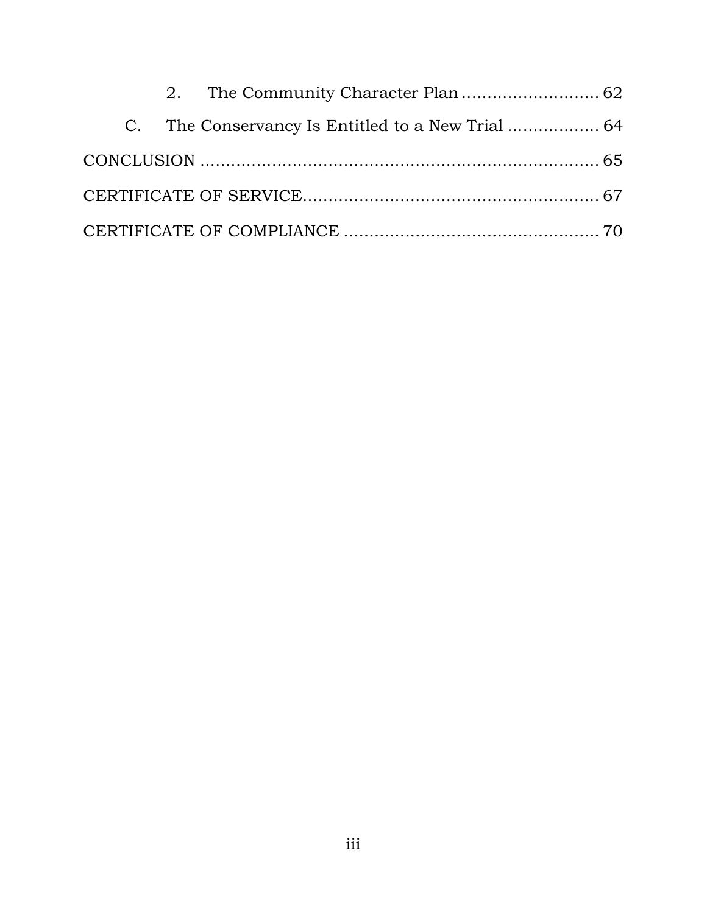2. The Community Character Plan .......................... 62

C. The Conservancy Is Entitled to a New Trial ................. 64

CONCLUSION ........................................................................ 65

CERTIFICATE OF SERVICE.................................................... 67

CERTIFICATE OF COMPLIANCE ............................................ 70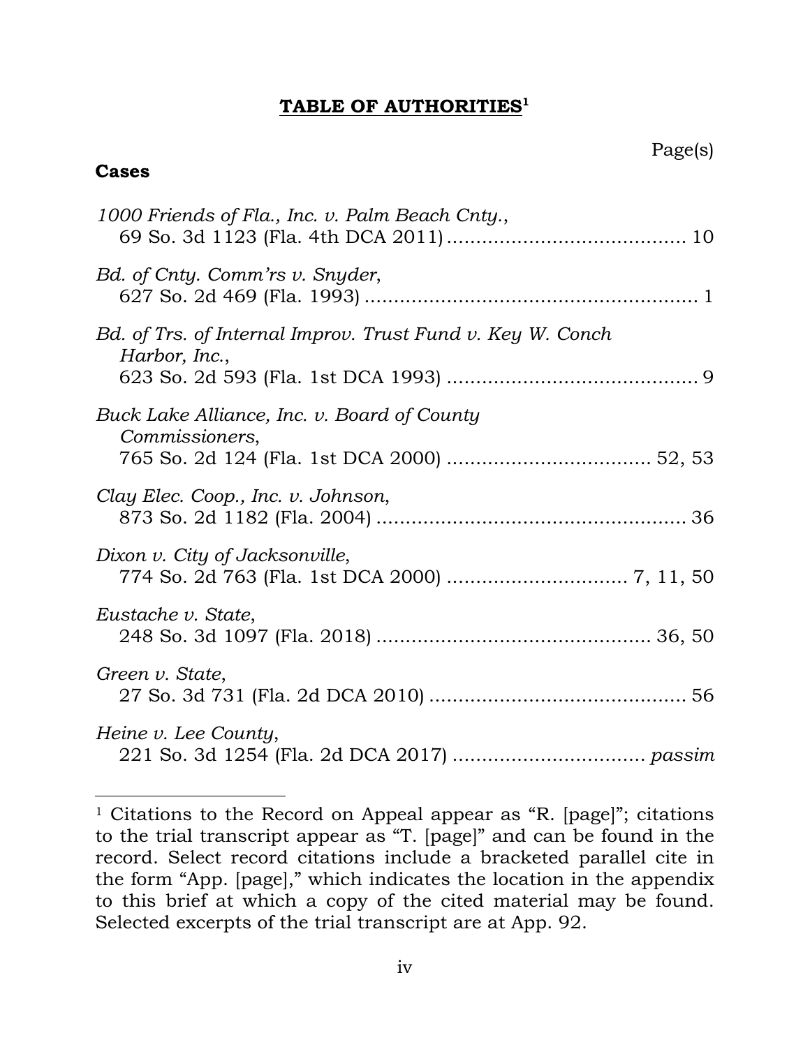## **TABLE OF AUTHORITIES**[1]

Page(s)

**Cases**

*1000 Friends of Fla., Inc. v. Palm Beach Cnty.*,
69 So. 3d 1123 (Fla. 4th DCA 2011) ........................................ 10

*Bd. of Cnty. Comm'rs v. Snyder*,
627 So. 2d 469 (Fla. 1993) ........................................................ 1

*Bd. of Trs. of Internal Improv. Trust Fund v. Key W. Conch Harbor, Inc.*,
623 So. 2d 593 (Fla. 1st DCA 1993) .......................................... 9

*Buck Lake Alliance, Inc. v. Board of County Commissioners*,
765 So. 2d 124 (Fla. 1st DCA 2000) .................................. 52, 53

*Clay Elec. Coop., Inc. v. Johnson*,
873 So. 2d 1182 (Fla. 2004) .................................................... 36

*Dixon v. City of Jacksonville*,
774 So. 2d 763 (Fla. 1st DCA 2000) .............................. 7, 11, 50

*Eustache v. State*,
248 So. 3d 1097 (Fla. 2018) .............................................. 36, 50

*Green v. State*,
27 So. 3d 731 (Fla. 2d DCA 2010) ........................................... 56

*Heine v. Lee County*,
221 So. 3d 1254 (Fla. 2d DCA 2017) ................................ *passim*

---

[1] Citations to the Record on Appeal appear as "R. [page]"; citations to the trial transcript appear as "T. [page]" and can be found in the record. Select record citations include a bracketed parallel cite in the form "App. [page]," which indicates the location in the appendix to this brief at which a copy of the cited material may be found. Selected excerpts of the trial transcript are at App. 92.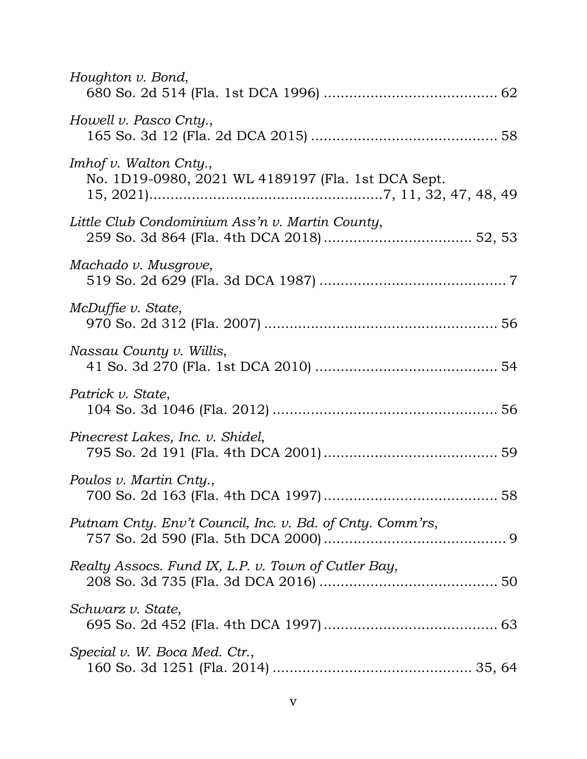*Houghton v. Bond*,
680 So. 2d 514 (Fla. 1st DCA 1996) ........................................ 62

*Howell v. Pasco Cnty.*,
165 So. 3d 12 (Fla. 2d DCA 2015) ........................................... 58

*Imhof v. Walton Cnty.*,
No. 1D19-0980, 2021 WL 4189197 (Fla. 1st DCA Sept. 15, 2021)......................................................7, 11, 32, 47, 48, 49

*Little Club Condominium Ass'n v. Martin County*,
259 So. 3d 864 (Fla. 4th DCA 2018) .................................. 52, 53

*Machado v. Musgrove*,
519 So. 2d 629 (Fla. 3d DCA 1987) ............................................ 7

*McDuffie v. State*,
970 So. 2d 312 (Fla. 2007) ....................................................... 56

*Nassau County v. Willis*,
41 So. 3d 270 (Fla. 1st DCA 2010) ........................................... 54

*Patrick v. State*,
104 So. 3d 1046 (Fla. 2012) ..................................................... 56

*Pinecrest Lakes, Inc. v. Shidel*,
795 So. 2d 191 (Fla. 4th DCA 2001) ......................................... 59

*Poulos v. Martin Cnty.*,
700 So. 2d 163 (Fla. 4th DCA 1997) ......................................... 58

*Putnam Cnty. Env't Council, Inc. v. Bd. of Cnty. Comm'rs*,
757 So. 2d 590 (Fla. 5th DCA 2000) ........................................... 9

*Realty Assocs. Fund IX, L.P. v. Town of Cutler Bay*,
208 So. 3d 735 (Fla. 3d DCA 2016) .......................................... 50

*Schwarz v. State*,
695 So. 2d 452 (Fla. 4th DCA 1997) ......................................... 63

*Special v. W. Boca Med. Ctr.*,
160 So. 3d 1251 (Fla. 2014) ............................................... 35, 64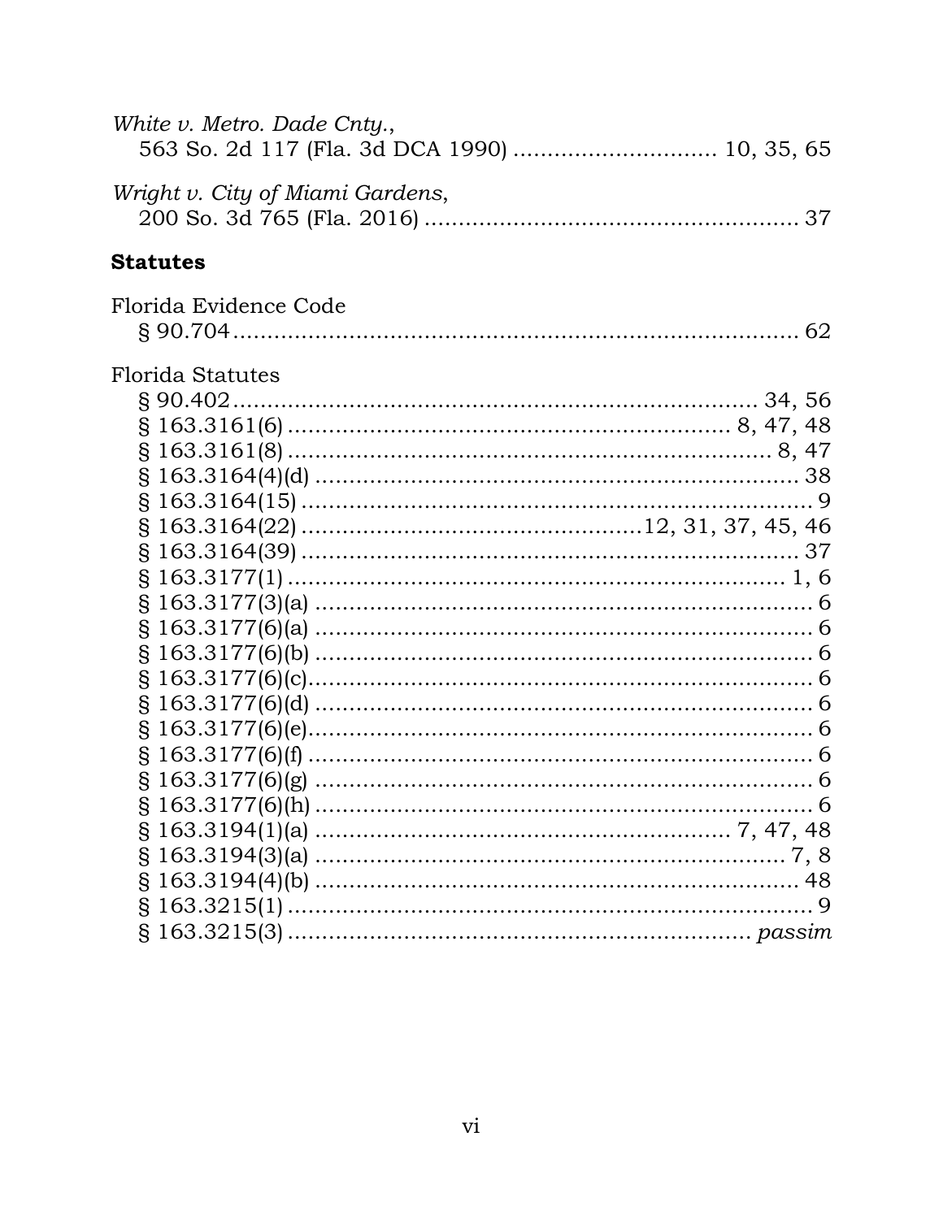*White v. Metro. Dade Cnty.*,
563 So. 2d 117 (Fla. 3d DCA 1990) ............................ 10, 35, 65

*Wright v. City of Miami Gardens*,
200 So. 3d 765 (Fla. 2016) ..................................................... 37

## **Statutes**

Florida Evidence Code
§ 90.704 ..................................................................................... 62

Florida Statutes
§ 90.402 ............................................................................. 34, 56
§ 163.3161(6) ............................................................... 8, 47, 48
§ 163.3161(8) ........................................................................ 8, 47
§ 163.3164(4)(d) ............................................................................ 38
§ 163.3164(15) .............................................................................. 9
§ 163.3164(22) ............................................12, 31, 37, 45, 46
§ 163.3164(39) ............................................................................ 37
§ 163.3177(1) ............................................................................ 1, 6
§ 163.3177(3)(a) .............................................................................. 6
§ 163.3177(6)(a) .............................................................................. 6
§ 163.3177(6)(b) .............................................................................. 6
§ 163.3177(6)(c)................................................................................ 6
§ 163.3177(6)(d) .............................................................................. 6
§ 163.3177(6)(e)................................................................................ 6
§ 163.3177(6)(f) ............................................................................... 6
§ 163.3177(6)(g) .............................................................................. 6
§ 163.3177(6)(h) .............................................................................. 6
§ 163.3194(1)(a) ................................................................ 7, 47, 48
§ 163.3194(3)(a) ......................................................................... 7, 8
§ 163.3194(4)(b) ............................................................................ 48
§ 163.3215(1) .................................................................................. 9
§ 163.3215(3) ..................................................................... *passim*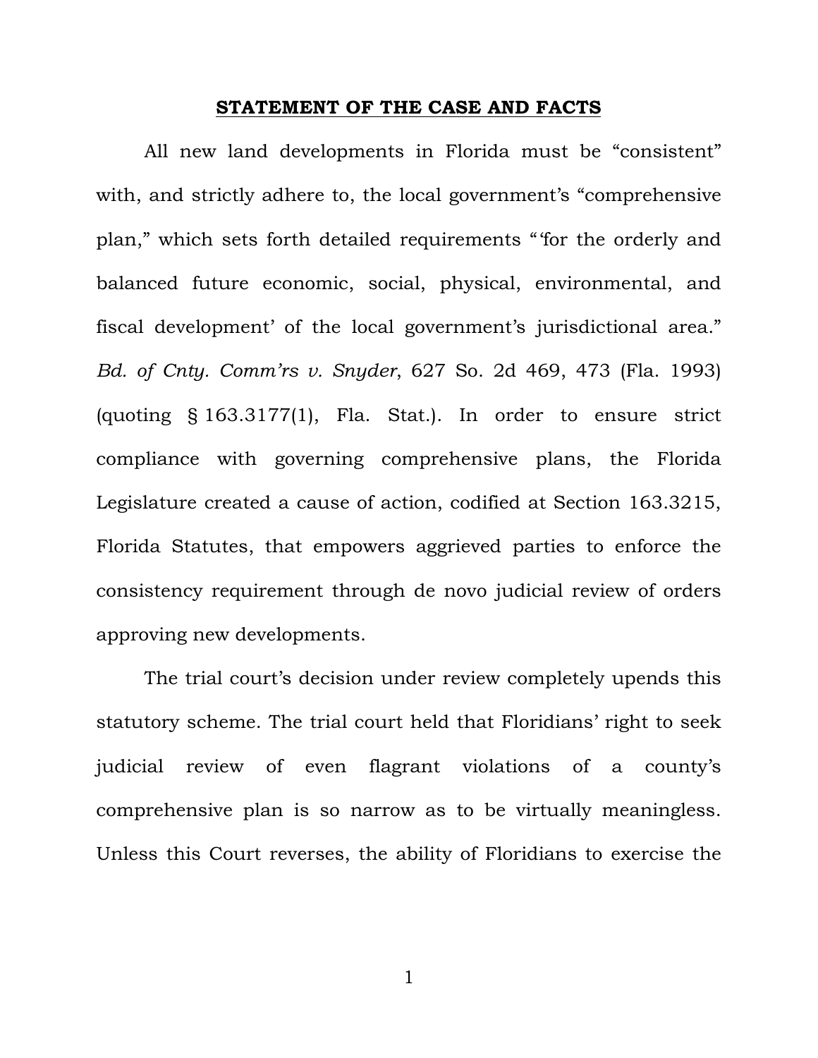## **STATEMENT OF THE CASE AND FACTS**

All new land developments in Florida must be "consistent" with, and strictly adhere to, the local government's "comprehensive plan," which sets forth detailed requirements "'for the orderly and balanced future economic, social, physical, environmental, and fiscal development' of the local government's jurisdictional area." *Bd. of Cnty. Comm'rs v. Snyder*, 627 So. 2d 469, 473 (Fla. 1993) (quoting § 163.3177(1), Fla. Stat.). In order to ensure strict compliance with governing comprehensive plans, the Florida Legislature created a cause of action, codified at Section 163.3215, Florida Statutes, that empowers aggrieved parties to enforce the consistency requirement through de novo judicial review of orders approving new developments.

The trial court's decision under review completely upends this statutory scheme. The trial court held that Floridians' right to seek judicial review of even flagrant violations of a county's comprehensive plan is so narrow as to be virtually meaningless. Unless this Court reverses, the ability of Floridians to exercise the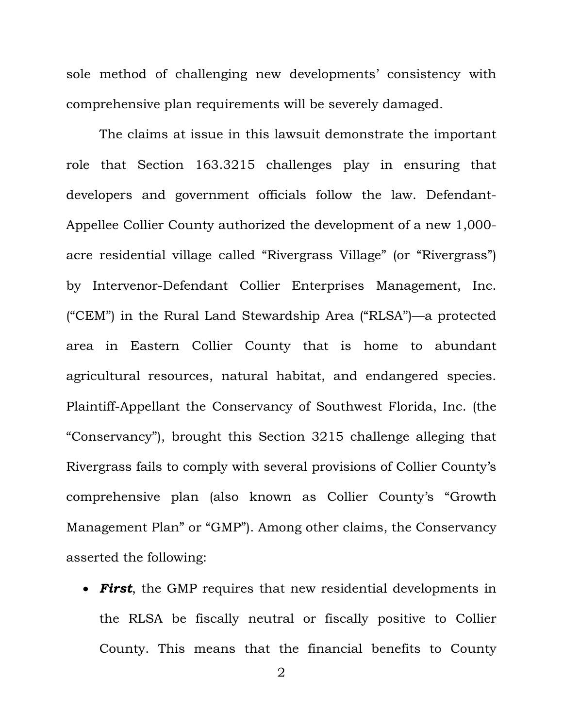sole method of challenging new developments' consistency with comprehensive plan requirements will be severely damaged.

The claims at issue in this lawsuit demonstrate the important role that Section 163.3215 challenges play in ensuring that developers and government officials follow the law. Defendant-Appellee Collier County authorized the development of a new 1,000-acre residential village called "Rivergrass Village" (or "Rivergrass") by Intervenor-Defendant Collier Enterprises Management, Inc. ("CEM") in the Rural Land Stewardship Area ("RLSA")—a protected area in Eastern Collier County that is home to abundant agricultural resources, natural habitat, and endangered species. Plaintiff-Appellant the Conservancy of Southwest Florida, Inc. (the "Conservancy"), brought this Section 3215 challenge alleging that Rivergrass fails to comply with several provisions of Collier County's comprehensive plan (also known as Collier County's "Growth Management Plan" or "GMP"). Among other claims, the Conservancy asserted the following:

- ***First***, the GMP requires that new residential developments in the RLSA be fiscally neutral or fiscally positive to Collier County. This means that the financial benefits to County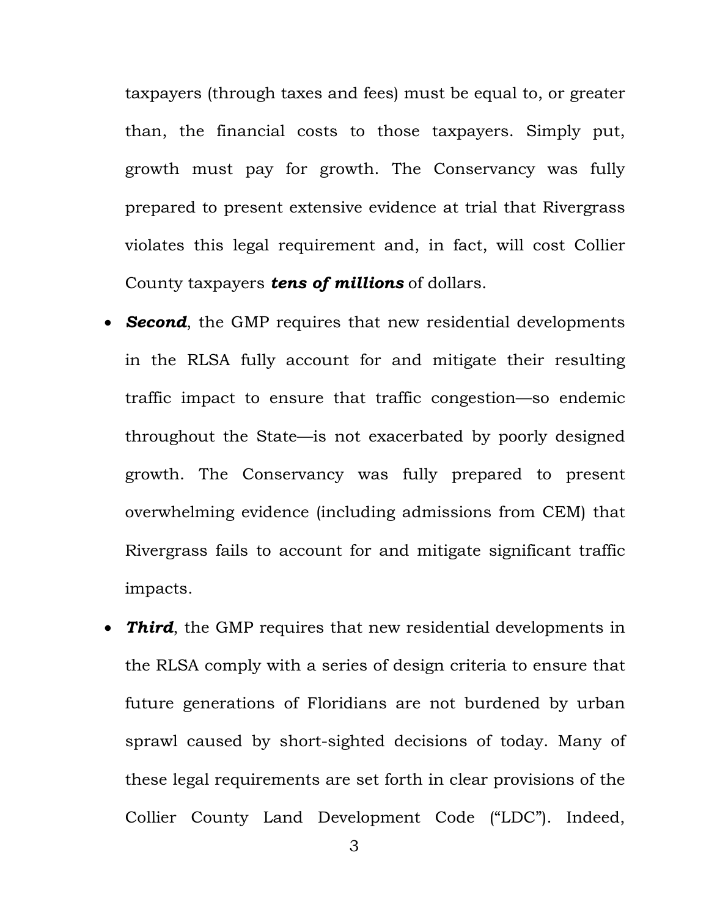taxpayers (through taxes and fees) must be equal to, or greater than, the financial costs to those taxpayers. Simply put, growth must pay for growth. The Conservancy was fully prepared to present extensive evidence at trial that Rivergrass violates this legal requirement and, in fact, will cost Collier County taxpayers ***tens of millions*** of dollars.

- ***Second***, the GMP requires that new residential developments in the RLSA fully account for and mitigate their resulting traffic impact to ensure that traffic congestion—so endemic throughout the State—is not exacerbated by poorly designed growth. The Conservancy was fully prepared to present overwhelming evidence (including admissions from CEM) that Rivergrass fails to account for and mitigate significant traffic impacts.

- ***Third***, the GMP requires that new residential developments in the RLSA comply with a series of design criteria to ensure that future generations of Floridians are not burdened by urban sprawl caused by short-sighted decisions of today. Many of these legal requirements are set forth in clear provisions of the Collier County Land Development Code ("LDC"). Indeed,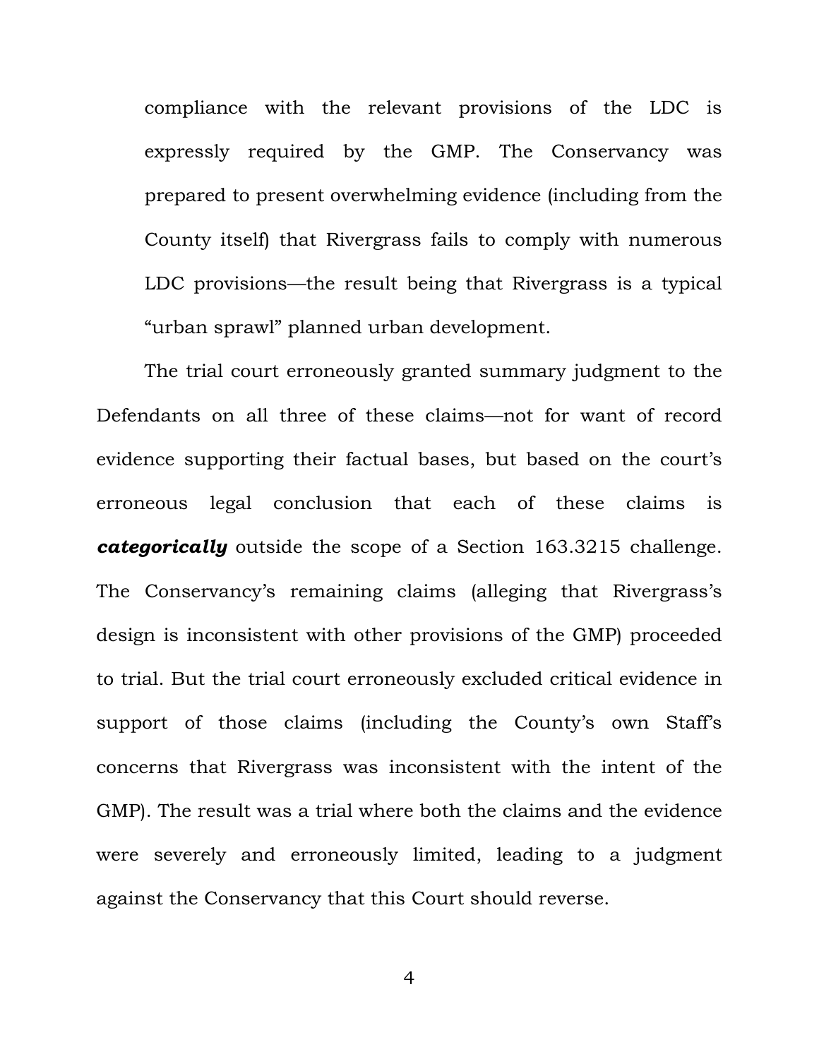compliance with the relevant provisions of the LDC is expressly required by the GMP. The Conservancy was prepared to present overwhelming evidence (including from the County itself) that Rivergrass fails to comply with numerous LDC provisions—the result being that Rivergrass is a typical "urban sprawl" planned urban development.

The trial court erroneously granted summary judgment to the Defendants on all three of these claims—not for want of record evidence supporting their factual bases, but based on the court's erroneous legal conclusion that each of these claims is ***categorically*** outside the scope of a Section 163.3215 challenge. The Conservancy's remaining claims (alleging that Rivergrass's design is inconsistent with other provisions of the GMP) proceeded to trial. But the trial court erroneously excluded critical evidence in support of those claims (including the County's own Staff's concerns that Rivergrass was inconsistent with the intent of the GMP). The result was a trial where both the claims and the evidence were severely and erroneously limited, leading to a judgment against the Conservancy that this Court should reverse.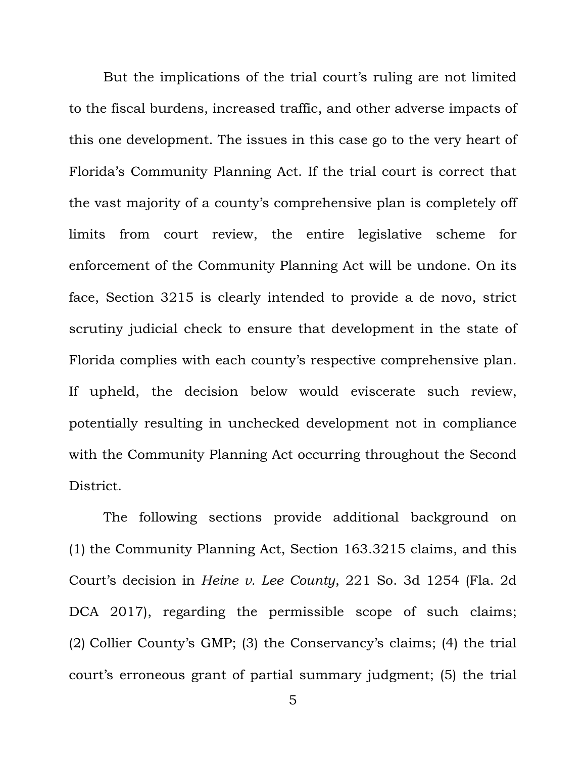But the implications of the trial court's ruling are not limited to the fiscal burdens, increased traffic, and other adverse impacts of this one development. The issues in this case go to the very heart of Florida's Community Planning Act. If the trial court is correct that the vast majority of a county's comprehensive plan is completely off limits from court review, the entire legislative scheme for enforcement of the Community Planning Act will be undone. On its face, Section 3215 is clearly intended to provide a de novo, strict scrutiny judicial check to ensure that development in the state of Florida complies with each county's respective comprehensive plan. If upheld, the decision below would eviscerate such review, potentially resulting in unchecked development not in compliance with the Community Planning Act occurring throughout the Second District.

The following sections provide additional background on (1) the Community Planning Act, Section 163.3215 claims, and this Court's decision in *Heine v. Lee County*, 221 So. 3d 1254 (Fla. 2d DCA 2017), regarding the permissible scope of such claims; (2) Collier County's GMP; (3) the Conservancy's claims; (4) the trial court's erroneous grant of partial summary judgment; (5) the trial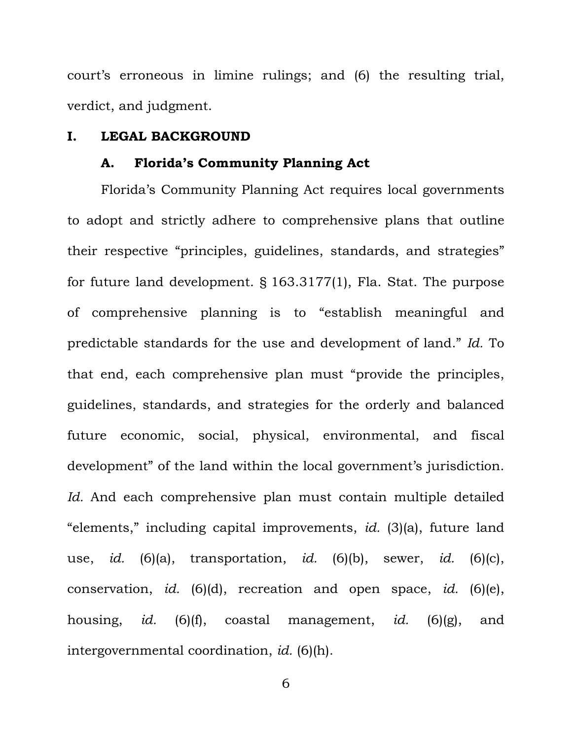court's erroneous in limine rulings; and (6) the resulting trial, verdict, and judgment.

# I. LEGAL BACKGROUND

## A. Florida's Community Planning Act

Florida's Community Planning Act requires local governments to adopt and strictly adhere to comprehensive plans that outline their respective "principles, guidelines, standards, and strategies" for future land development. § 163.3177(1), Fla. Stat. The purpose of comprehensive planning is to "establish meaningful and predictable standards for the use and development of land." *Id.* To that end, each comprehensive plan must "provide the principles, guidelines, standards, and strategies for the orderly and balanced future economic, social, physical, environmental, and fiscal development" of the land within the local government's jurisdiction. *Id.* And each comprehensive plan must contain multiple detailed "elements," including capital improvements, *id.* (3)(a), future land use, *id.* (6)(a), transportation, *id.* (6)(b), sewer, *id.* (6)(c), conservation, *id.* (6)(d), recreation and open space, *id.* (6)(e), housing, *id.* (6)(f), coastal management, *id.* (6)(g), and intergovernmental coordination, *id.* (6)(h).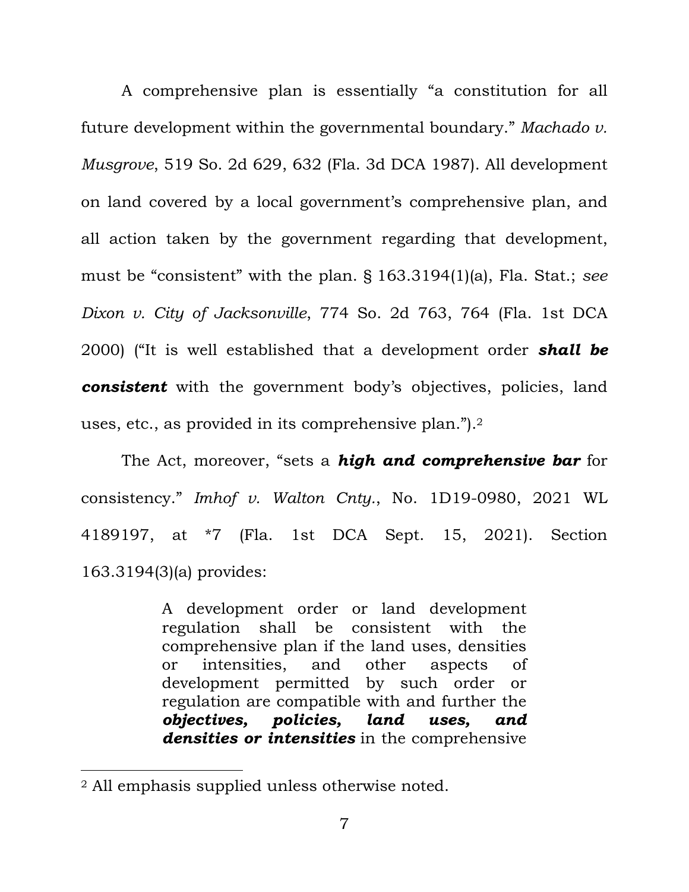A comprehensive plan is essentially "a constitution for all future development within the governmental boundary." *Machado v. Musgrove*, 519 So. 2d 629, 632 (Fla. 3d DCA 1987). All development on land covered by a local government's comprehensive plan, and all action taken by the government regarding that development, must be "consistent" with the plan. § 163.3194(1)(a), Fla. Stat.; *see Dixon v. City of Jacksonville*, 774 So. 2d 763, 764 (Fla. 1st DCA 2000) ("It is well established that a development order ***shall be consistent*** with the government body's objectives, policies, land uses, etc., as provided in its comprehensive plan.").[2]

The Act, moreover, "sets a ***high and comprehensive bar*** for consistency." *Imhof v. Walton Cnty.*, No. 1D19-0980, 2021 WL 4189197, at *7 (Fla. 1st DCA Sept. 15, 2021). Section 163.3194(3)(a) provides:

> A development order or land development regulation shall be consistent with the comprehensive plan if the land uses, densities or intensities, and other aspects of development permitted by such order or regulation are compatible with and further the ***objectives, policies, land uses, and densities or intensities*** in the comprehensive

---

[2] All emphasis supplied unless otherwise noted.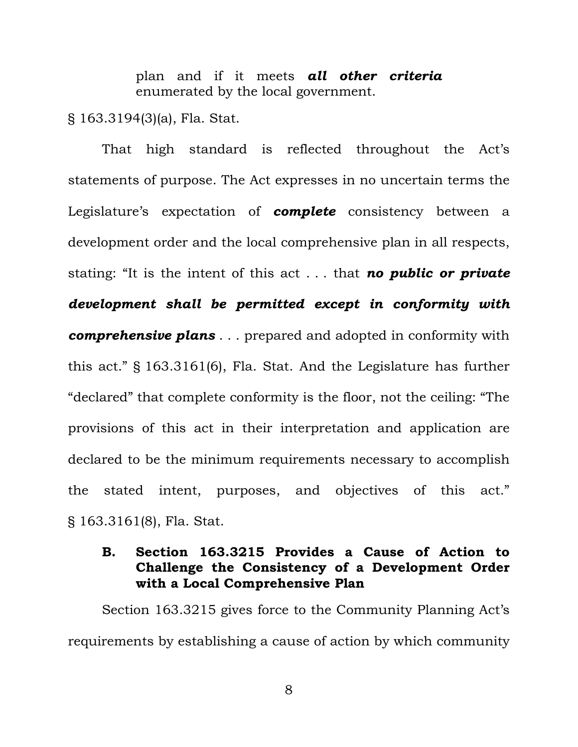> plan and if it meets ***all other criteria*** enumerated by the local government.

§ 163.3194(3)(a), Fla. Stat.

That high standard is reflected throughout the Act's statements of purpose. The Act expresses in no uncertain terms the Legislature's expectation of ***complete*** consistency between a development order and the local comprehensive plan in all respects, stating: "It is the intent of this act . . . that ***no public or private development shall be permitted except in conformity with comprehensive plans*** . . . prepared and adopted in conformity with this act." § 163.3161(6), Fla. Stat. And the Legislature has further "declared" that complete conformity is the floor, not the ceiling: "The provisions of this act in their interpretation and application are declared to be the minimum requirements necessary to accomplish the stated intent, purposes, and objectives of this act." § 163.3161(8), Fla. Stat.

### B. Section 163.3215 Provides a Cause of Action to Challenge the Consistency of a Development Order with a Local Comprehensive Plan

Section 163.3215 gives force to the Community Planning Act's requirements by establishing a cause of action by which community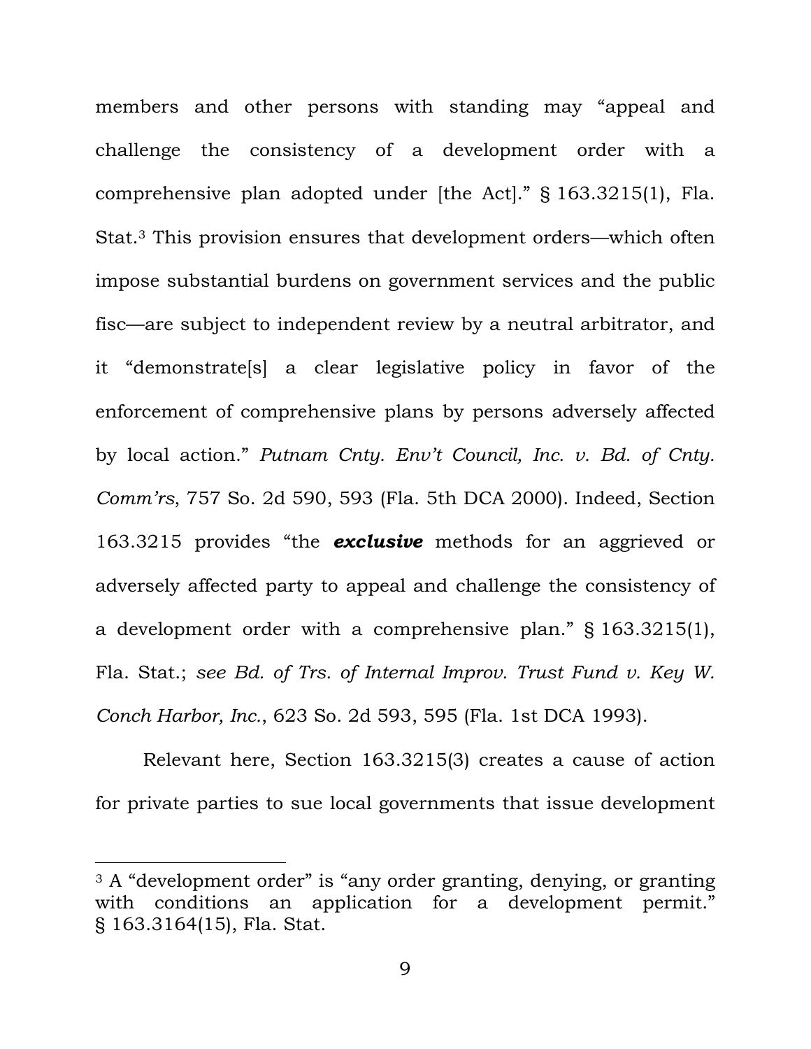members and other persons with standing may "appeal and challenge the consistency of a development order with a comprehensive plan adopted under [the Act]." § 163.3215(1), Fla. Stat.[3] This provision ensures that development orders—which often impose substantial burdens on government services and the public fisc—are subject to independent review by a neutral arbitrator, and it "demonstrate[s] a clear legislative policy in favor of the enforcement of comprehensive plans by persons adversely affected by local action." *Putnam Cnty. Env't Council, Inc. v. Bd. of Cnty. Comm'rs*, 757 So. 2d 590, 593 (Fla. 5th DCA 2000). Indeed, Section 163.3215 provides "the ***exclusive*** methods for an aggrieved or adversely affected party to appeal and challenge the consistency of a development order with a comprehensive plan." § 163.3215(1), Fla. Stat.; *see Bd. of Trs. of Internal Improv. Trust Fund v. Key W. Conch Harbor, Inc.*, 623 So. 2d 593, 595 (Fla. 1st DCA 1993).

Relevant here, Section 163.3215(3) creates a cause of action for private parties to sue local governments that issue development

[3] A "development order" is "any order granting, denying, or granting with conditions an application for a development permit." § 163.3164(15), Fla. Stat.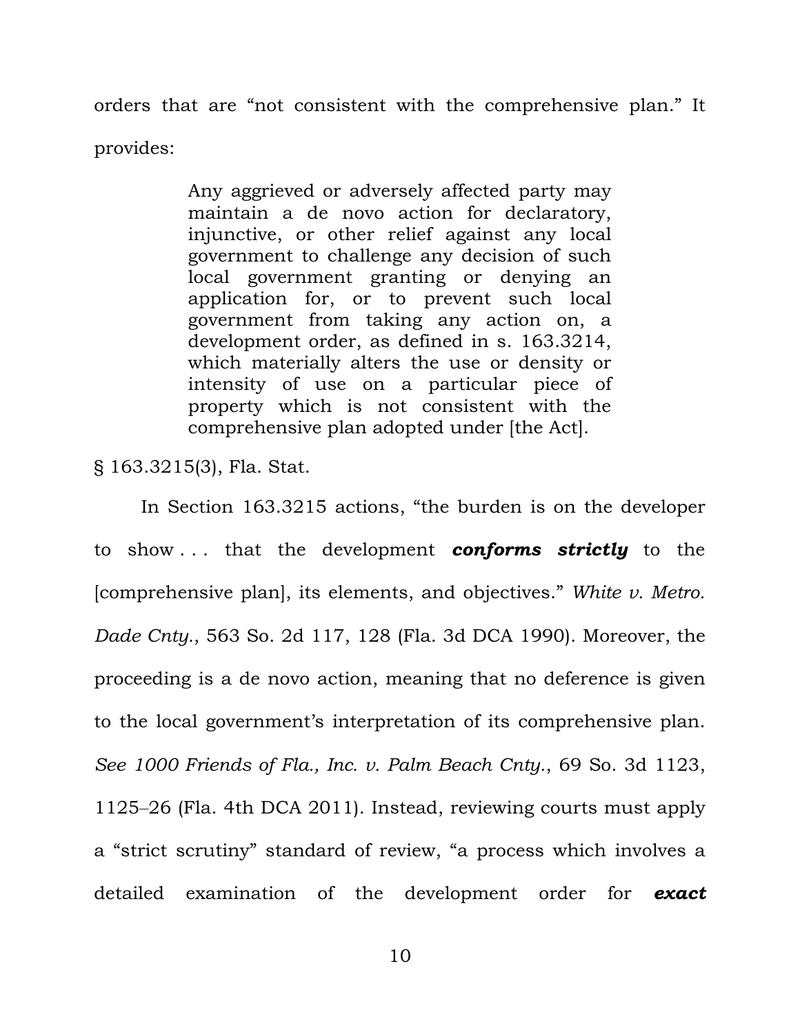orders that are "not consistent with the comprehensive plan." It provides:

> Any aggrieved or adversely affected party may maintain a de novo action for declaratory, injunctive, or other relief against any local government to challenge any decision of such local government granting or denying an application for, or to prevent such local government from taking any action on, a development order, as defined in s. 163.3214, which materially alters the use or density or intensity of use on a particular piece of property which is not consistent with the comprehensive plan adopted under [the Act].

§ 163.3215(3), Fla. Stat.

In Section 163.3215 actions, "the burden is on the developer to show . . . that the development ***conforms strictly*** to the [comprehensive plan], its elements, and objectives." *White v. Metro. Dade Cnty.*, 563 So. 2d 117, 128 (Fla. 3d DCA 1990). Moreover, the proceeding is a de novo action, meaning that no deference is given to the local government's interpretation of its comprehensive plan. *See 1000 Friends of Fla., Inc. v. Palm Beach Cnty.*, 69 So. 3d 1123, 1125–26 (Fla. 4th DCA 2011). Instead, reviewing courts must apply a "strict scrutiny" standard of review, "a process which involves a detailed examination of the development order for ***exact***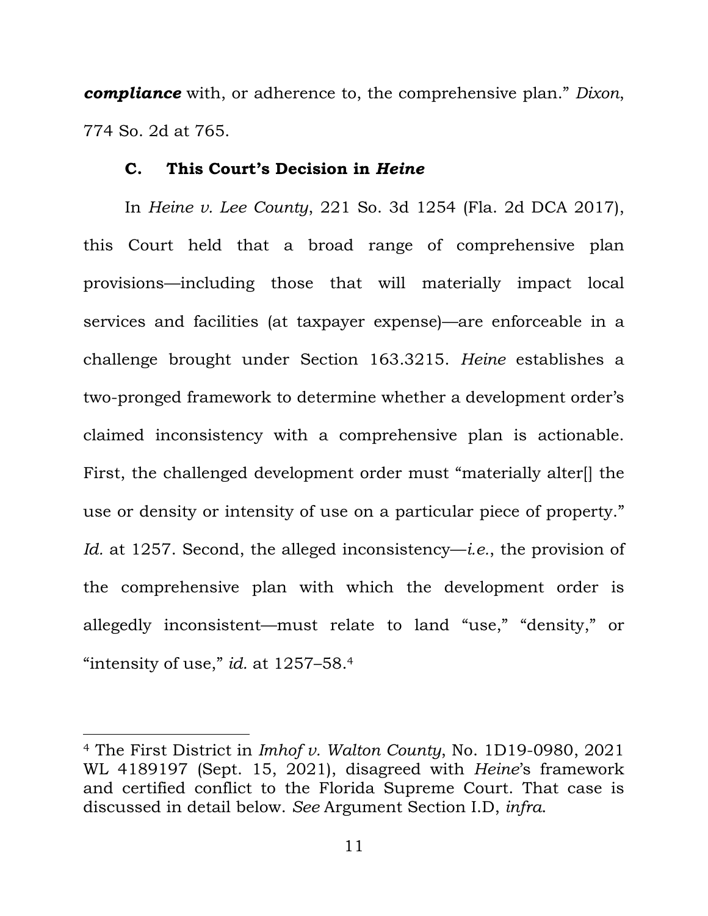***compliance*** with, or adherence to, the comprehensive plan." *Dixon*, 774 So. 2d at 765.

### C. This Court's Decision in *Heine*

In *Heine v. Lee County*, 221 So. 3d 1254 (Fla. 2d DCA 2017), this Court held that a broad range of comprehensive plan provisions—including those that will materially impact local services and facilities (at taxpayer expense)—are enforceable in a challenge brought under Section 163.3215. *Heine* establishes a two-pronged framework to determine whether a development order's claimed inconsistency with a comprehensive plan is actionable. First, the challenged development order must "materially alter[] the use or density or intensity of use on a particular piece of property." *Id.* at 1257. Second, the alleged inconsistency—*i.e.*, the provision of the comprehensive plan with which the development order is allegedly inconsistent—must relate to land "use," "density," or "intensity of use," *id.* at 1257–58.[4]

[4] The First District in *Imhof v. Walton County*, No. 1D19-0980, 2021 WL 4189197 (Sept. 15, 2021), disagreed with *Heine*'s framework and certified conflict to the Florida Supreme Court. That case is discussed in detail below. *See* Argument Section I.D, *infra*.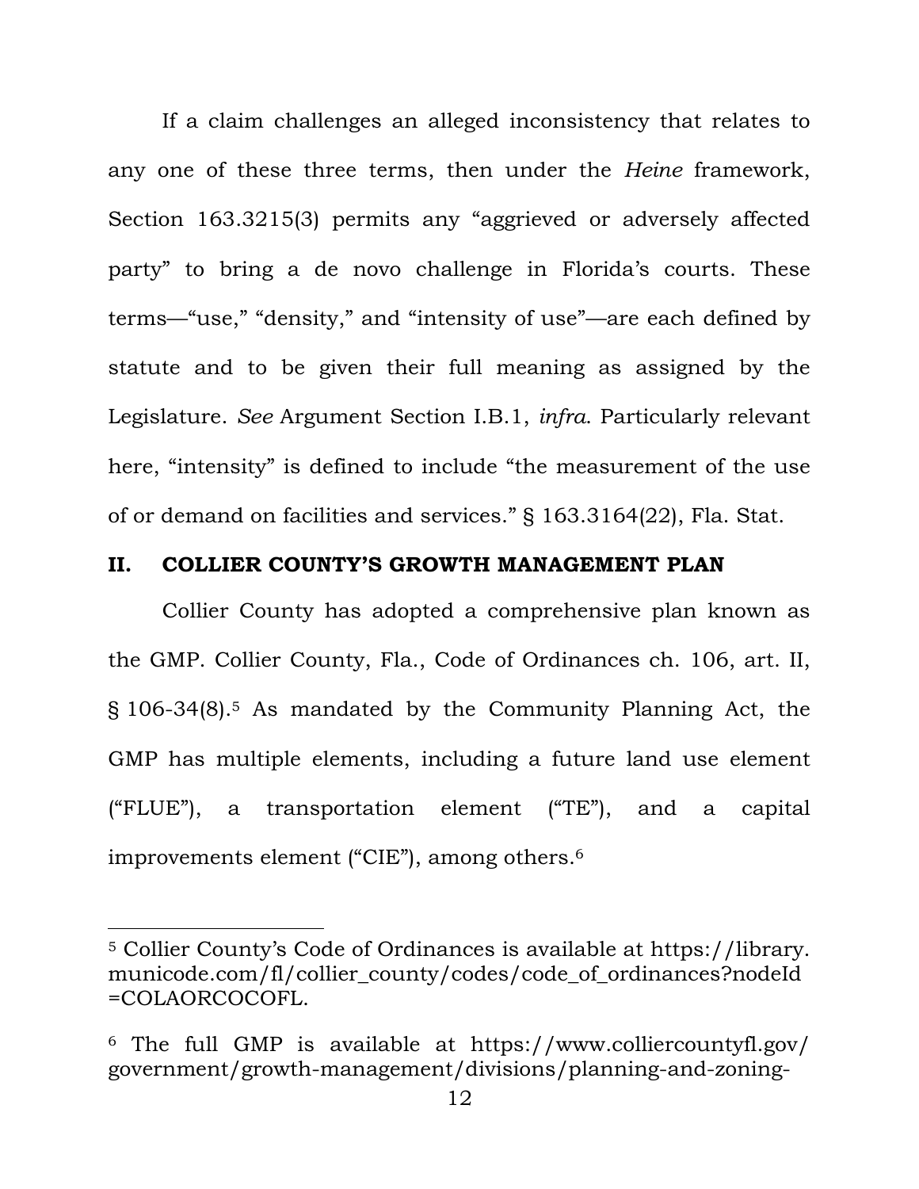If a claim challenges an alleged inconsistency that relates to any one of these three terms, then under the *Heine* framework, Section 163.3215(3) permits any "aggrieved or adversely affected party" to bring a de novo challenge in Florida's courts. These terms—"use," "density," and "intensity of use"—are each defined by statute and to be given their full meaning as assigned by the Legislature. *See* Argument Section I.B.1, *infra*. Particularly relevant here, "intensity" is defined to include "the measurement of the use of or demand on facilities and services." § 163.3164(22), Fla. Stat.

## II. COLLIER COUNTY'S GROWTH MANAGEMENT PLAN

Collier County has adopted a comprehensive plan known as the GMP. Collier County, Fla., Code of Ordinances ch. 106, art. II, § 106-34(8).[5] As mandated by the Community Planning Act, the GMP has multiple elements, including a future land use element ("FLUE"), a transportation element ("TE"), and a capital improvements element ("CIE"), among others.[6]

---

[5] Collier County's Code of Ordinances is available at https://library.municode.com/fl/collier_county/codes/code_of_ordinances?nodeId=COLAORCOCOFL.

[6] The full GMP is available at https://www.colliercountyfl.gov/government/growth-management/divisions/planning-and-zoning-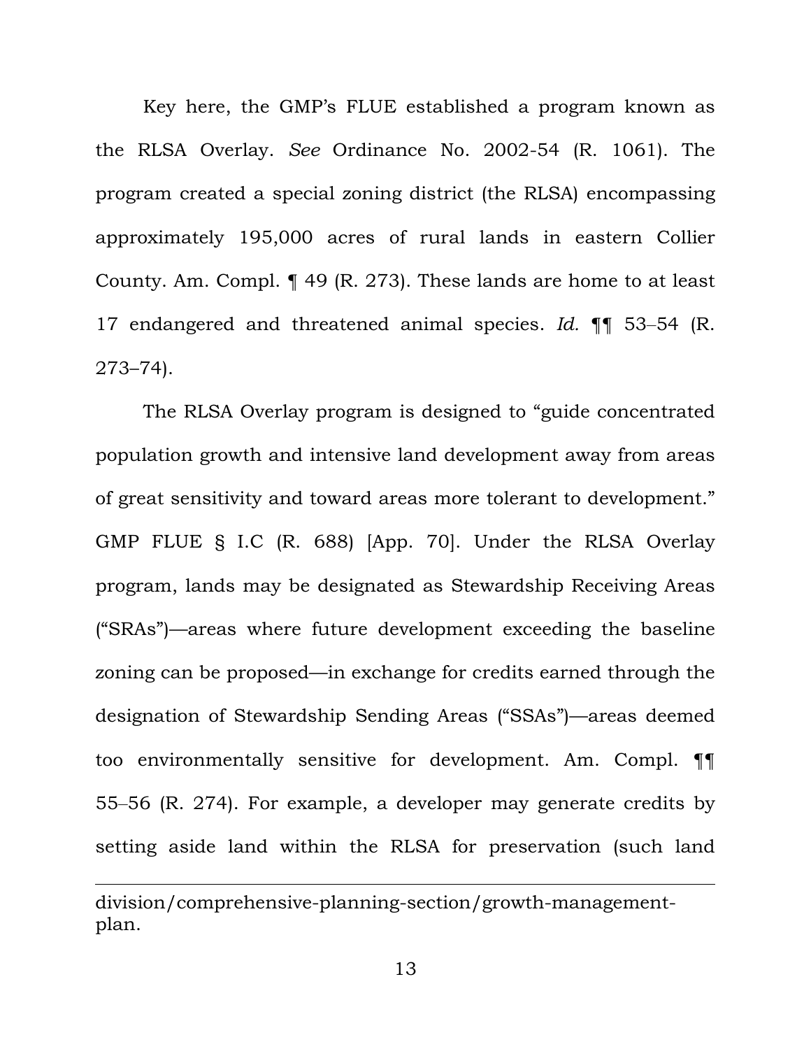Key here, the GMP's FLUE established a program known as the RLSA Overlay. *See* Ordinance No. 2002-54 (R. 1061). The program created a special zoning district (the RLSA) encompassing approximately 195,000 acres of rural lands in eastern Collier County. Am. Compl. ¶ 49 (R. 273). These lands are home to at least 17 endangered and threatened animal species. *Id.* ¶¶ 53–54 (R. 273–74).

The RLSA Overlay program is designed to "guide concentrated population growth and intensive land development away from areas of great sensitivity and toward areas more tolerant to development." GMP FLUE § I.C (R. 688) [App. 70]. Under the RLSA Overlay program, lands may be designated as Stewardship Receiving Areas ("SRAs")—areas where future development exceeding the baseline zoning can be proposed—in exchange for credits earned through the designation of Stewardship Sending Areas ("SSAs")—areas deemed too environmentally sensitive for development. Am. Compl. ¶¶ 55–56 (R. 274). For example, a developer may generate credits by setting aside land within the RLSA for preservation (such land

---

division/comprehensive-planning-section/growth-management-plan.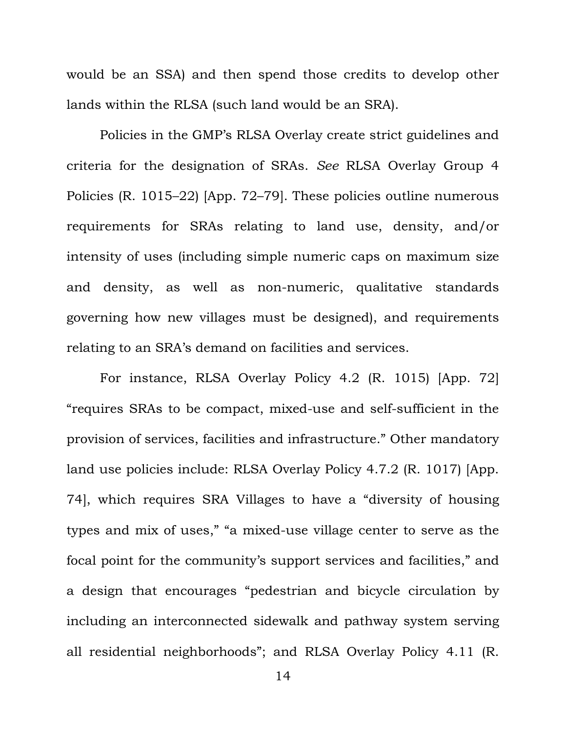would be an SSA) and then spend those credits to develop other lands within the RLSA (such land would be an SRA).

Policies in the GMP's RLSA Overlay create strict guidelines and criteria for the designation of SRAs. *See* RLSA Overlay Group 4 Policies (R. 1015–22) [App. 72–79]. These policies outline numerous requirements for SRAs relating to land use, density, and/or intensity of uses (including simple numeric caps on maximum size and density, as well as non-numeric, qualitative standards governing how new villages must be designed), and requirements relating to an SRA's demand on facilities and services.

For instance, RLSA Overlay Policy 4.2 (R. 1015) [App. 72] "requires SRAs to be compact, mixed-use and self-sufficient in the provision of services, facilities and infrastructure." Other mandatory land use policies include: RLSA Overlay Policy 4.7.2 (R. 1017) [App. 74], which requires SRA Villages to have a "diversity of housing types and mix of uses," "a mixed-use village center to serve as the focal point for the community's support services and facilities," and a design that encourages "pedestrian and bicycle circulation by including an interconnected sidewalk and pathway system serving all residential neighborhoods"; and RLSA Overlay Policy 4.11 (R.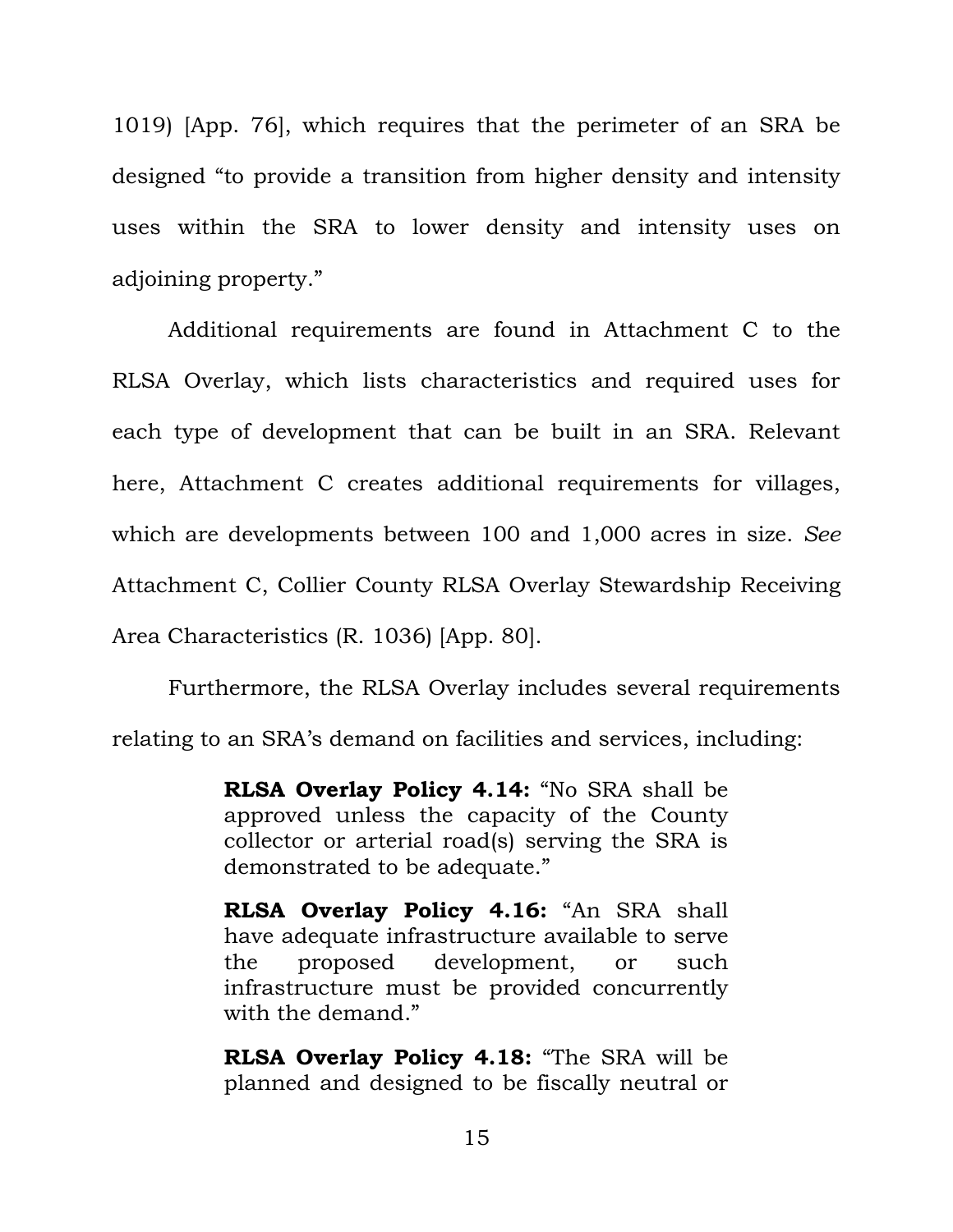1019) [App. 76], which requires that the perimeter of an SRA be designed "to provide a transition from higher density and intensity uses within the SRA to lower density and intensity uses on adjoining property."

Additional requirements are found in Attachment C to the RLSA Overlay, which lists characteristics and required uses for each type of development that can be built in an SRA. Relevant here, Attachment C creates additional requirements for villages, which are developments between 100 and 1,000 acres in size. *See* Attachment C, Collier County RLSA Overlay Stewardship Receiving Area Characteristics (R. 1036) [App. 80].

Furthermore, the RLSA Overlay includes several requirements relating to an SRA's demand on facilities and services, including:

> **RLSA Overlay Policy 4.14:** "No SRA shall be approved unless the capacity of the County collector or arterial road(s) serving the SRA is demonstrated to be adequate."
>
> **RLSA Overlay Policy 4.16:** "An SRA shall have adequate infrastructure available to serve the proposed development, or such infrastructure must be provided concurrently with the demand."
>
> **RLSA Overlay Policy 4.18:** "The SRA will be planned and designed to be fiscally neutral or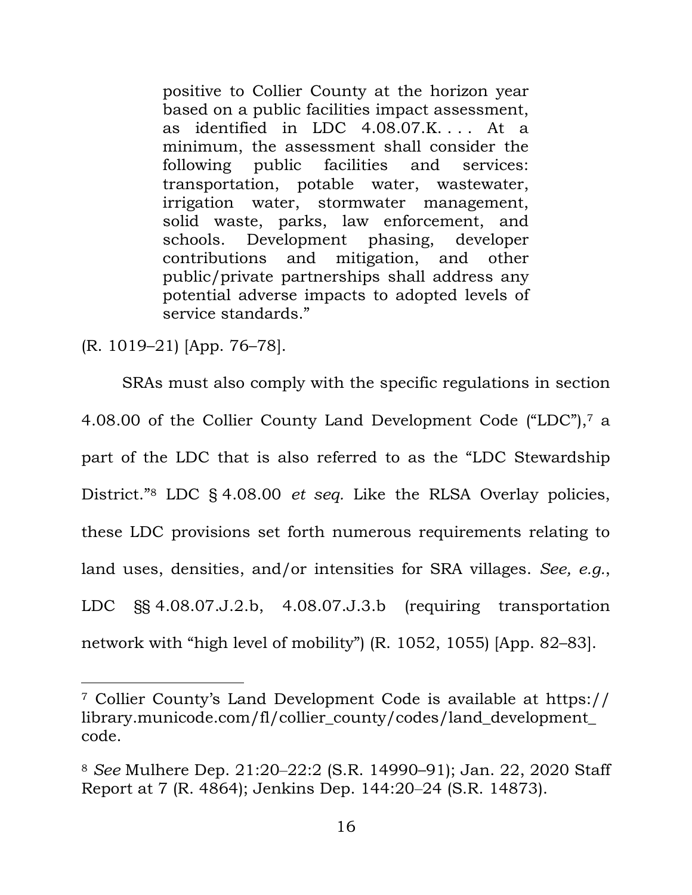> positive to Collier County at the horizon year based on a public facilities impact assessment, as identified in LDC 4.08.07.K. . . . At a minimum, the assessment shall consider the following public facilities and services: transportation, potable water, wastewater, irrigation water, stormwater management, solid waste, parks, law enforcement, and schools. Development phasing, developer contributions and mitigation, and other public/private partnerships shall address any potential adverse impacts to adopted levels of service standards."

(R. 1019–21) [App. 76–78].

SRAs must also comply with the specific regulations in section 4.08.00 of the Collier County Land Development Code ("LDC"),[7] a part of the LDC that is also referred to as the "LDC Stewardship District."[8] LDC § 4.08.00 *et seq.* Like the RLSA Overlay policies, these LDC provisions set forth numerous requirements relating to land uses, densities, and/or intensities for SRA villages. *See, e.g.*, LDC §§ 4.08.07.J.2.b, 4.08.07.J.3.b (requiring transportation network with "high level of mobility") (R. 1052, 1055) [App. 82–83].

---

[7] Collier County's Land Development Code is available at https://library.municode.com/fl/collier_county/codes/land_development_code.

[8] *See* Mulhere Dep. 21:20–22:2 (S.R. 14990–91); Jan. 22, 2020 Staff Report at 7 (R. 4864); Jenkins Dep. 144:20–24 (S.R. 14873).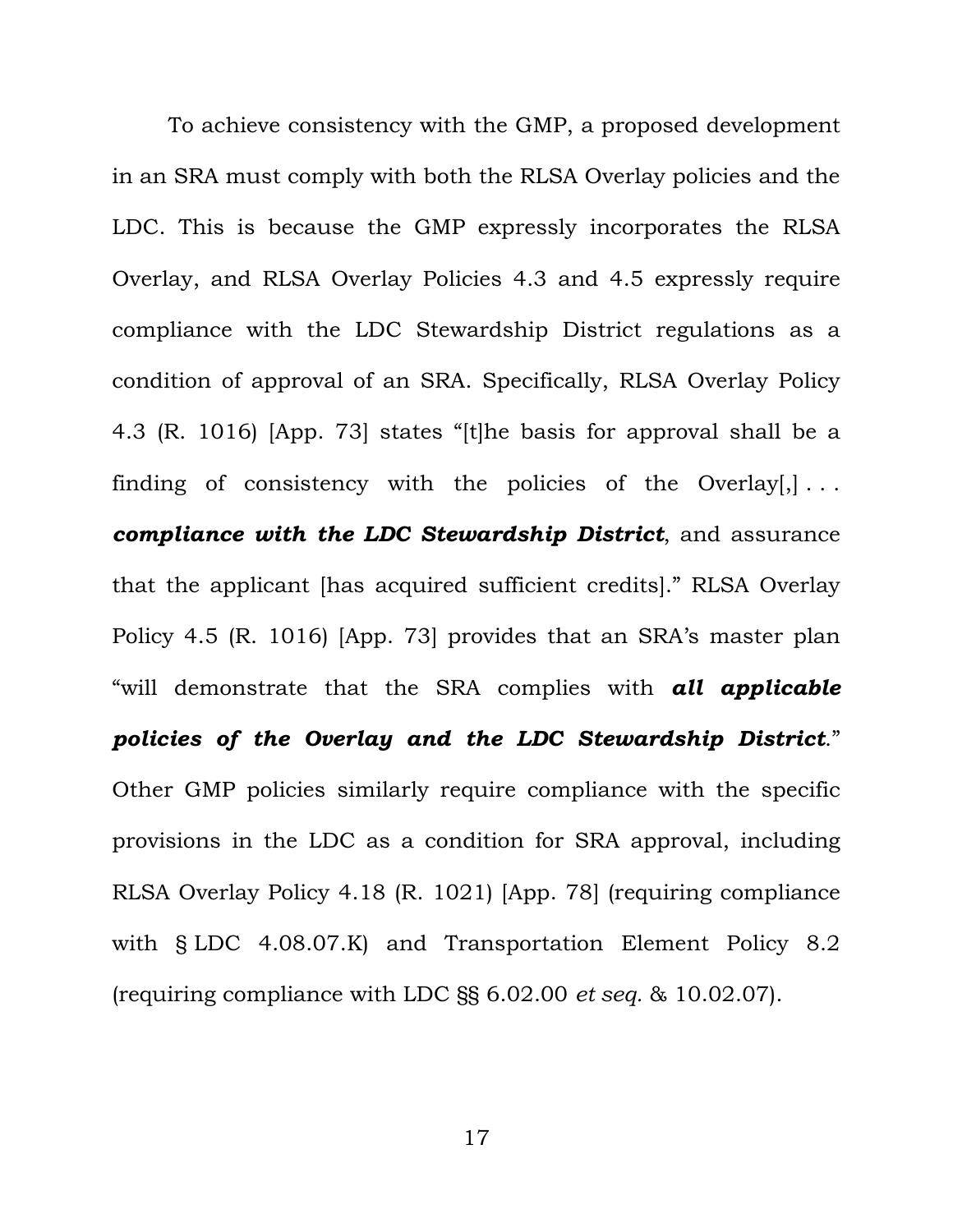To achieve consistency with the GMP, a proposed development in an SRA must comply with both the RLSA Overlay policies and the LDC. This is because the GMP expressly incorporates the RLSA Overlay, and RLSA Overlay Policies 4.3 and 4.5 expressly require compliance with the LDC Stewardship District regulations as a condition of approval of an SRA. Specifically, RLSA Overlay Policy 4.3 (R. 1016) [App. 73] states "[t]he basis for approval shall be a finding of consistency with the policies of the Overlay[,] . . . ***compliance with the LDC Stewardship District***, and assurance that the applicant [has acquired sufficient credits]." RLSA Overlay Policy 4.5 (R. 1016) [App. 73] provides that an SRA's master plan "will demonstrate that the SRA complies with ***all applicable policies of the Overlay and the LDC Stewardship District***." Other GMP policies similarly require compliance with the specific provisions in the LDC as a condition for SRA approval, including RLSA Overlay Policy 4.18 (R. 1021) [App. 78] (requiring compliance with § LDC 4.08.07.K) and Transportation Element Policy 8.2 (requiring compliance with LDC §§ 6.02.00 *et seq.* & 10.02.07).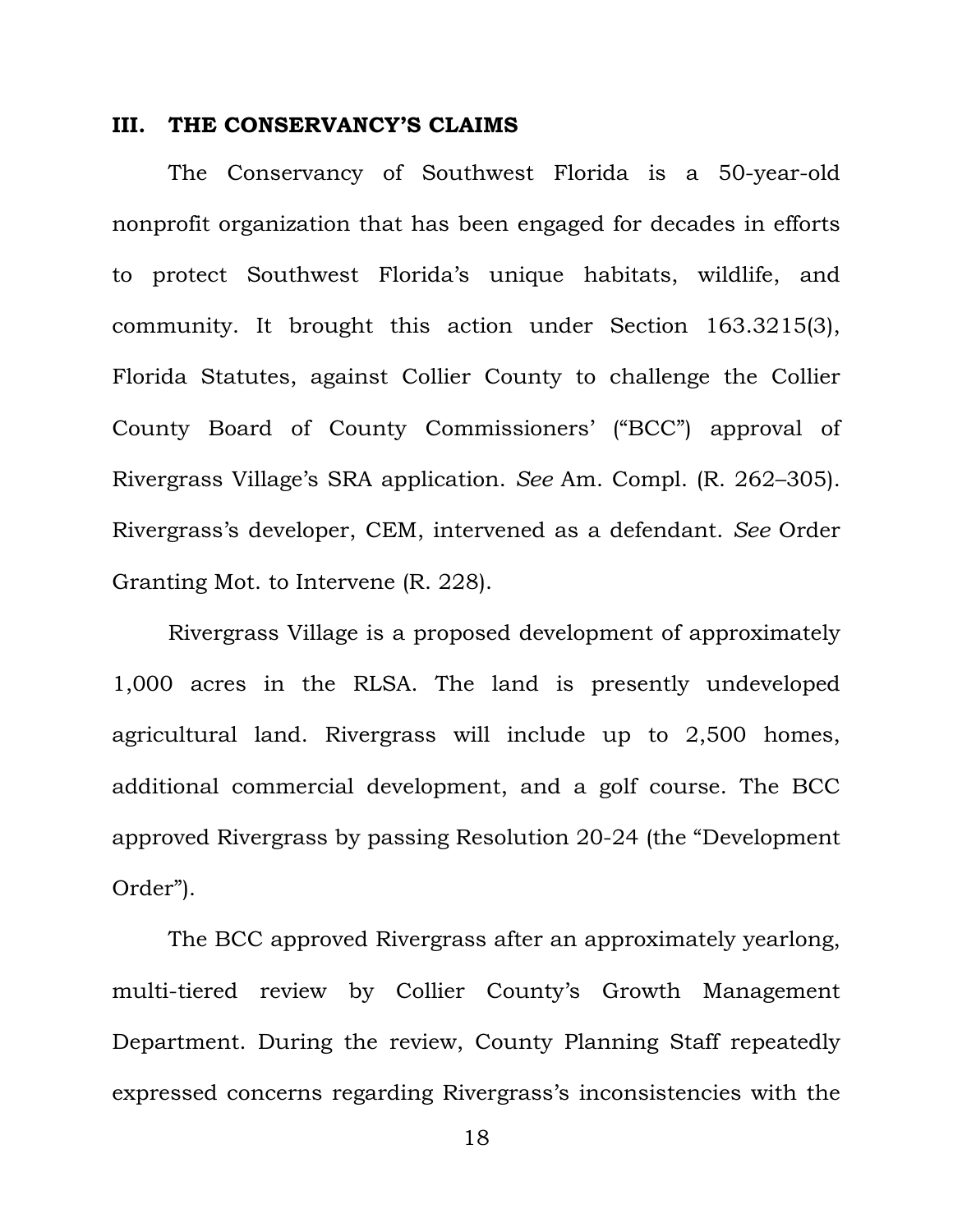## III. THE CONSERVANCY'S CLAIMS

The Conservancy of Southwest Florida is a 50-year-old nonprofit organization that has been engaged for decades in efforts to protect Southwest Florida's unique habitats, wildlife, and community. It brought this action under Section 163.3215(3), Florida Statutes, against Collier County to challenge the Collier County Board of County Commissioners' ("BCC") approval of Rivergrass Village's SRA application. *See* Am. Compl. (R. 262–305). Rivergrass's developer, CEM, intervened as a defendant. *See* Order Granting Mot. to Intervene (R. 228).

Rivergrass Village is a proposed development of approximately 1,000 acres in the RLSA. The land is presently undeveloped agricultural land. Rivergrass will include up to 2,500 homes, additional commercial development, and a golf course. The BCC approved Rivergrass by passing Resolution 20-24 (the "Development Order").

The BCC approved Rivergrass after an approximately yearlong, multi-tiered review by Collier County's Growth Management Department. During the review, County Planning Staff repeatedly expressed concerns regarding Rivergrass's inconsistencies with the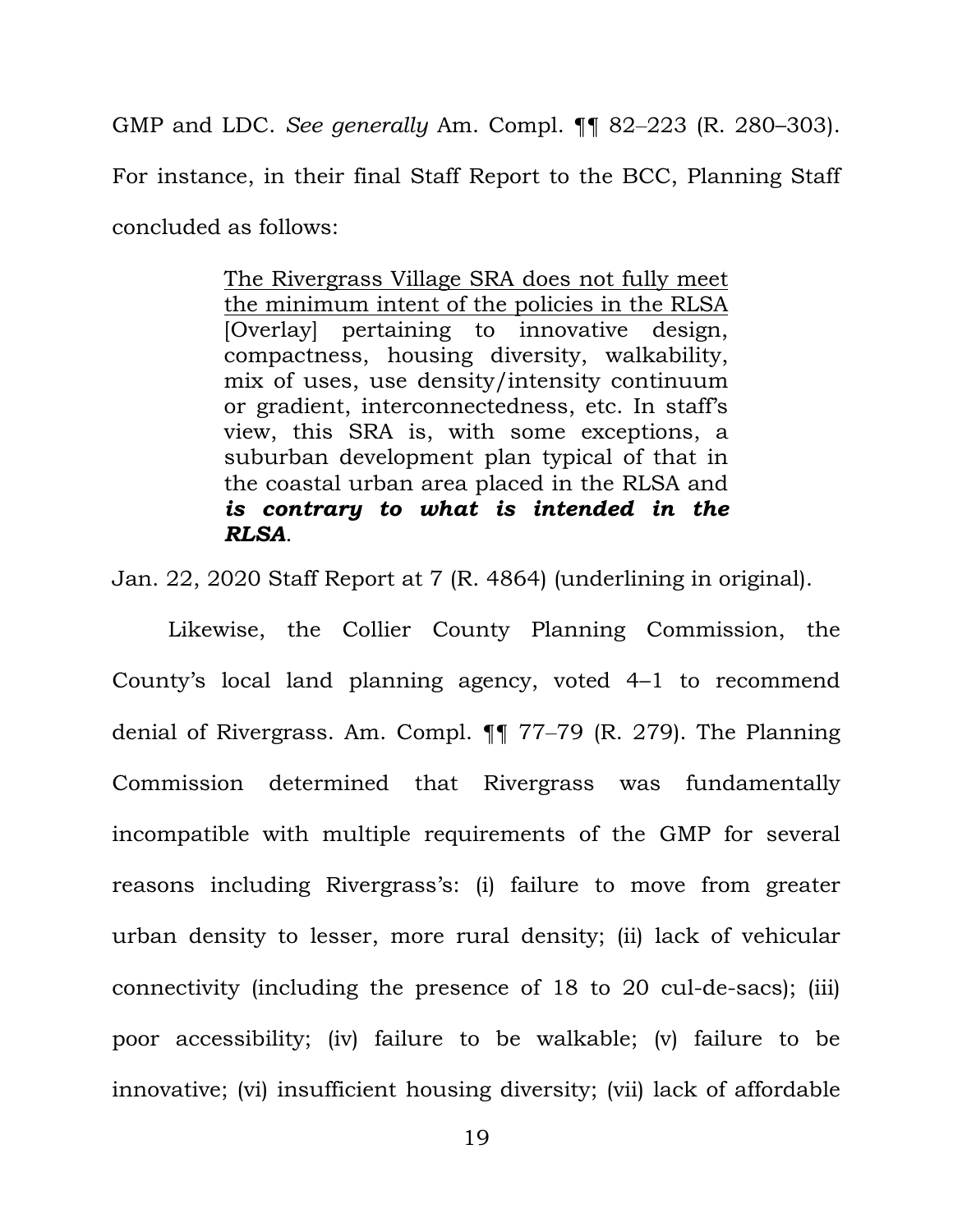GMP and LDC. *See generally* Am. Compl. ¶¶ 82–223 (R. 280–303). For instance, in their final Staff Report to the BCC, Planning Staff concluded as follows:

> <u>The Rivergrass Village SRA does not fully meet the minimum intent of the policies in the RLSA</u> [Overlay] pertaining to innovative design, compactness, housing diversity, walkability, mix of uses, use density/intensity continuum or gradient, interconnectedness, etc. In staff's view, this SRA is, with some exceptions, a suburban development plan typical of that in the coastal urban area placed in the RLSA and ***is contrary to what is intended in the RLSA***.

Jan. 22, 2020 Staff Report at 7 (R. 4864) (underlining in original).

Likewise, the Collier County Planning Commission, the County's local land planning agency, voted 4–1 to recommend denial of Rivergrass. Am. Compl. ¶¶ 77–79 (R. 279). The Planning Commission determined that Rivergrass was fundamentally incompatible with multiple requirements of the GMP for several reasons including Rivergrass's: (i) failure to move from greater urban density to lesser, more rural density; (ii) lack of vehicular connectivity (including the presence of 18 to 20 cul-de-sacs); (iii) poor accessibility; (iv) failure to be walkable; (v) failure to be innovative; (vi) insufficient housing diversity; (vii) lack of affordable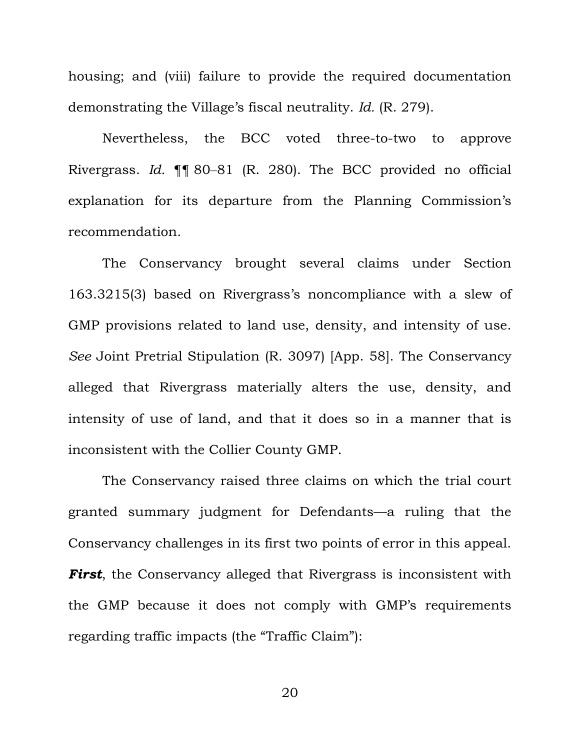housing; and (viii) failure to provide the required documentation demonstrating the Village's fiscal neutrality. *Id.* (R. 279).

Nevertheless, the BCC voted three-to-two to approve Rivergrass. *Id.* ¶¶ 80–81 (R. 280). The BCC provided no official explanation for its departure from the Planning Commission's recommendation.

The Conservancy brought several claims under Section 163.3215(3) based on Rivergrass's noncompliance with a slew of GMP provisions related to land use, density, and intensity of use. *See* Joint Pretrial Stipulation (R. 3097) [App. 58]. The Conservancy alleged that Rivergrass materially alters the use, density, and intensity of use of land, and that it does so in a manner that is inconsistent with the Collier County GMP.

The Conservancy raised three claims on which the trial court granted summary judgment for Defendants—a ruling that the Conservancy challenges in its first two points of error in this appeal. ***First***, the Conservancy alleged that Rivergrass is inconsistent with the GMP because it does not comply with GMP's requirements regarding traffic impacts (the "Traffic Claim"):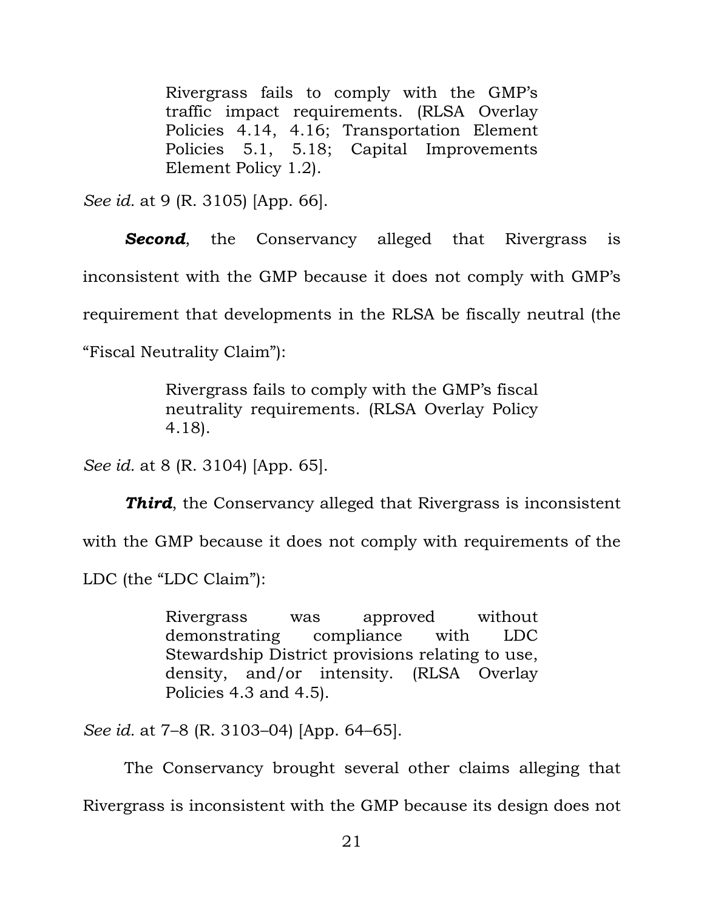> Rivergrass fails to comply with the GMP's traffic impact requirements. (RLSA Overlay Policies 4.14, 4.16; Transportation Element Policies 5.1, 5.18; Capital Improvements Element Policy 1.2).

*See id.* at 9 (R. 3105) [App. 66].

***Second***, the Conservancy alleged that Rivergrass is inconsistent with the GMP because it does not comply with GMP's requirement that developments in the RLSA be fiscally neutral (the "Fiscal Neutrality Claim"):

> Rivergrass fails to comply with the GMP's fiscal neutrality requirements. (RLSA Overlay Policy 4.18).

*See id.* at 8 (R. 3104) [App. 65].

***Third***, the Conservancy alleged that Rivergrass is inconsistent with the GMP because it does not comply with requirements of the LDC (the "LDC Claim"):

> Rivergrass was approved without demonstrating compliance with LDC Stewardship District provisions relating to use, density, and/or intensity. (RLSA Overlay Policies 4.3 and 4.5).

*See id.* at 7–8 (R. 3103–04) [App. 64–65].

The Conservancy brought several other claims alleging that Rivergrass is inconsistent with the GMP because its design does not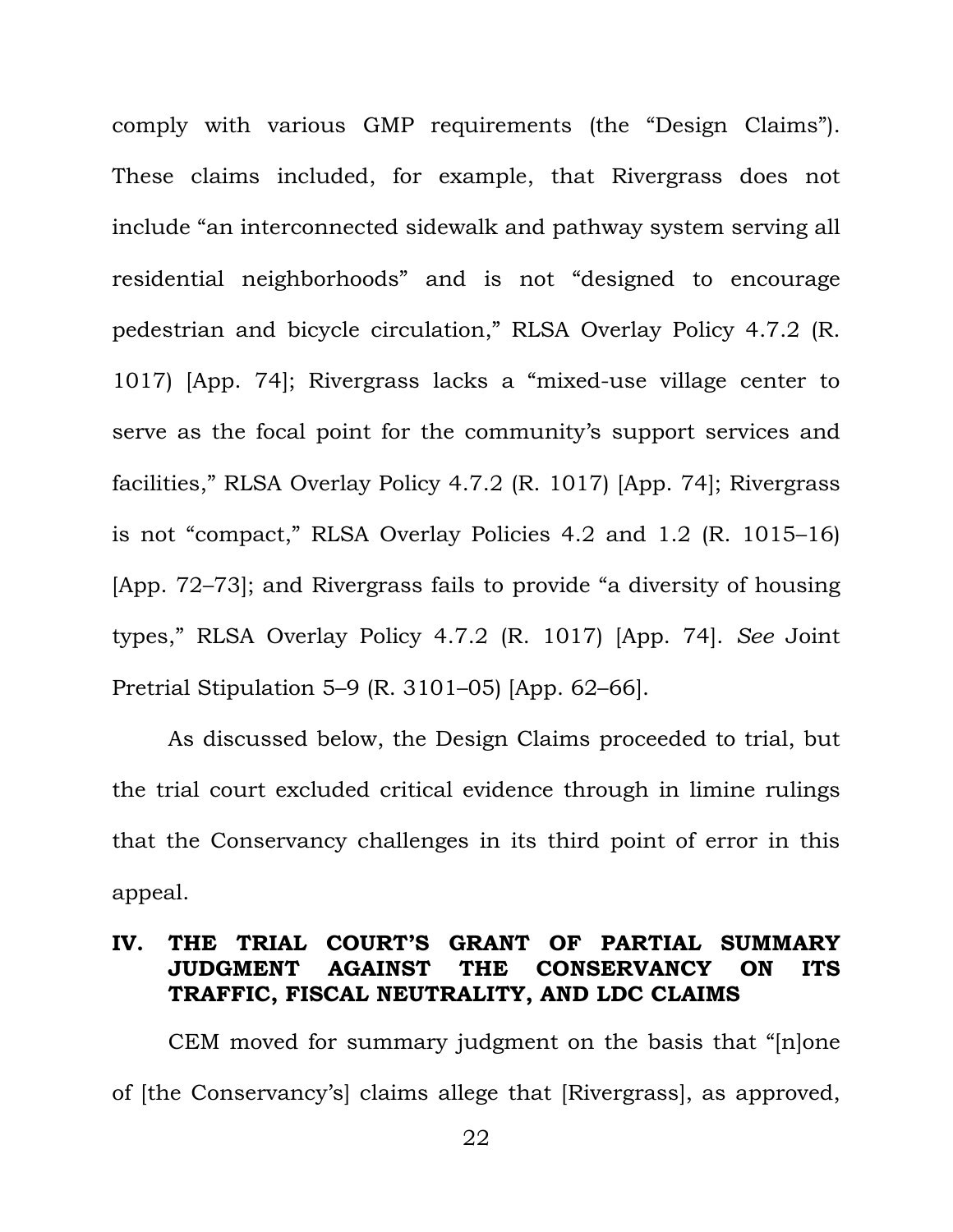comply with various GMP requirements (the "Design Claims"). These claims included, for example, that Rivergrass does not include "an interconnected sidewalk and pathway system serving all residential neighborhoods" and is not "designed to encourage pedestrian and bicycle circulation," RLSA Overlay Policy 4.7.2 (R. 1017) [App. 74]; Rivergrass lacks a "mixed-use village center to serve as the focal point for the community's support services and facilities," RLSA Overlay Policy 4.7.2 (R. 1017) [App. 74]; Rivergrass is not "compact," RLSA Overlay Policies 4.2 and 1.2 (R. 1015–16) [App. 72–73]; and Rivergrass fails to provide "a diversity of housing types," RLSA Overlay Policy 4.7.2 (R. 1017) [App. 74]. *See* Joint Pretrial Stipulation 5–9 (R. 3101–05) [App. 62–66].

As discussed below, the Design Claims proceeded to trial, but the trial court excluded critical evidence through in limine rulings that the Conservancy challenges in its third point of error in this appeal.

## IV. THE TRIAL COURT'S GRANT OF PARTIAL SUMMARY JUDGMENT AGAINST THE CONSERVANCY ON ITS TRAFFIC, FISCAL NEUTRALITY, AND LDC CLAIMS

CEM moved for summary judgment on the basis that "[n]one of [the Conservancy's] claims allege that [Rivergrass], as approved,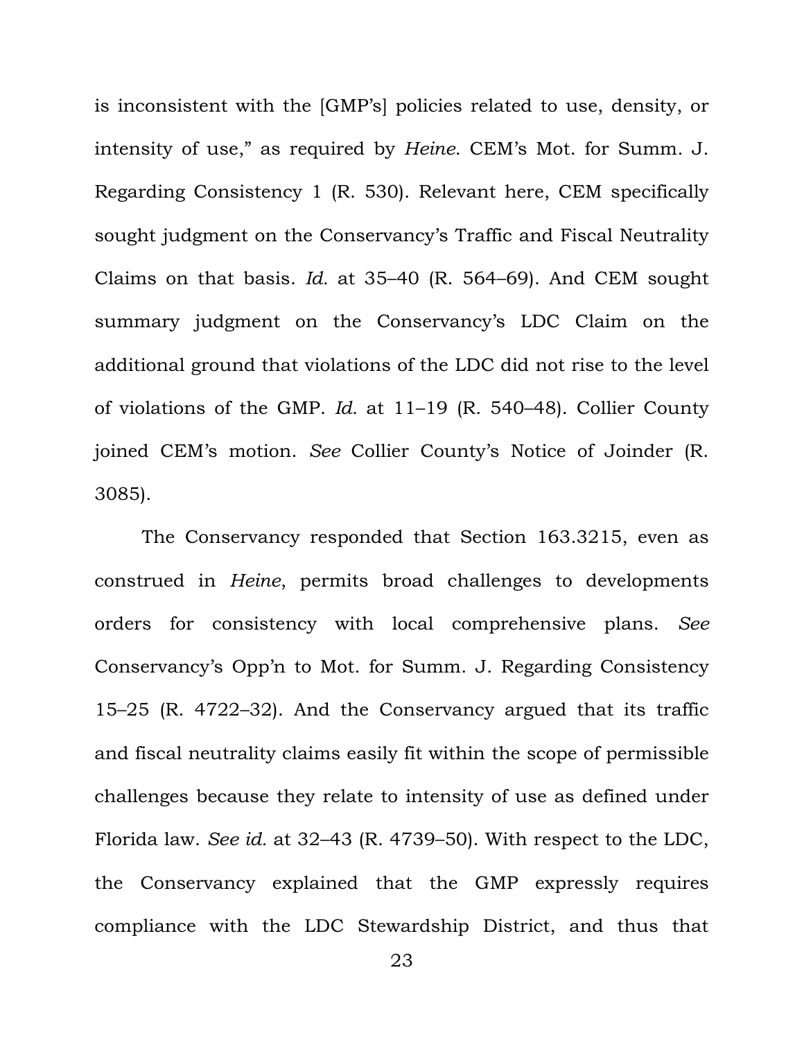is inconsistent with the [GMP's] policies related to use, density, or intensity of use," as required by *Heine*. CEM's Mot. for Summ. J. Regarding Consistency 1 (R. 530). Relevant here, CEM specifically sought judgment on the Conservancy's Traffic and Fiscal Neutrality Claims on that basis. *Id.* at 35–40 (R. 564–69). And CEM sought summary judgment on the Conservancy's LDC Claim on the additional ground that violations of the LDC did not rise to the level of violations of the GMP. *Id.* at 11–19 (R. 540–48). Collier County joined CEM's motion. *See* Collier County's Notice of Joinder (R. 3085).

The Conservancy responded that Section 163.3215, even as construed in *Heine*, permits broad challenges to developments orders for consistency with local comprehensive plans. *See* Conservancy's Opp'n to Mot. for Summ. J. Regarding Consistency 15–25 (R. 4722–32). And the Conservancy argued that its traffic and fiscal neutrality claims easily fit within the scope of permissible challenges because they relate to intensity of use as defined under Florida law. *See id.* at 32–43 (R. 4739–50). With respect to the LDC, the Conservancy explained that the GMP expressly requires compliance with the LDC Stewardship District, and thus that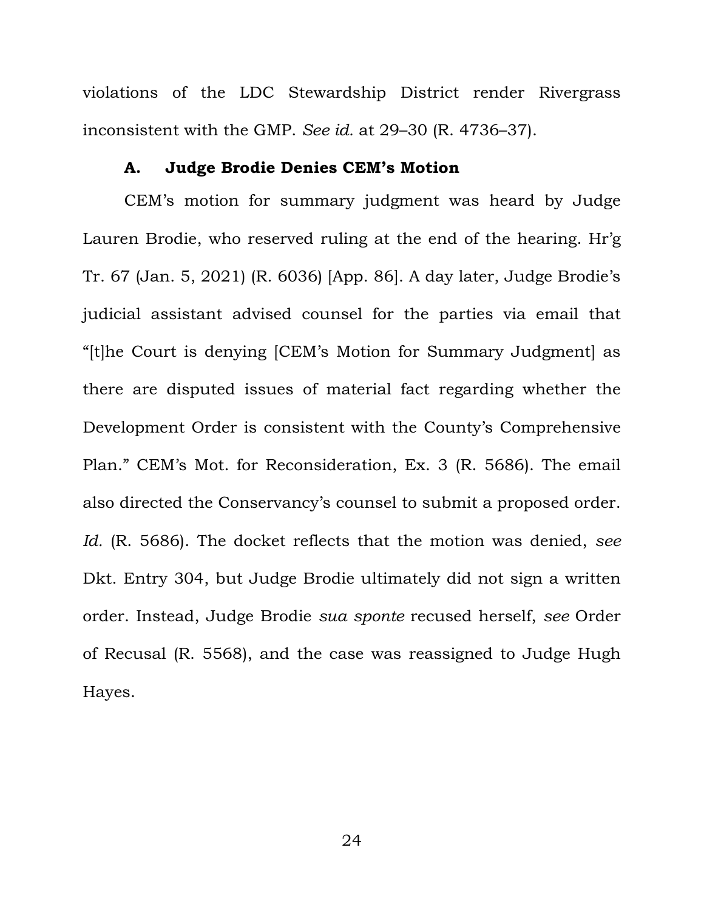violations of the LDC Stewardship District render Rivergrass inconsistent with the GMP. *See id.* at 29–30 (R. 4736–37).

### A. Judge Brodie Denies CEM's Motion

CEM's motion for summary judgment was heard by Judge Lauren Brodie, who reserved ruling at the end of the hearing. Hr'g Tr. 67 (Jan. 5, 2021) (R. 6036) [App. 86]. A day later, Judge Brodie's judicial assistant advised counsel for the parties via email that "[t]he Court is denying [CEM's Motion for Summary Judgment] as there are disputed issues of material fact regarding whether the Development Order is consistent with the County's Comprehensive Plan." CEM's Mot. for Reconsideration, Ex. 3 (R. 5686). The email also directed the Conservancy's counsel to submit a proposed order. *Id.* (R. 5686). The docket reflects that the motion was denied, *see* Dkt. Entry 304, but Judge Brodie ultimately did not sign a written order. Instead, Judge Brodie *sua sponte* recused herself, *see* Order of Recusal (R. 5568), and the case was reassigned to Judge Hugh Hayes.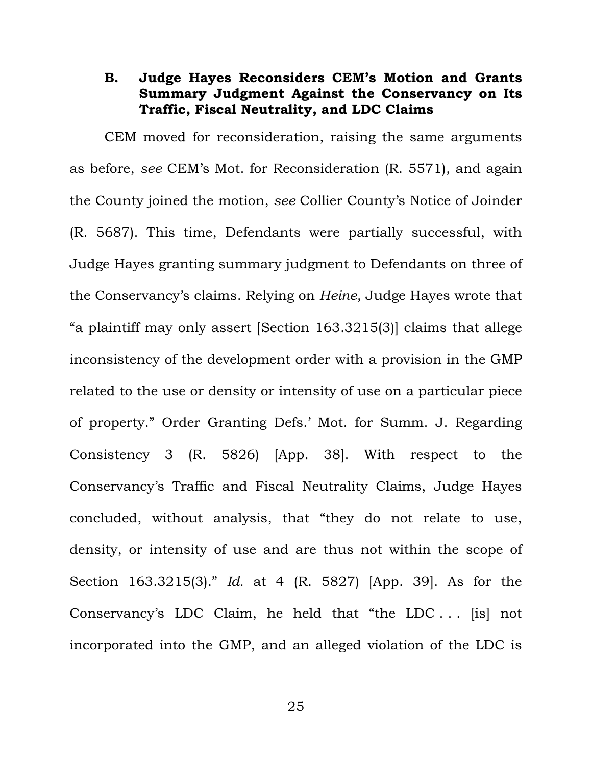### B. Judge Hayes Reconsiders CEM's Motion and Grants Summary Judgment Against the Conservancy on Its Traffic, Fiscal Neutrality, and LDC Claims

CEM moved for reconsideration, raising the same arguments as before, *see* CEM's Mot. for Reconsideration (R. 5571), and again the County joined the motion, *see* Collier County's Notice of Joinder (R. 5687). This time, Defendants were partially successful, with Judge Hayes granting summary judgment to Defendants on three of the Conservancy's claims. Relying on *Heine*, Judge Hayes wrote that "a plaintiff may only assert [Section 163.3215(3)] claims that allege inconsistency of the development order with a provision in the GMP related to the use or density or intensity of use on a particular piece of property." Order Granting Defs.' Mot. for Summ. J. Regarding Consistency 3 (R. 5826) [App. 38]. With respect to the Conservancy's Traffic and Fiscal Neutrality Claims, Judge Hayes concluded, without analysis, that "they do not relate to use, density, or intensity of use and are thus not within the scope of Section 163.3215(3)." *Id.* at 4 (R. 5827) [App. 39]. As for the Conservancy's LDC Claim, he held that "the LDC . . . [is] not incorporated into the GMP, and an alleged violation of the LDC is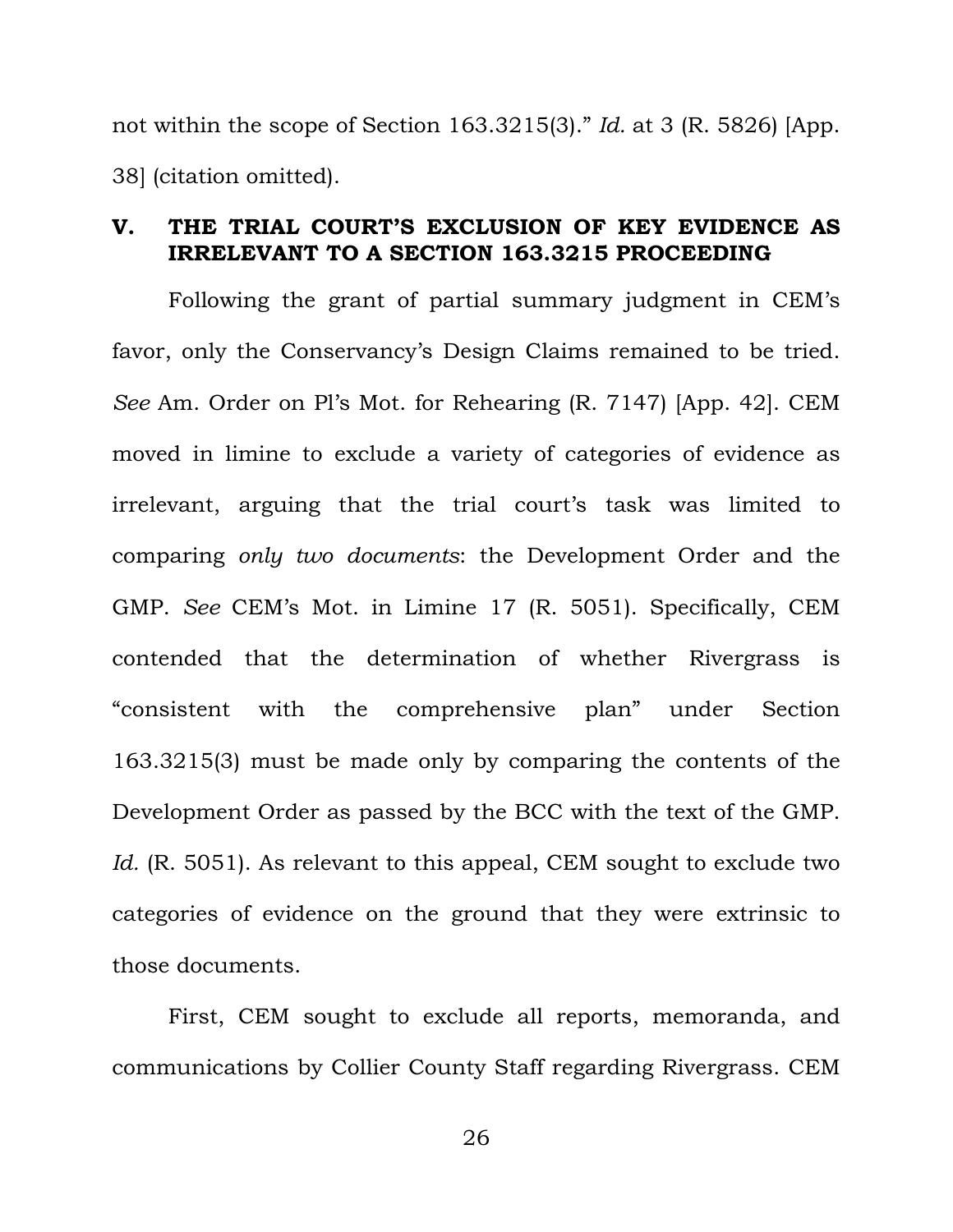not within the scope of Section 163.3215(3)." *Id.* at 3 (R. 5826) [App. 38] (citation omitted).

## V. THE TRIAL COURT'S EXCLUSION OF KEY EVIDENCE AS IRRELEVANT TO A SECTION 163.3215 PROCEEDING

Following the grant of partial summary judgment in CEM's favor, only the Conservancy's Design Claims remained to be tried. *See* Am. Order on Pl's Mot. for Rehearing (R. 7147) [App. 42]. CEM moved in limine to exclude a variety of categories of evidence as irrelevant, arguing that the trial court's task was limited to comparing *only two documents*: the Development Order and the GMP. *See* CEM's Mot. in Limine 17 (R. 5051). Specifically, CEM contended that the determination of whether Rivergrass is "consistent with the comprehensive plan" under Section 163.3215(3) must be made only by comparing the contents of the Development Order as passed by the BCC with the text of the GMP. *Id.* (R. 5051). As relevant to this appeal, CEM sought to exclude two categories of evidence on the ground that they were extrinsic to those documents.

First, CEM sought to exclude all reports, memoranda, and communications by Collier County Staff regarding Rivergrass. CEM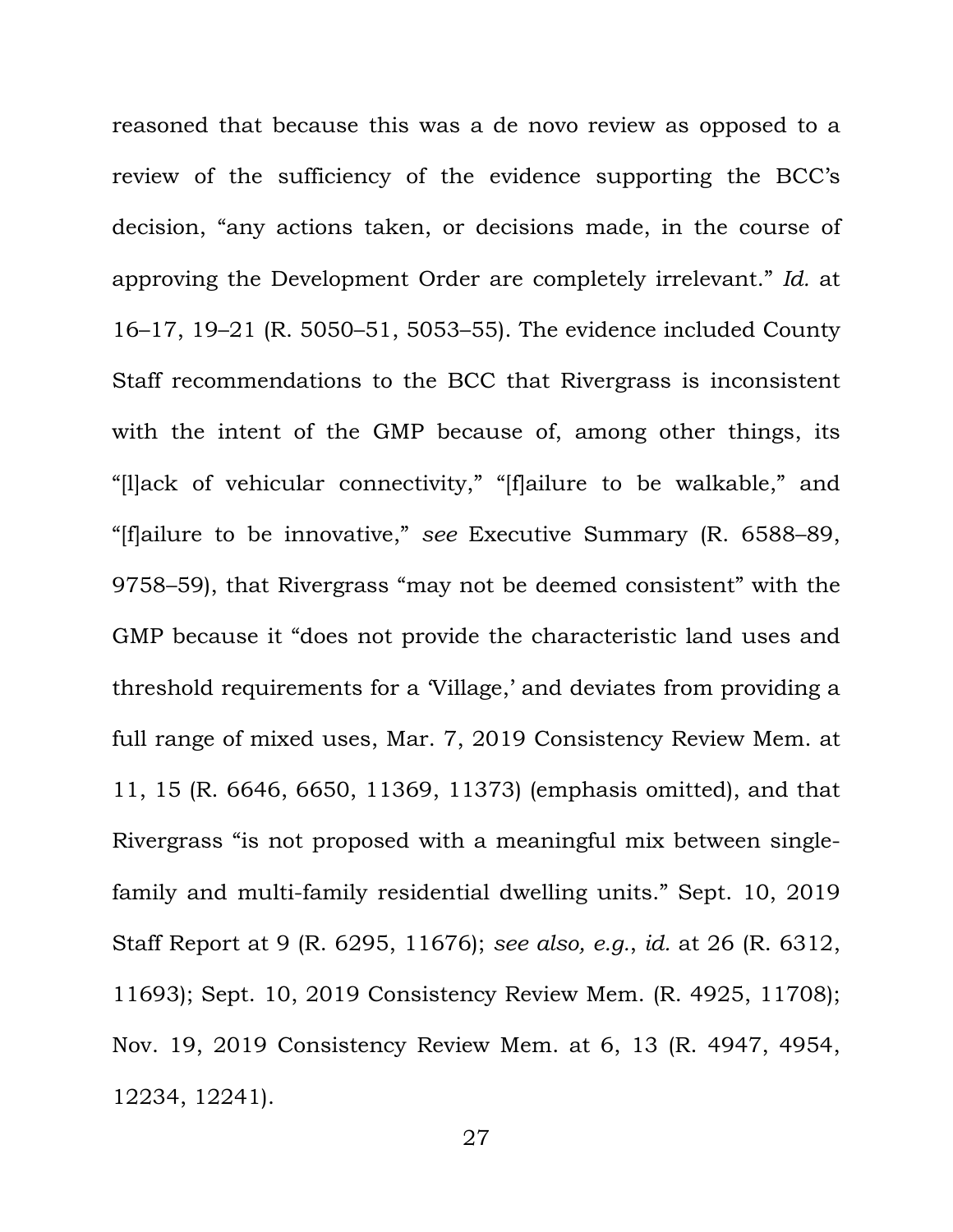reasoned that because this was a de novo review as opposed to a review of the sufficiency of the evidence supporting the BCC's decision, "any actions taken, or decisions made, in the course of approving the Development Order are completely irrelevant." *Id.* at 16–17, 19–21 (R. 5050–51, 5053–55). The evidence included County Staff recommendations to the BCC that Rivergrass is inconsistent with the intent of the GMP because of, among other things, its "[l]ack of vehicular connectivity," "[f]ailure to be walkable," and "[f]ailure to be innovative," *see* Executive Summary (R. 6588–89, 9758–59), that Rivergrass "may not be deemed consistent" with the GMP because it "does not provide the characteristic land uses and threshold requirements for a 'Village,' and deviates from providing a full range of mixed uses, Mar. 7, 2019 Consistency Review Mem. at 11, 15 (R. 6646, 6650, 11369, 11373) (emphasis omitted), and that Rivergrass "is not proposed with a meaningful mix between single-family and multi-family residential dwelling units." Sept. 10, 2019 Staff Report at 9 (R. 6295, 11676); *see also, e.g.*, *id.* at 26 (R. 6312, 11693); Sept. 10, 2019 Consistency Review Mem. (R. 4925, 11708); Nov. 19, 2019 Consistency Review Mem. at 6, 13 (R. 4947, 4954, 12234, 12241).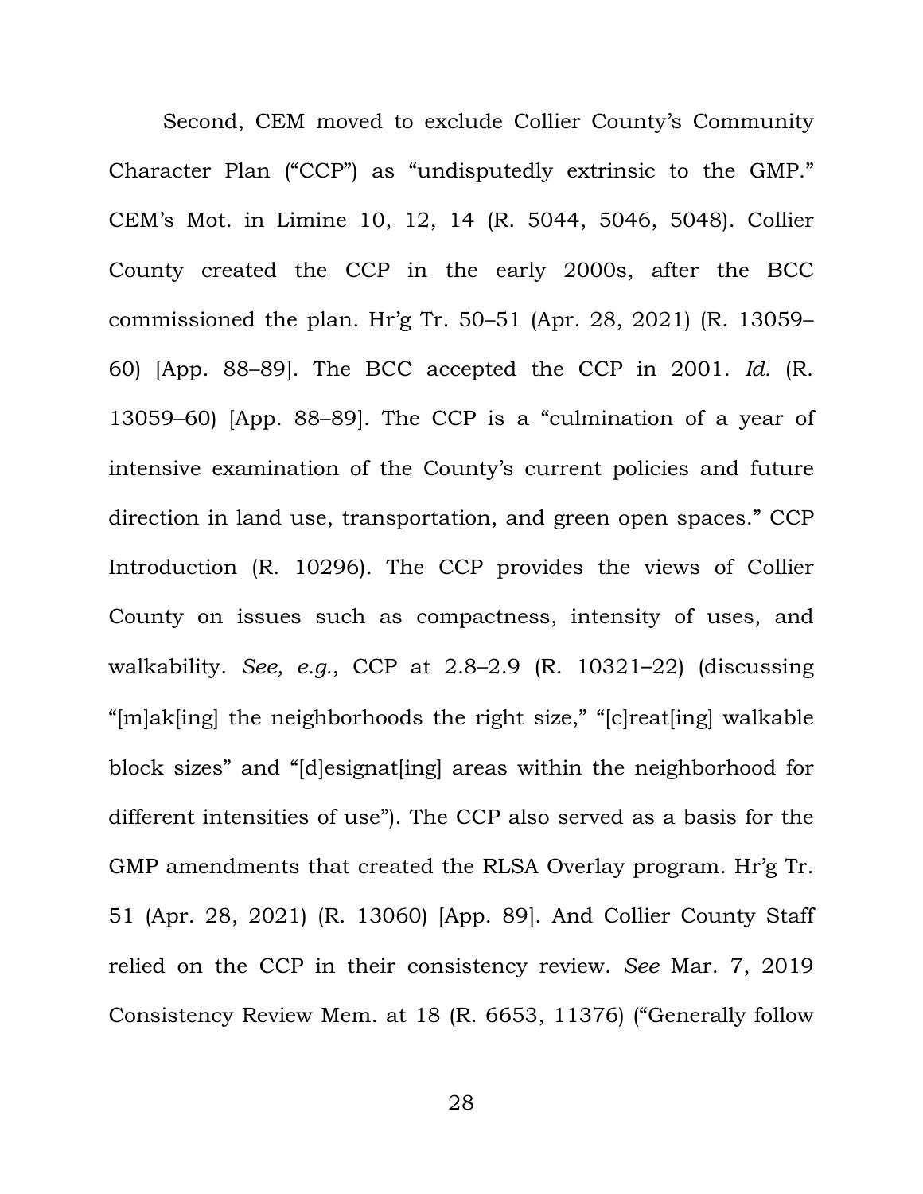Second, CEM moved to exclude Collier County's Community Character Plan ("CCP") as "undisputedly extrinsic to the GMP." CEM's Mot. in Limine 10, 12, 14 (R. 5044, 5046, 5048). Collier County created the CCP in the early 2000s, after the BCC commissioned the plan. Hr'g Tr. 50–51 (Apr. 28, 2021) (R. 13059–60) [App. 88–89]. The BCC accepted the CCP in 2001. *Id.* (R. 13059–60) [App. 88–89]. The CCP is a "culmination of a year of intensive examination of the County's current policies and future direction in land use, transportation, and green open spaces." CCP Introduction (R. 10296). The CCP provides the views of Collier County on issues such as compactness, intensity of uses, and walkability. *See, e.g.*, CCP at 2.8–2.9 (R. 10321–22) (discussing "[m]ak[ing] the neighborhoods the right size," "[c]reat[ing] walkable block sizes" and "[d]esignat[ing] areas within the neighborhood for different intensities of use"). The CCP also served as a basis for the GMP amendments that created the RLSA Overlay program. Hr'g Tr. 51 (Apr. 28, 2021) (R. 13060) [App. 89]. And Collier County Staff relied on the CCP in their consistency review. *See* Mar. 7, 2019 Consistency Review Mem. at 18 (R. 6653, 11376) ("Generally follow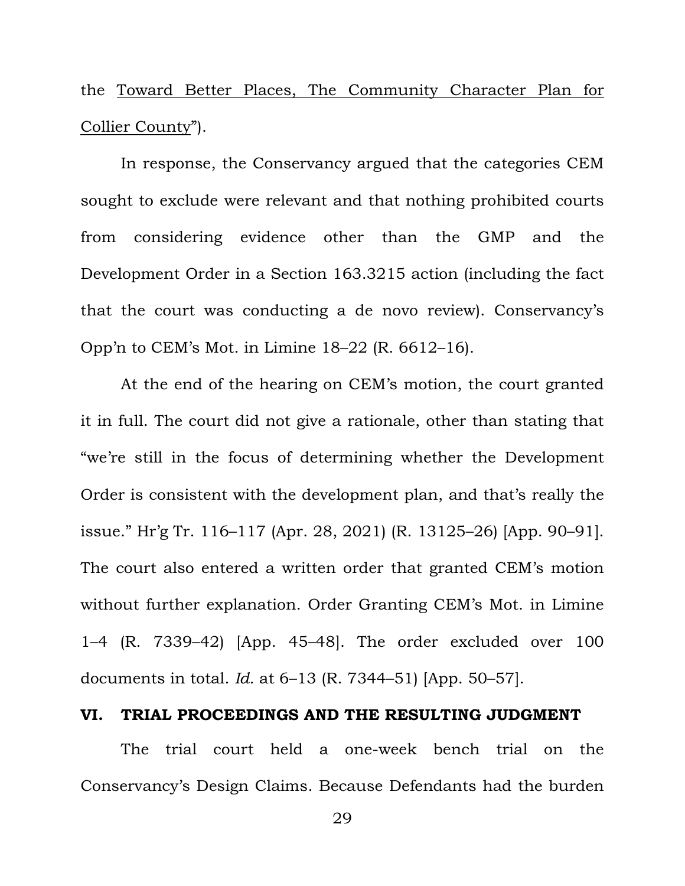the Toward Better Places, The Community Character Plan for Collier County").

In response, the Conservancy argued that the categories CEM sought to exclude were relevant and that nothing prohibited courts from considering evidence other than the GMP and the Development Order in a Section 163.3215 action (including the fact that the court was conducting a de novo review). Conservancy's Opp'n to CEM's Mot. in Limine 18–22 (R. 6612–16).

At the end of the hearing on CEM's motion, the court granted it in full. The court did not give a rationale, other than stating that "we're still in the focus of determining whether the Development Order is consistent with the development plan, and that's really the issue." Hr'g Tr. 116–117 (Apr. 28, 2021) (R. 13125–26) [App. 90–91]. The court also entered a written order that granted CEM's motion without further explanation. Order Granting CEM's Mot. in Limine 1–4 (R. 7339–42) [App. 45–48]. The order excluded over 100 documents in total. *Id.* at 6–13 (R. 7344–51) [App. 50–57].

## VI. TRIAL PROCEEDINGS AND THE RESULTING JUDGMENT

The trial court held a one-week bench trial on the Conservancy's Design Claims. Because Defendants had the burden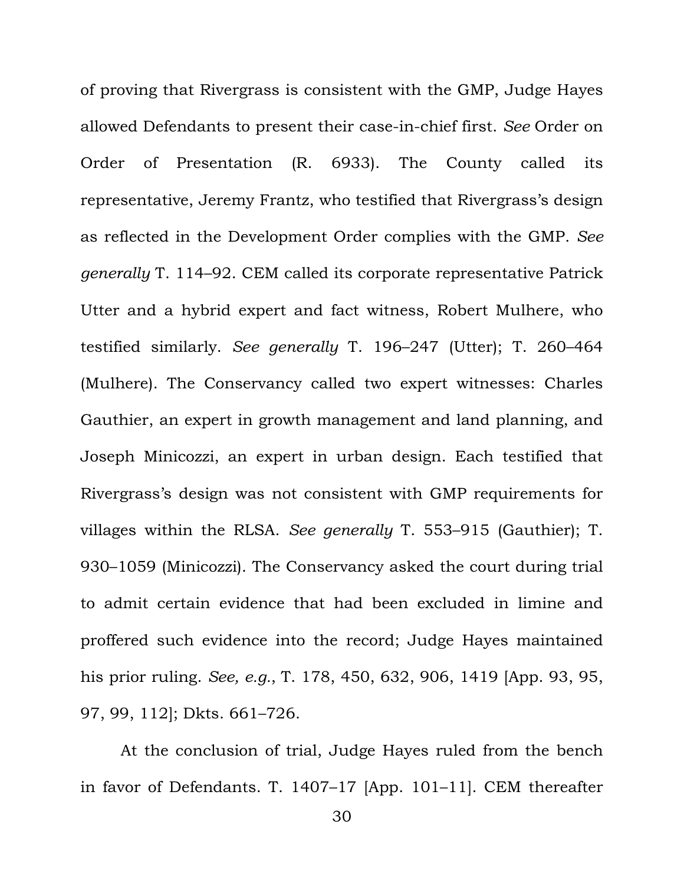of proving that Rivergrass is consistent with the GMP, Judge Hayes allowed Defendants to present their case-in-chief first. *See* Order on Order of Presentation (R. 6933). The County called its representative, Jeremy Frantz, who testified that Rivergrass's design as reflected in the Development Order complies with the GMP. *See generally* T. 114–92. CEM called its corporate representative Patrick Utter and a hybrid expert and fact witness, Robert Mulhere, who testified similarly. *See generally* T. 196–247 (Utter); T. 260–464 (Mulhere). The Conservancy called two expert witnesses: Charles Gauthier, an expert in growth management and land planning, and Joseph Minicozzi, an expert in urban design. Each testified that Rivergrass's design was not consistent with GMP requirements for villages within the RLSA. *See generally* T. 553–915 (Gauthier); T. 930–1059 (Minicozzi). The Conservancy asked the court during trial to admit certain evidence that had been excluded in limine and proffered such evidence into the record; Judge Hayes maintained his prior ruling. *See, e.g.*, T. 178, 450, 632, 906, 1419 [App. 93, 95, 97, 99, 112]; Dkts. 661–726.

At the conclusion of trial, Judge Hayes ruled from the bench in favor of Defendants. T. 1407–17 [App. 101–11]. CEM thereafter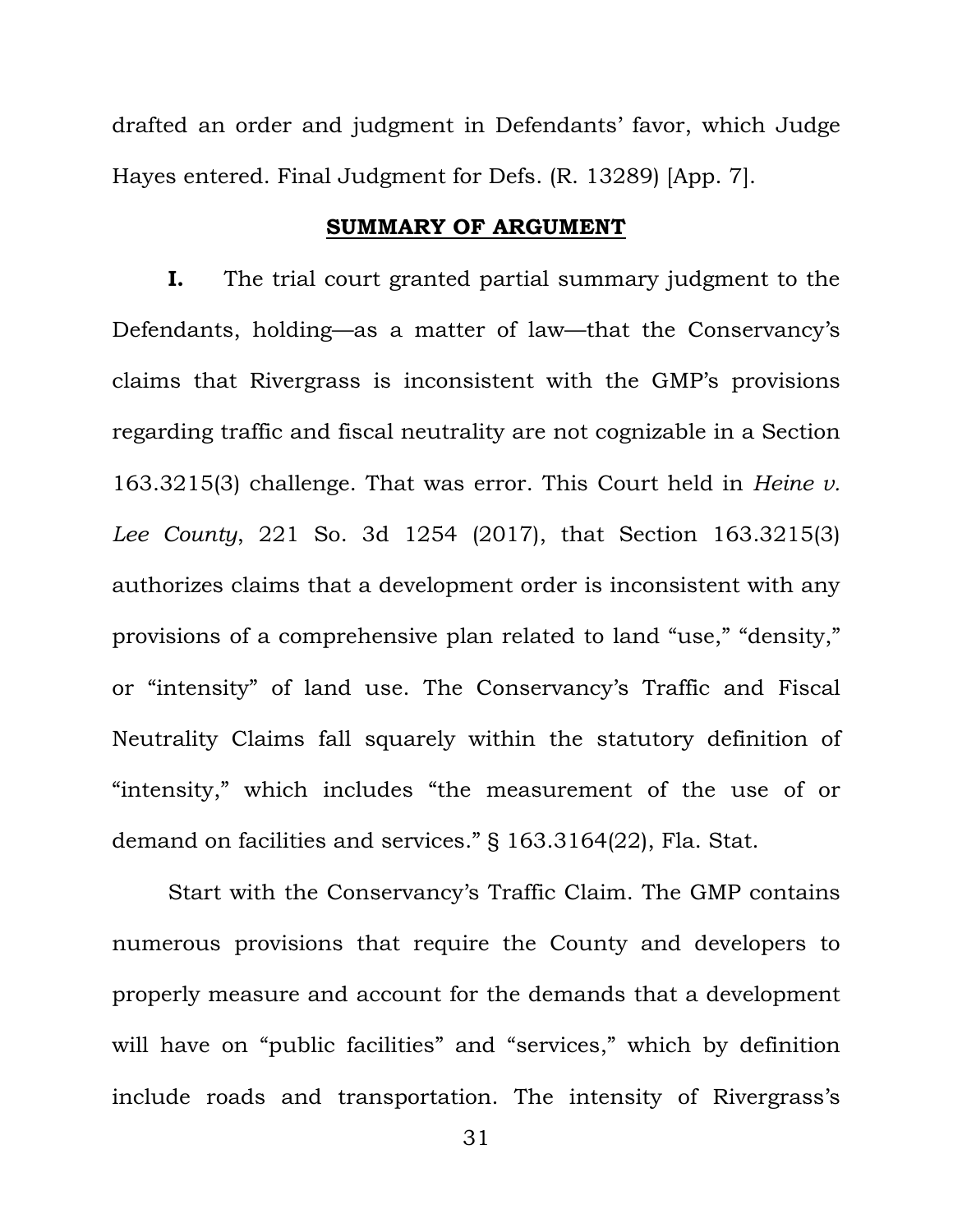drafted an order and judgment in Defendants' favor, which Judge Hayes entered. Final Judgment for Defs. (R. 13289) [App. 7].

## SUMMARY OF ARGUMENT

**I.** The trial court granted partial summary judgment to the Defendants, holding—as a matter of law—that the Conservancy's claims that Rivergrass is inconsistent with the GMP's provisions regarding traffic and fiscal neutrality are not cognizable in a Section 163.3215(3) challenge. That was error. This Court held in *Heine v. Lee County*, 221 So. 3d 1254 (2017), that Section 163.3215(3) authorizes claims that a development order is inconsistent with any provisions of a comprehensive plan related to land "use," "density," or "intensity" of land use. The Conservancy's Traffic and Fiscal Neutrality Claims fall squarely within the statutory definition of "intensity," which includes "the measurement of the use of or demand on facilities and services." § 163.3164(22), Fla. Stat.

Start with the Conservancy's Traffic Claim. The GMP contains numerous provisions that require the County and developers to properly measure and account for the demands that a development will have on "public facilities" and "services," which by definition include roads and transportation. The intensity of Rivergrass's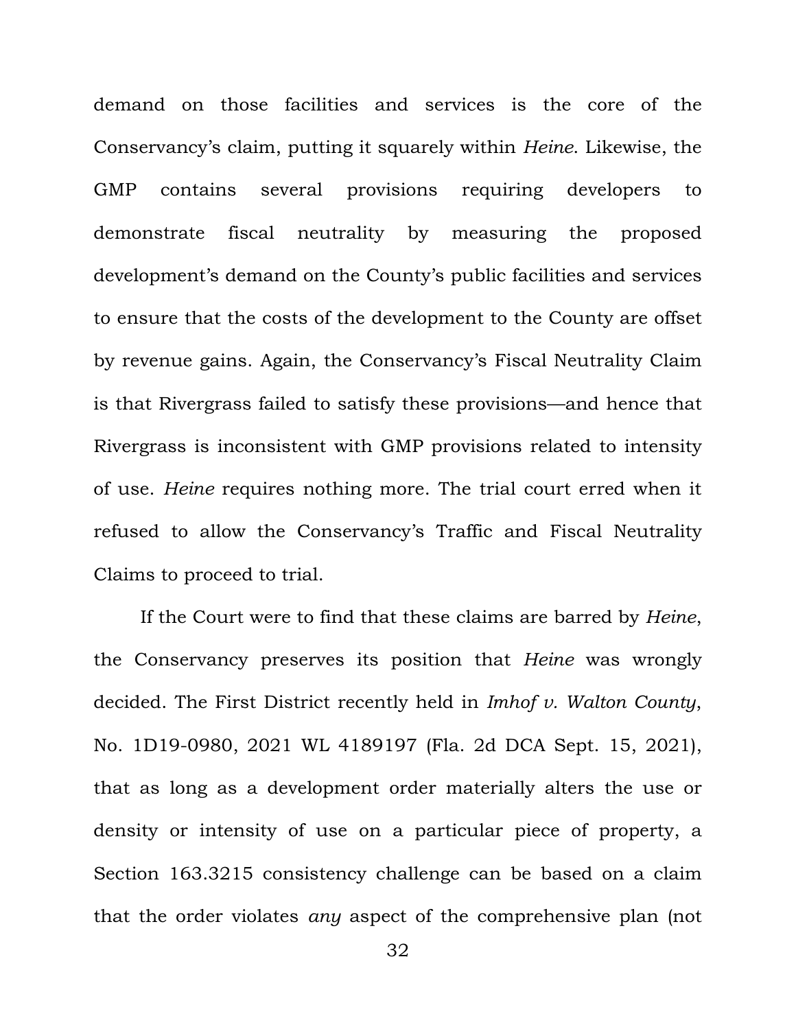demand on those facilities and services is the core of the Conservancy's claim, putting it squarely within *Heine*. Likewise, the GMP contains several provisions requiring developers to demonstrate fiscal neutrality by measuring the proposed development's demand on the County's public facilities and services to ensure that the costs of the development to the County are offset by revenue gains. Again, the Conservancy's Fiscal Neutrality Claim is that Rivergrass failed to satisfy these provisions—and hence that Rivergrass is inconsistent with GMP provisions related to intensity of use. *Heine* requires nothing more. The trial court erred when it refused to allow the Conservancy's Traffic and Fiscal Neutrality Claims to proceed to trial.

If the Court were to find that these claims are barred by *Heine*, the Conservancy preserves its position that *Heine* was wrongly decided. The First District recently held in *Imhof v. Walton County*, No. 1D19-0980, 2021 WL 4189197 (Fla. 2d DCA Sept. 15, 2021), that as long as a development order materially alters the use or density or intensity of use on a particular piece of property, a Section 163.3215 consistency challenge can be based on a claim that the order violates *any* aspect of the comprehensive plan (not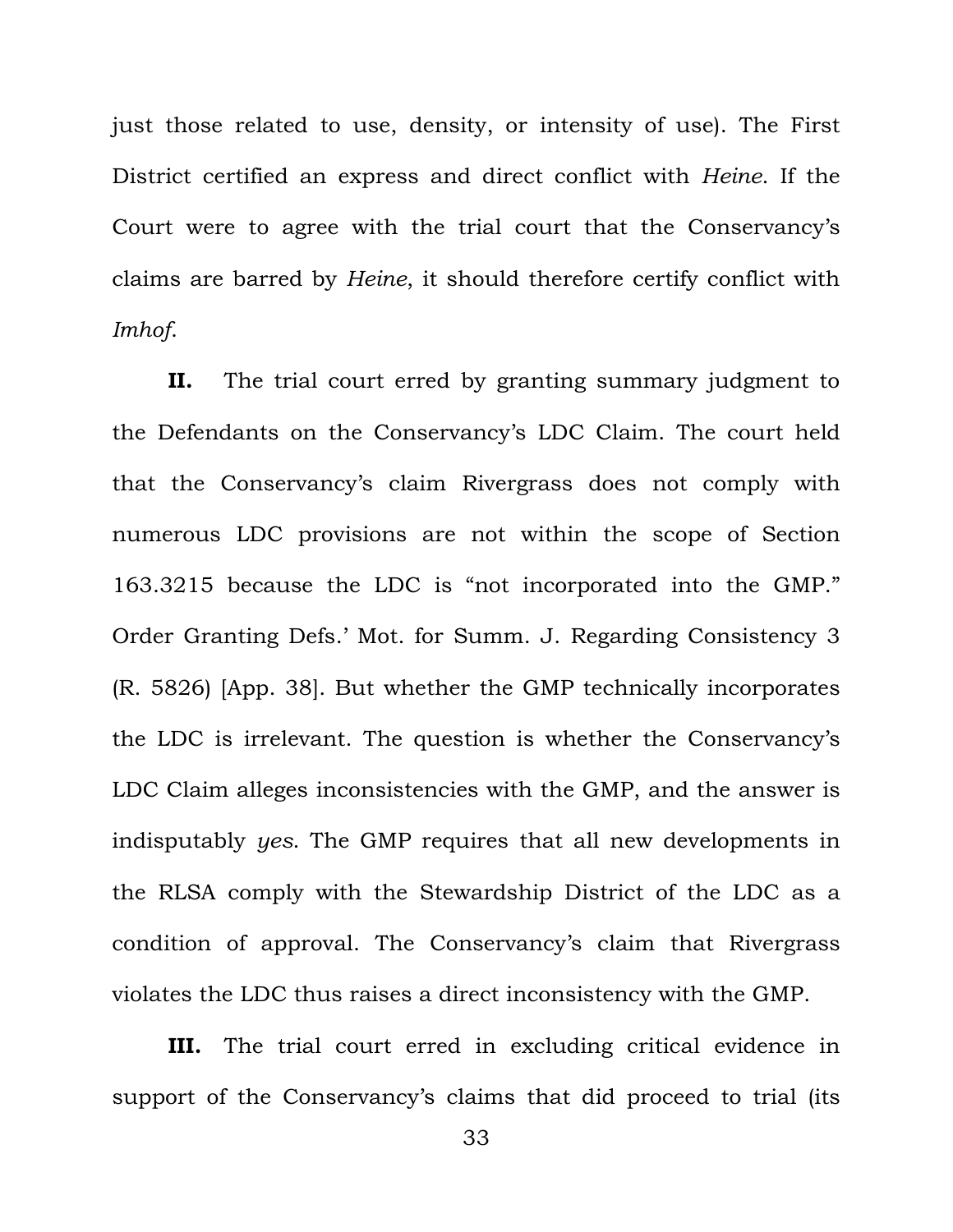just those related to use, density, or intensity of use). The First District certified an express and direct conflict with *Heine*. If the Court were to agree with the trial court that the Conservancy's claims are barred by *Heine*, it should therefore certify conflict with *Imhof*.

**II.** The trial court erred by granting summary judgment to the Defendants on the Conservancy's LDC Claim. The court held that the Conservancy's claim Rivergrass does not comply with numerous LDC provisions are not within the scope of Section 163.3215 because the LDC is "not incorporated into the GMP." Order Granting Defs.' Mot. for Summ. J. Regarding Consistency 3 (R. 5826) [App. 38]. But whether the GMP technically incorporates the LDC is irrelevant. The question is whether the Conservancy's LDC Claim alleges inconsistencies with the GMP, and the answer is indisputably *yes*. The GMP requires that all new developments in the RLSA comply with the Stewardship District of the LDC as a condition of approval. The Conservancy's claim that Rivergrass violates the LDC thus raises a direct inconsistency with the GMP.

**III.** The trial court erred in excluding critical evidence in support of the Conservancy's claims that did proceed to trial (its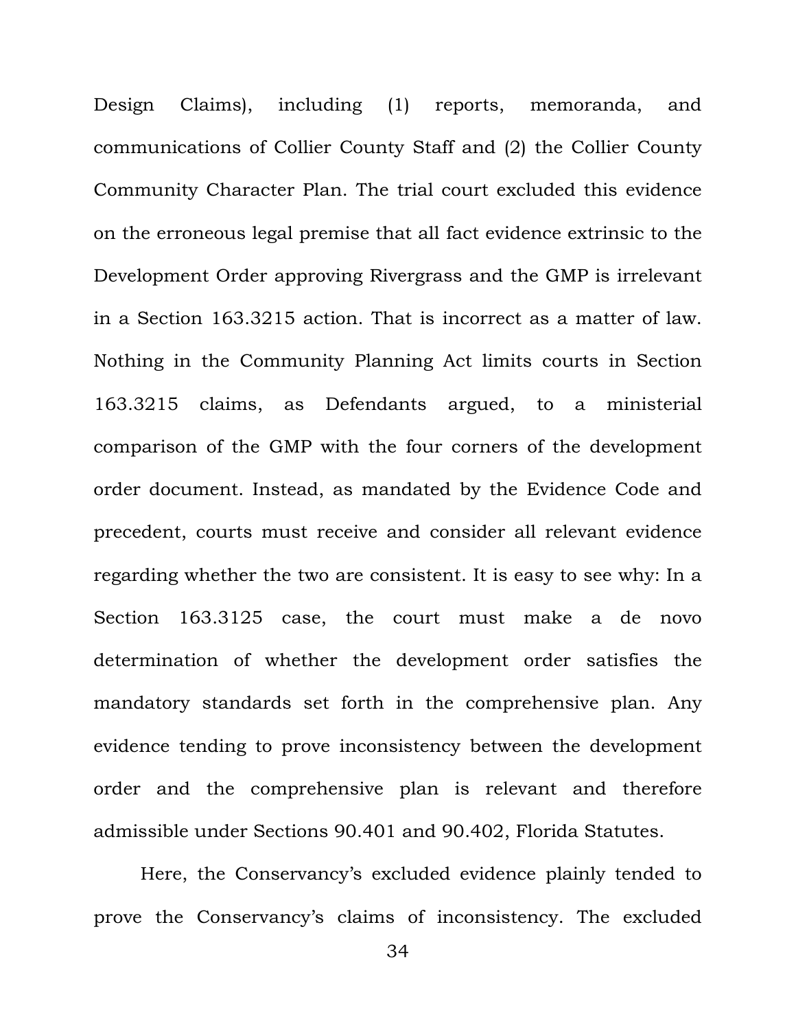Design Claims), including (1) reports, memoranda, and communications of Collier County Staff and (2) the Collier County Community Character Plan. The trial court excluded this evidence on the erroneous legal premise that all fact evidence extrinsic to the Development Order approving Rivergrass and the GMP is irrelevant in a Section 163.3215 action. That is incorrect as a matter of law. Nothing in the Community Planning Act limits courts in Section 163.3215 claims, as Defendants argued, to a ministerial comparison of the GMP with the four corners of the development order document. Instead, as mandated by the Evidence Code and precedent, courts must receive and consider all relevant evidence regarding whether the two are consistent. It is easy to see why: In a Section 163.3125 case, the court must make a de novo determination of whether the development order satisfies the mandatory standards set forth in the comprehensive plan. Any evidence tending to prove inconsistency between the development order and the comprehensive plan is relevant and therefore admissible under Sections 90.401 and 90.402, Florida Statutes.

Here, the Conservancy's excluded evidence plainly tended to prove the Conservancy's claims of inconsistency. The excluded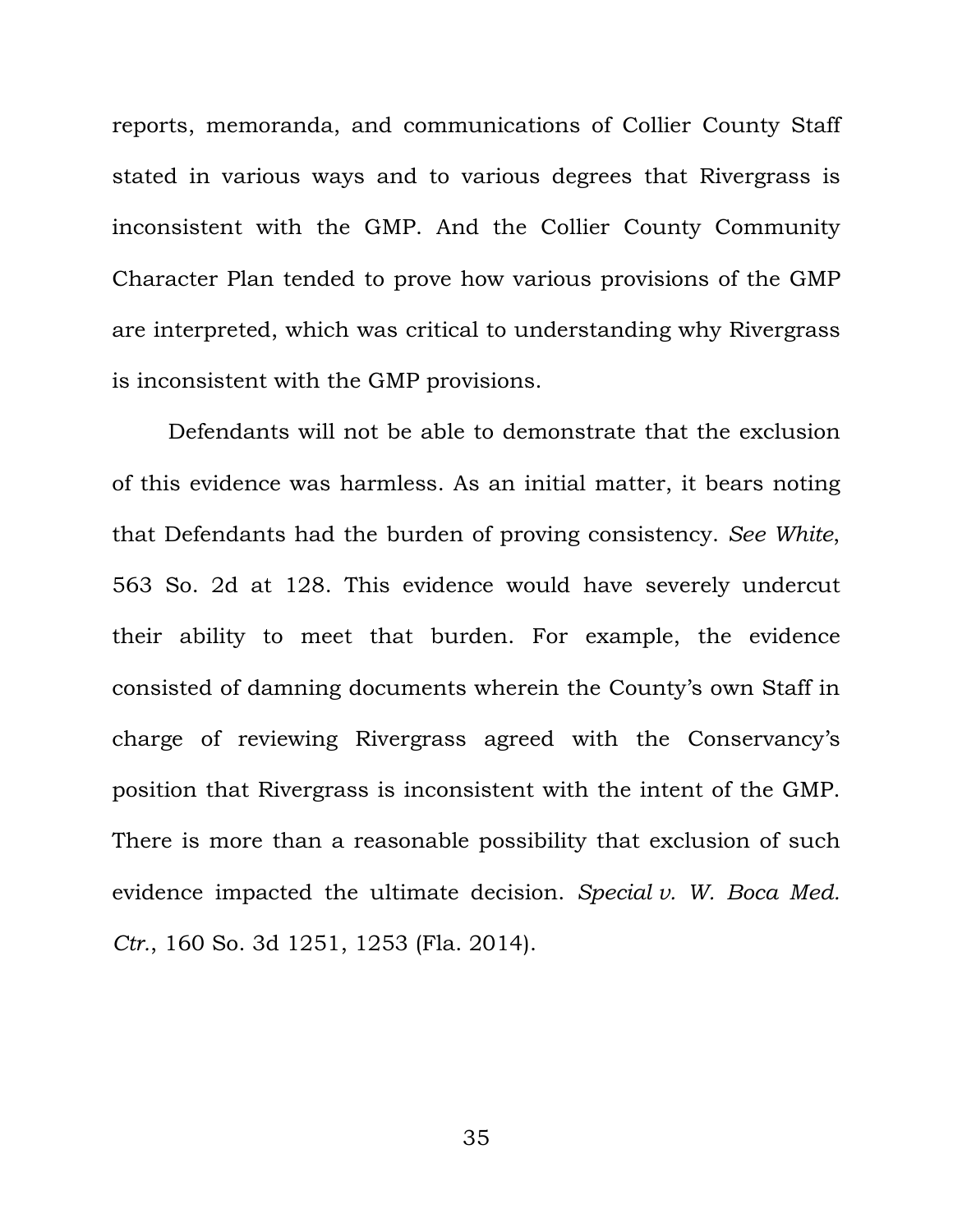reports, memoranda, and communications of Collier County Staff stated in various ways and to various degrees that Rivergrass is inconsistent with the GMP. And the Collier County Community Character Plan tended to prove how various provisions of the GMP are interpreted, which was critical to understanding why Rivergrass is inconsistent with the GMP provisions.

Defendants will not be able to demonstrate that the exclusion of this evidence was harmless. As an initial matter, it bears noting that Defendants had the burden of proving consistency. *See White*, 563 So. 2d at 128. This evidence would have severely undercut their ability to meet that burden. For example, the evidence consisted of damning documents wherein the County's own Staff in charge of reviewing Rivergrass agreed with the Conservancy's position that Rivergrass is inconsistent with the intent of the GMP. There is more than a reasonable possibility that exclusion of such evidence impacted the ultimate decision. *Special v. W. Boca Med. Ctr.*, 160 So. 3d 1251, 1253 (Fla. 2014).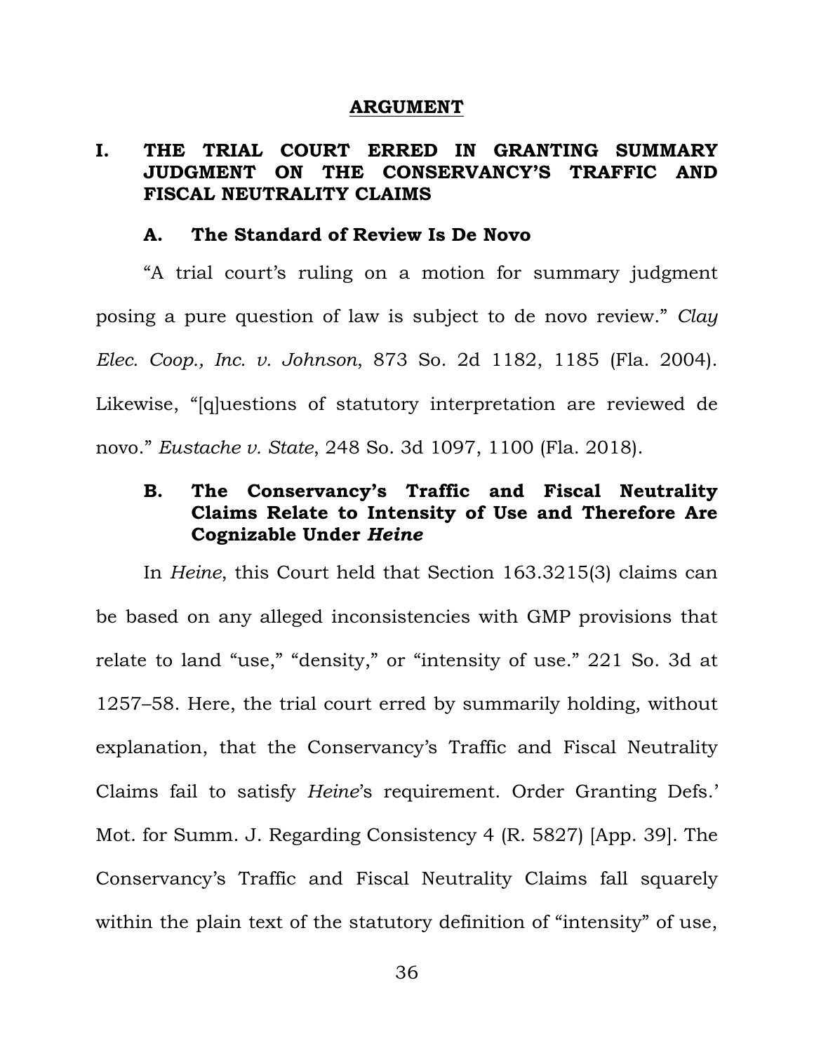## ARGUMENT

### I. THE TRIAL COURT ERRED IN GRANTING SUMMARY JUDGMENT ON THE CONSERVANCY'S TRAFFIC AND FISCAL NEUTRALITY CLAIMS

#### A. The Standard of Review Is De Novo

"A trial court's ruling on a motion for summary judgment posing a pure question of law is subject to de novo review." *Clay Elec. Coop., Inc. v. Johnson*, 873 So. 2d 1182, 1185 (Fla. 2004). Likewise, "[q]uestions of statutory interpretation are reviewed de novo." *Eustache v. State*, 248 So. 3d 1097, 1100 (Fla. 2018).

#### B. The Conservancy's Traffic and Fiscal Neutrality Claims Relate to Intensity of Use and Therefore Are Cognizable Under *Heine*

In *Heine*, this Court held that Section 163.3215(3) claims can be based on any alleged inconsistencies with GMP provisions that relate to land "use," "density," or "intensity of use." 221 So. 3d at 1257–58. Here, the trial court erred by summarily holding, without explanation, that the Conservancy's Traffic and Fiscal Neutrality Claims fail to satisfy *Heine*'s requirement. Order Granting Defs.' Mot. for Summ. J. Regarding Consistency 4 (R. 5827) [App. 39]. The Conservancy's Traffic and Fiscal Neutrality Claims fall squarely within the plain text of the statutory definition of "intensity" of use,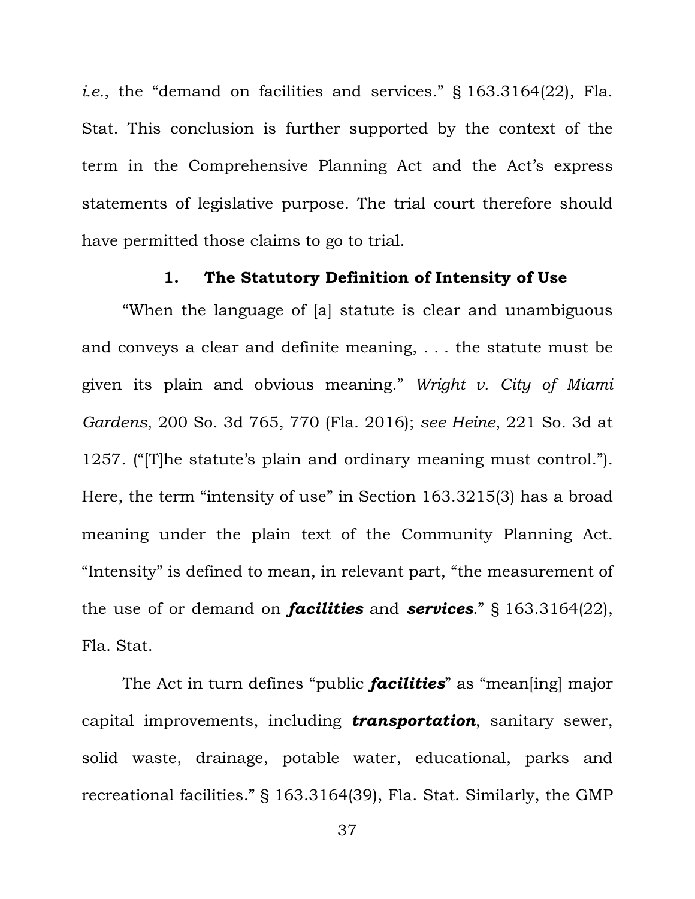*i.e.*, the "demand on facilities and services." § 163.3164(22), Fla. Stat. This conclusion is further supported by the context of the term in the Comprehensive Planning Act and the Act's express statements of legislative purpose. The trial court therefore should have permitted those claims to go to trial.

### 1. The Statutory Definition of Intensity of Use

"When the language of [a] statute is clear and unambiguous and conveys a clear and definite meaning, . . . the statute must be given its plain and obvious meaning." *Wright v. City of Miami Gardens*, 200 So. 3d 765, 770 (Fla. 2016); *see Heine*, 221 So. 3d at 1257. ("[T]he statute's plain and ordinary meaning must control."). Here, the term "intensity of use" in Section 163.3215(3) has a broad meaning under the plain text of the Community Planning Act. "Intensity" is defined to mean, in relevant part, "the measurement of the use of or demand on ***facilities*** and ***services***." § 163.3164(22), Fla. Stat.

The Act in turn defines "public ***facilities***" as "mean[ing] major capital improvements, including ***transportation***, sanitary sewer, solid waste, drainage, potable water, educational, parks and recreational facilities." § 163.3164(39), Fla. Stat. Similarly, the GMP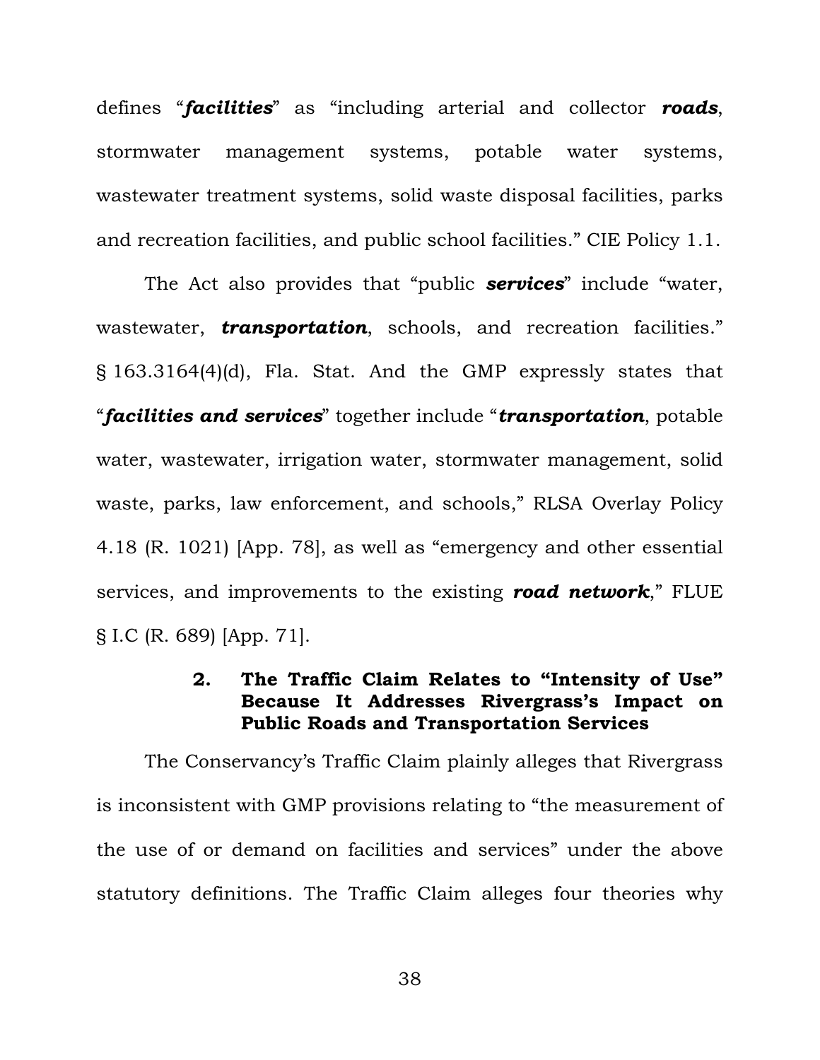defines "***facilities***" as "including arterial and collector ***roads***, stormwater management systems, potable water systems, wastewater treatment systems, solid waste disposal facilities, parks and recreation facilities, and public school facilities." CIE Policy 1.1.

The Act also provides that "public ***services***" include "water, wastewater, ***transportation***, schools, and recreation facilities." § 163.3164(4)(d), Fla. Stat. And the GMP expressly states that "***facilities and services***" together include "***transportation***, potable water, wastewater, irrigation water, stormwater management, solid waste, parks, law enforcement, and schools," RLSA Overlay Policy 4.18 (R. 1021) [App. 78], as well as "emergency and other essential services, and improvements to the existing ***road network***," FLUE § I.C (R. 689) [App. 71].

### 2. The Traffic Claim Relates to "Intensity of Use" Because It Addresses Rivergrass's Impact on Public Roads and Transportation Services

The Conservancy's Traffic Claim plainly alleges that Rivergrass is inconsistent with GMP provisions relating to "the measurement of the use of or demand on facilities and services" under the above statutory definitions. The Traffic Claim alleges four theories why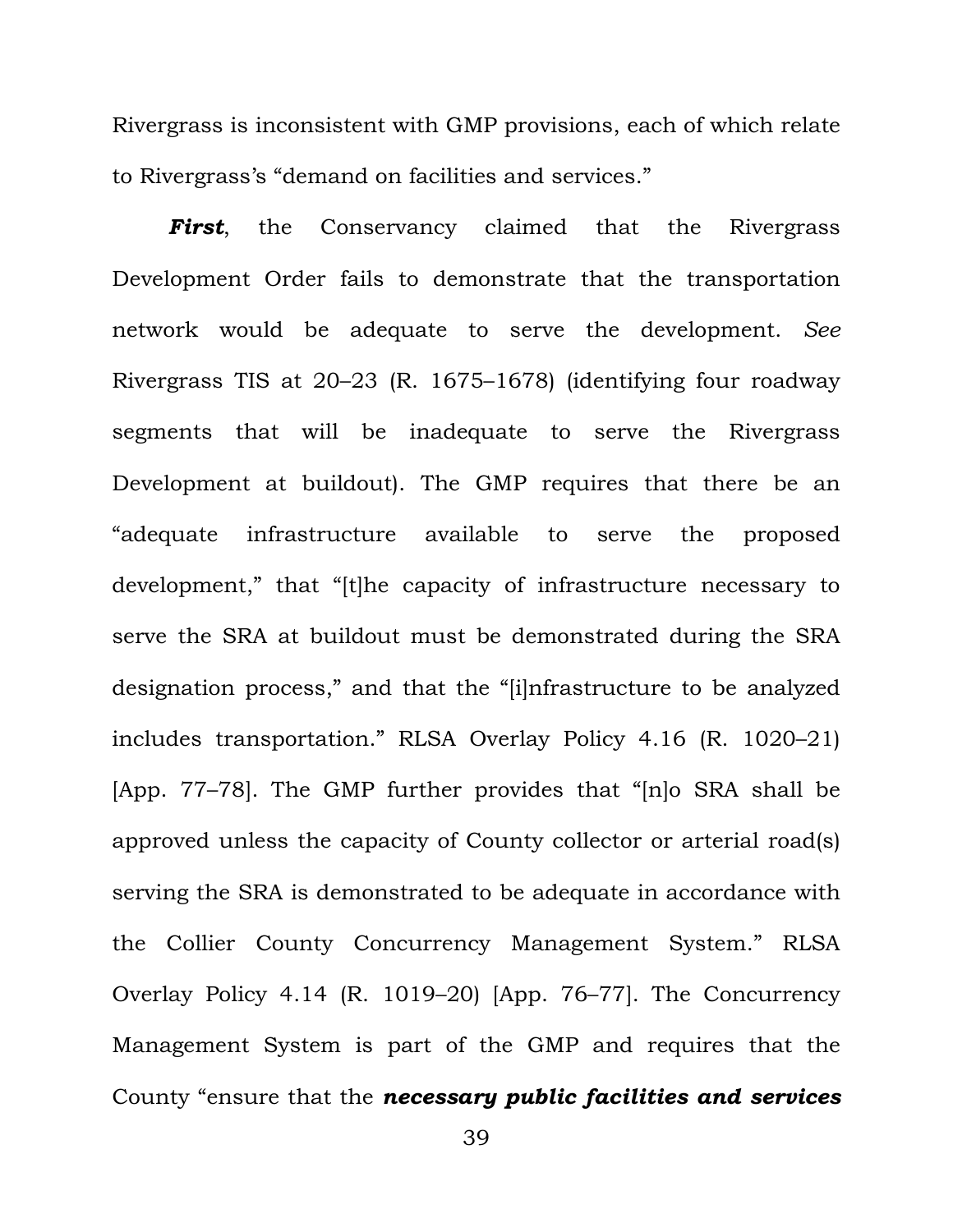Rivergrass is inconsistent with GMP provisions, each of which relate to Rivergrass's "demand on facilities and services."

***First***, the Conservancy claimed that the Rivergrass Development Order fails to demonstrate that the transportation network would be adequate to serve the development. *See* Rivergrass TIS at 20–23 (R. 1675–1678) (identifying four roadway segments that will be inadequate to serve the Rivergrass Development at buildout). The GMP requires that there be an "adequate infrastructure available to serve the proposed development," that "[t]he capacity of infrastructure necessary to serve the SRA at buildout must be demonstrated during the SRA designation process," and that the "[i]nfrastructure to be analyzed includes transportation." RLSA Overlay Policy 4.16 (R. 1020–21) [App. 77–78]. The GMP further provides that "[n]o SRA shall be approved unless the capacity of County collector or arterial road(s) serving the SRA is demonstrated to be adequate in accordance with the Collier County Concurrency Management System." RLSA Overlay Policy 4.14 (R. 1019–20) [App. 76–77]. The Concurrency Management System is part of the GMP and requires that the County "ensure that the ***necessary public facilities and services***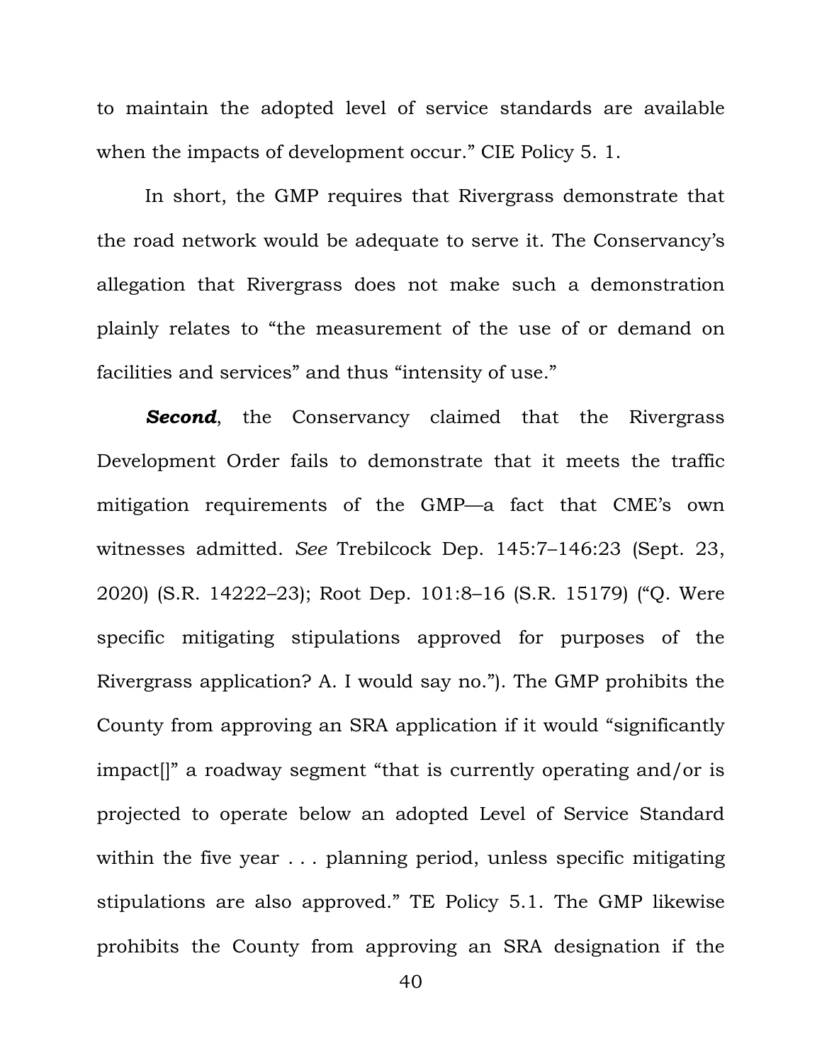to maintain the adopted level of service standards are available when the impacts of development occur." CIE Policy 5. 1.

In short, the GMP requires that Rivergrass demonstrate that the road network would be adequate to serve it. The Conservancy's allegation that Rivergrass does not make such a demonstration plainly relates to "the measurement of the use of or demand on facilities and services" and thus "intensity of use."

***Second***, the Conservancy claimed that the Rivergrass Development Order fails to demonstrate that it meets the traffic mitigation requirements of the GMP—a fact that CME's own witnesses admitted. *See* Trebilcock Dep. 145:7–146:23 (Sept. 23, 2020) (S.R. 14222–23); Root Dep. 101:8–16 (S.R. 15179) ("Q. Were specific mitigating stipulations approved for purposes of the Rivergrass application? A. I would say no."). The GMP prohibits the County from approving an SRA application if it would "significantly impact[]" a roadway segment "that is currently operating and/or is projected to operate below an adopted Level of Service Standard within the five year . . . planning period, unless specific mitigating stipulations are also approved." TE Policy 5.1. The GMP likewise prohibits the County from approving an SRA designation if the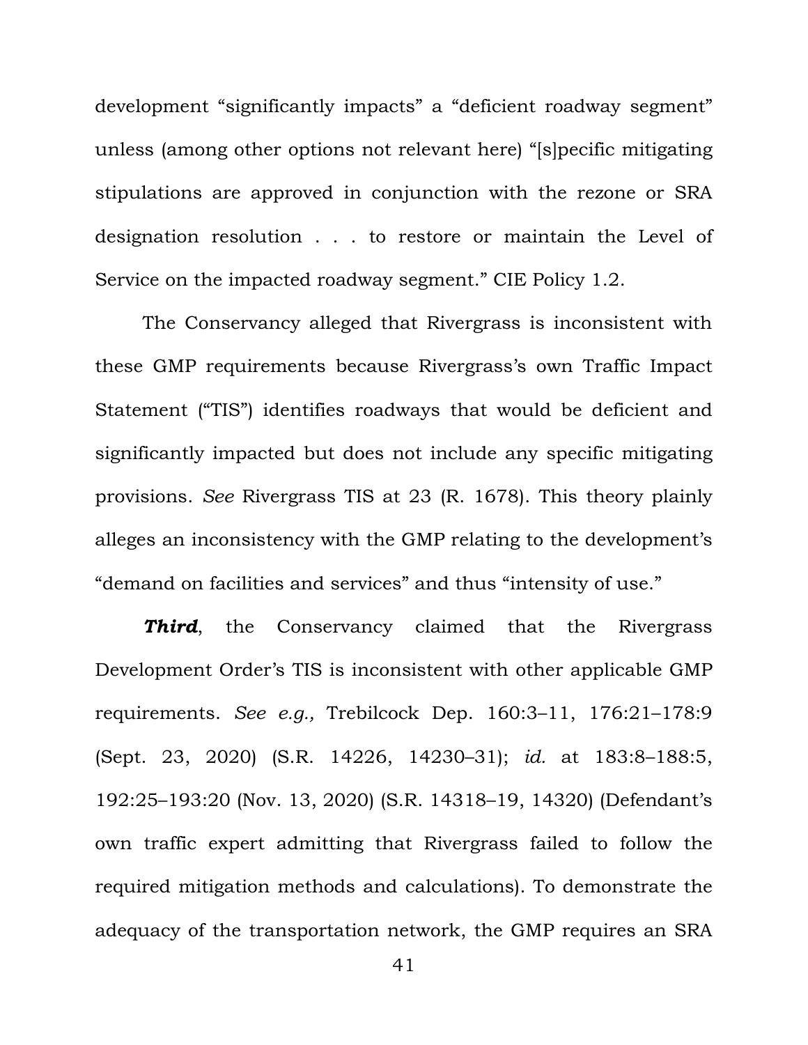development "significantly impacts" a "deficient roadway segment" unless (among other options not relevant here) "[s]pecific mitigating stipulations are approved in conjunction with the rezone or SRA designation resolution . . . to restore or maintain the Level of Service on the impacted roadway segment." CIE Policy 1.2.

The Conservancy alleged that Rivergrass is inconsistent with these GMP requirements because Rivergrass's own Traffic Impact Statement ("TIS") identifies roadways that would be deficient and significantly impacted but does not include any specific mitigating provisions. *See* Rivergrass TIS at 23 (R. 1678). This theory plainly alleges an inconsistency with the GMP relating to the development's "demand on facilities and services" and thus "intensity of use."

***Third***, the Conservancy claimed that the Rivergrass Development Order's TIS is inconsistent with other applicable GMP requirements. *See e.g.,* Trebilcock Dep. 160:3–11, 176:21–178:9 (Sept. 23, 2020) (S.R. 14226, 14230–31); *id.* at 183:8–188:5, 192:25–193:20 (Nov. 13, 2020) (S.R. 14318–19, 14320) (Defendant's own traffic expert admitting that Rivergrass failed to follow the required mitigation methods and calculations). To demonstrate the adequacy of the transportation network, the GMP requires an SRA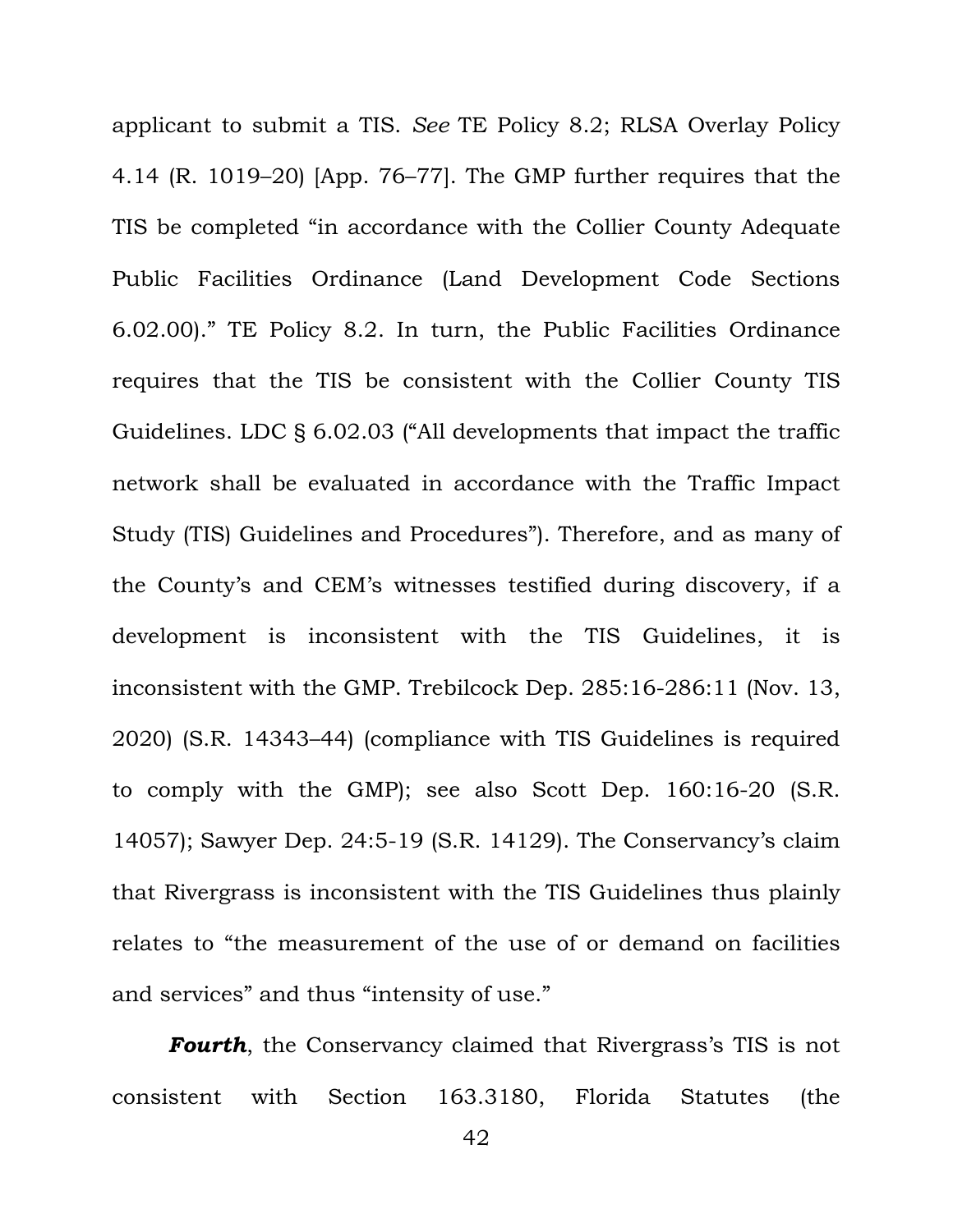applicant to submit a TIS. *See* TE Policy 8.2; RLSA Overlay Policy 4.14 (R. 1019–20) [App. 76–77]. The GMP further requires that the TIS be completed "in accordance with the Collier County Adequate Public Facilities Ordinance (Land Development Code Sections 6.02.00)." TE Policy 8.2. In turn, the Public Facilities Ordinance requires that the TIS be consistent with the Collier County TIS Guidelines. LDC § 6.02.03 ("All developments that impact the traffic network shall be evaluated in accordance with the Traffic Impact Study (TIS) Guidelines and Procedures"). Therefore, and as many of the County's and CEM's witnesses testified during discovery, if a development is inconsistent with the TIS Guidelines, it is inconsistent with the GMP. Trebilcock Dep. 285:16-286:11 (Nov. 13, 2020) (S.R. 14343–44) (compliance with TIS Guidelines is required to comply with the GMP); see also Scott Dep. 160:16-20 (S.R. 14057); Sawyer Dep. 24:5-19 (S.R. 14129). The Conservancy's claim that Rivergrass is inconsistent with the TIS Guidelines thus plainly relates to "the measurement of the use of or demand on facilities and services" and thus "intensity of use."

***Fourth***, the Conservancy claimed that Rivergrass's TIS is not consistent with Section 163.3180, Florida Statutes (the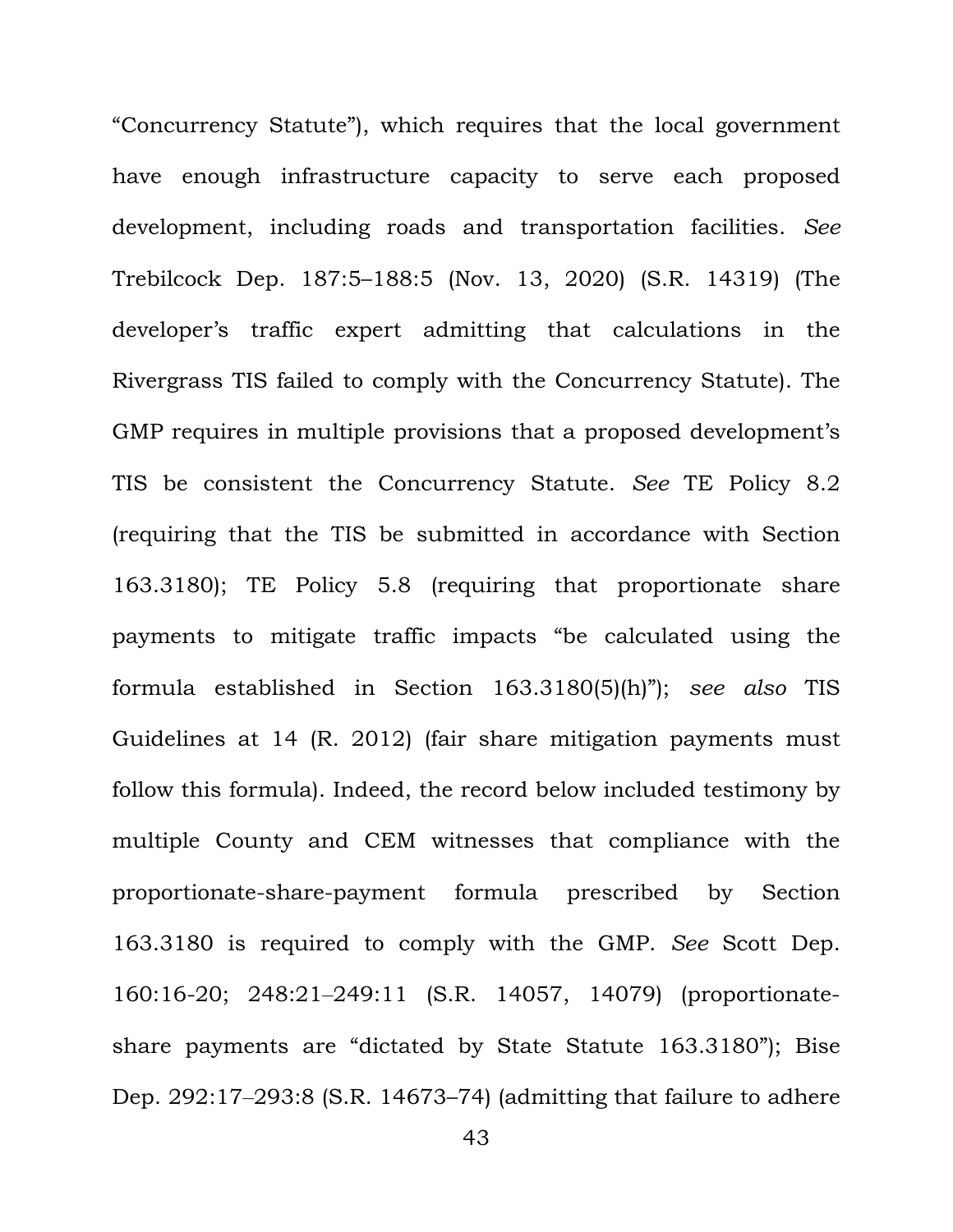"Concurrency Statute"), which requires that the local government have enough infrastructure capacity to serve each proposed development, including roads and transportation facilities. *See* Trebilcock Dep. 187:5–188:5 (Nov. 13, 2020) (S.R. 14319) (The developer's traffic expert admitting that calculations in the Rivergrass TIS failed to comply with the Concurrency Statute). The GMP requires in multiple provisions that a proposed development's TIS be consistent the Concurrency Statute. *See* TE Policy 8.2 (requiring that the TIS be submitted in accordance with Section 163.3180); TE Policy 5.8 (requiring that proportionate share payments to mitigate traffic impacts "be calculated using the formula established in Section 163.3180(5)(h)"); *see also* TIS Guidelines at 14 (R. 2012) (fair share mitigation payments must follow this formula). Indeed, the record below included testimony by multiple County and CEM witnesses that compliance with the proportionate-share-payment formula prescribed by Section 163.3180 is required to comply with the GMP. *See* Scott Dep. 160:16-20; 248:21–249:11 (S.R. 14057, 14079) (proportionate-share payments are "dictated by State Statute 163.3180"); Bise Dep. 292:17–293:8 (S.R. 14673–74) (admitting that failure to adhere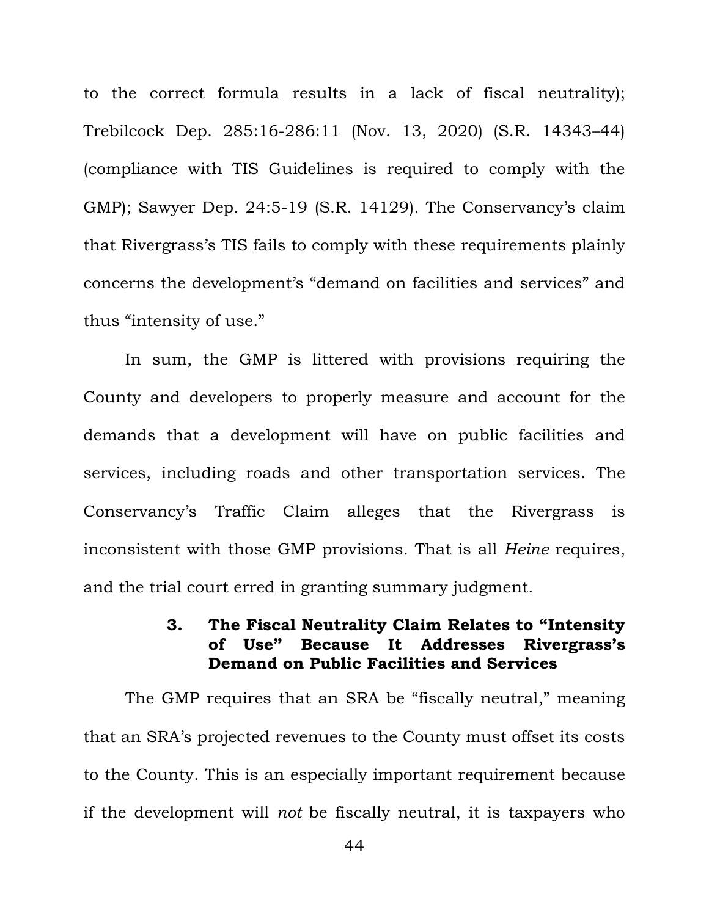to the correct formula results in a lack of fiscal neutrality); Trebilcock Dep. 285:16-286:11 (Nov. 13, 2020) (S.R. 14343–44) (compliance with TIS Guidelines is required to comply with the GMP); Sawyer Dep. 24:5-19 (S.R. 14129). The Conservancy's claim that Rivergrass's TIS fails to comply with these requirements plainly concerns the development's "demand on facilities and services" and thus "intensity of use."

In sum, the GMP is littered with provisions requiring the County and developers to properly measure and account for the demands that a development will have on public facilities and services, including roads and other transportation services. The Conservancy's Traffic Claim alleges that the Rivergrass is inconsistent with those GMP provisions. That is all *Heine* requires, and the trial court erred in granting summary judgment.

#### 3. The Fiscal Neutrality Claim Relates to "Intensity of Use" Because It Addresses Rivergrass's Demand on Public Facilities and Services

The GMP requires that an SRA be "fiscally neutral," meaning that an SRA's projected revenues to the County must offset its costs to the County. This is an especially important requirement because if the development will *not* be fiscally neutral, it is taxpayers who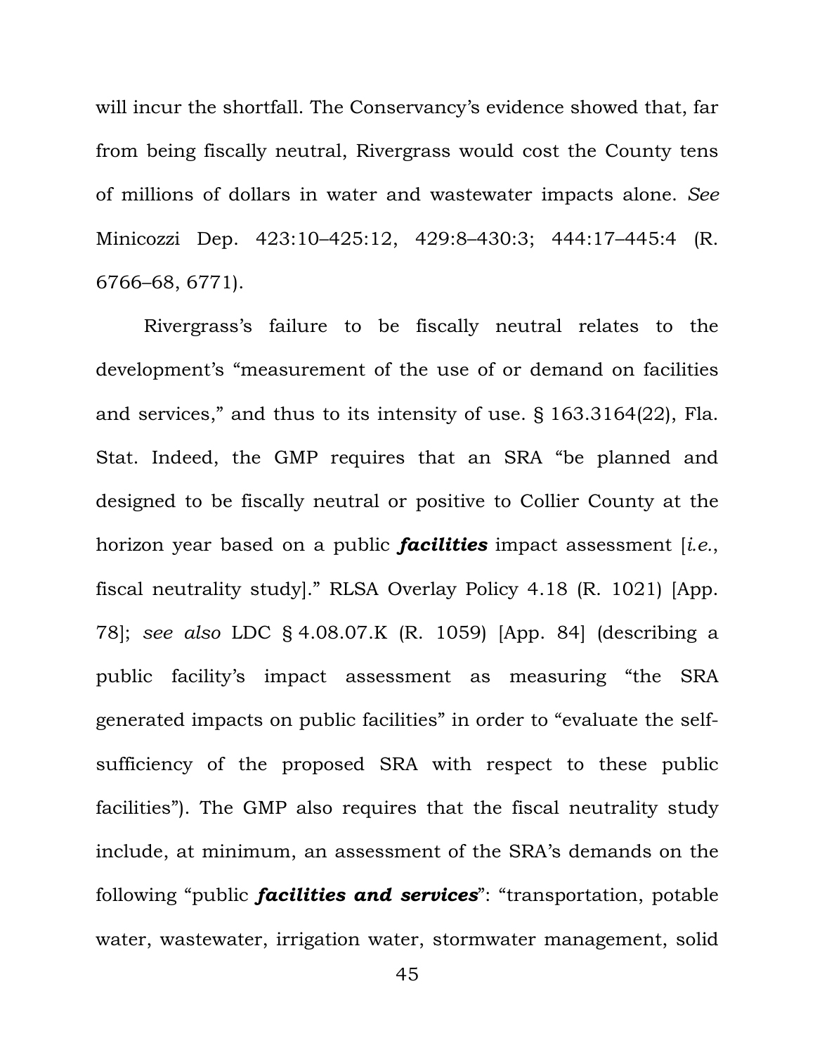will incur the shortfall. The Conservancy's evidence showed that, far from being fiscally neutral, Rivergrass would cost the County tens of millions of dollars in water and wastewater impacts alone. *See* Minicozzi Dep. 423:10–425:12, 429:8–430:3; 444:17–445:4 (R. 6766–68, 6771).

Rivergrass's failure to be fiscally neutral relates to the development's "measurement of the use of or demand on facilities and services," and thus to its intensity of use. § 163.3164(22), Fla. Stat. Indeed, the GMP requires that an SRA "be planned and designed to be fiscally neutral or positive to Collier County at the horizon year based on a public ***facilities*** impact assessment [*i.e.*, fiscal neutrality study]." RLSA Overlay Policy 4.18 (R. 1021) [App. 78]; *see also* LDC § 4.08.07.K (R. 1059) [App. 84] (describing a public facility's impact assessment as measuring "the SRA generated impacts on public facilities" in order to "evaluate the self-sufficiency of the proposed SRA with respect to these public facilities"). The GMP also requires that the fiscal neutrality study include, at minimum, an assessment of the SRA's demands on the following "public ***facilities and services***": "transportation, potable water, wastewater, irrigation water, stormwater management, solid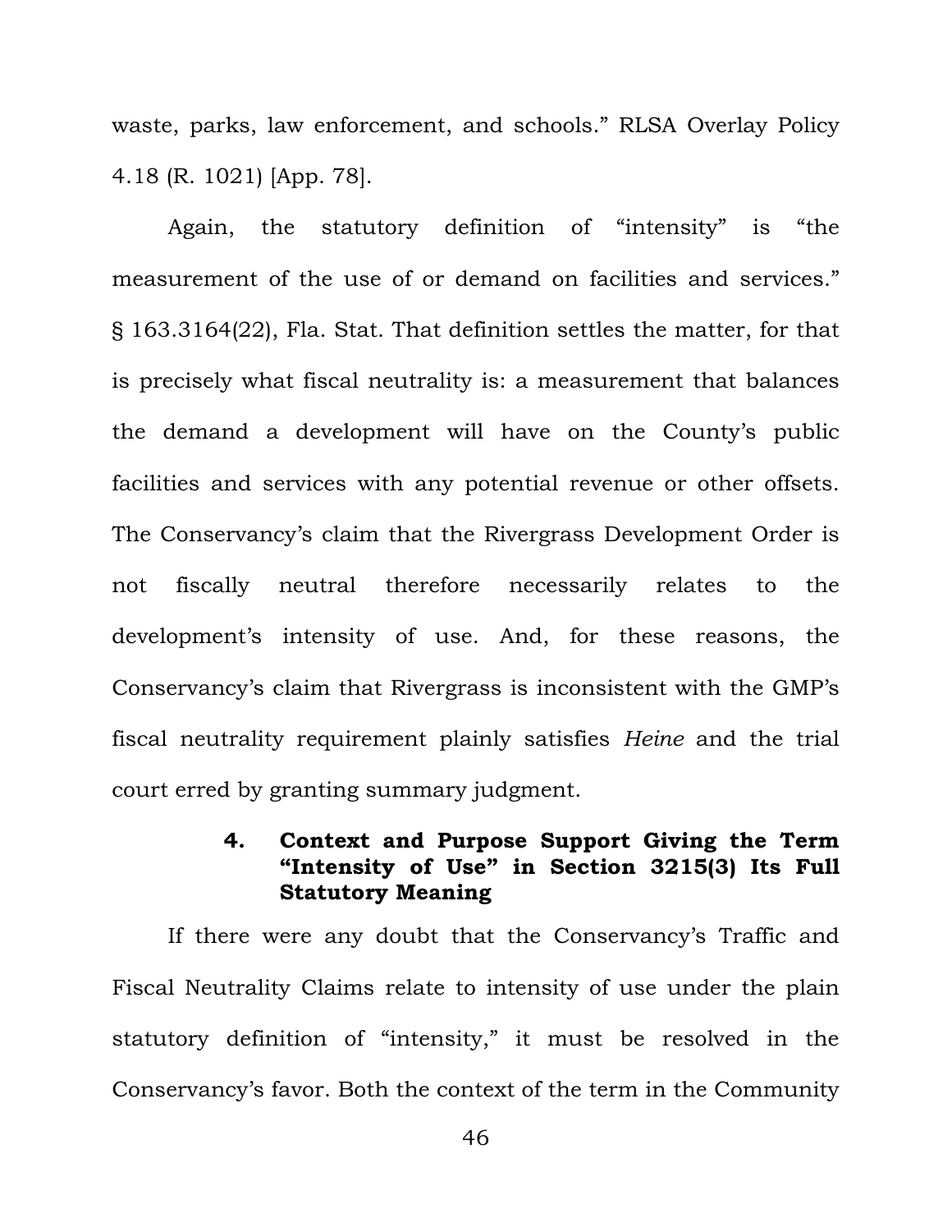waste, parks, law enforcement, and schools." RLSA Overlay Policy 4.18 (R. 1021) [App. 78].

Again, the statutory definition of "intensity" is "the measurement of the use of or demand on facilities and services." § 163.3164(22), Fla. Stat. That definition settles the matter, for that is precisely what fiscal neutrality is: a measurement that balances the demand a development will have on the County's public facilities and services with any potential revenue or other offsets. The Conservancy's claim that the Rivergrass Development Order is not fiscally neutral therefore necessarily relates to the development's intensity of use. And, for these reasons, the Conservancy's claim that Rivergrass is inconsistent with the GMP's fiscal neutrality requirement plainly satisfies *Heine* and the trial court erred by granting summary judgment.

### 4. Context and Purpose Support Giving the Term "Intensity of Use" in Section 3215(3) Its Full Statutory Meaning

If there were any doubt that the Conservancy's Traffic and Fiscal Neutrality Claims relate to intensity of use under the plain statutory definition of "intensity," it must be resolved in the Conservancy's favor. Both the context of the term in the Community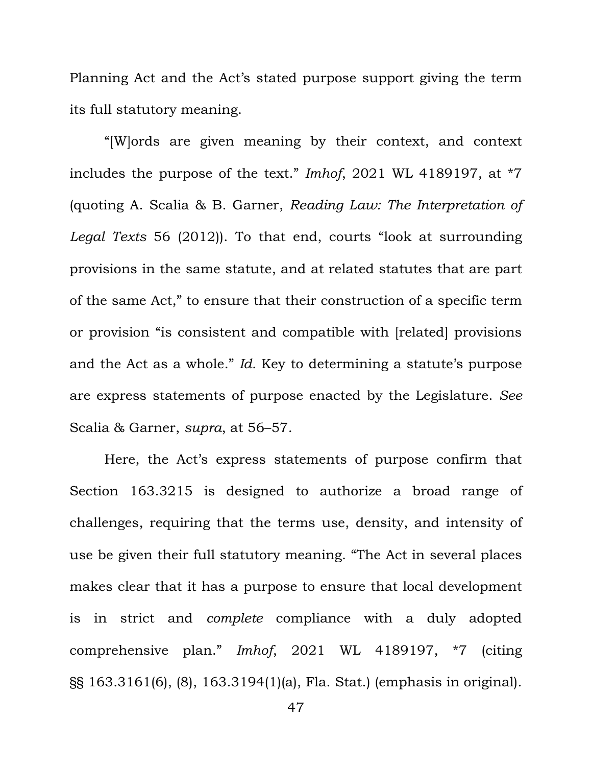Planning Act and the Act's stated purpose support giving the term its full statutory meaning.

"[W]ords are given meaning by their context, and context includes the purpose of the text." *Imhof*, 2021 WL 4189197, at *7 (quoting A. Scalia & B. Garner, *Reading Law: The Interpretation of Legal Texts* 56 (2012)). To that end, courts "look at surrounding provisions in the same statute, and at related statutes that are part of the same Act," to ensure that their construction of a specific term or provision "is consistent and compatible with [related] provisions and the Act as a whole." *Id.* Key to determining a statute's purpose are express statements of purpose enacted by the Legislature. *See* Scalia & Garner, *supra*, at 56–57.

Here, the Act's express statements of purpose confirm that Section 163.3215 is designed to authorize a broad range of challenges, requiring that the terms use, density, and intensity of use be given their full statutory meaning. "The Act in several places makes clear that it has a purpose to ensure that local development is in strict and *complete* compliance with a duly adopted comprehensive plan." *Imhof*, 2021 WL 4189197, *7 (citing §§ 163.3161(6), (8), 163.3194(1)(a), Fla. Stat.) (emphasis in original).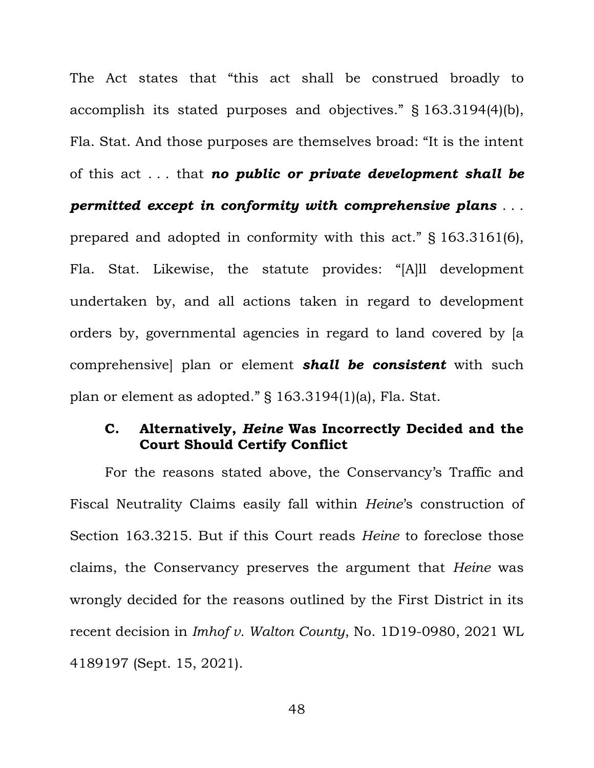The Act states that "this act shall be construed broadly to accomplish its stated purposes and objectives." § 163.3194(4)(b), Fla. Stat. And those purposes are themselves broad: "It is the intent of this act . . . that ***no public or private development shall be permitted except in conformity with comprehensive plans*** . . . prepared and adopted in conformity with this act." § 163.3161(6), Fla. Stat. Likewise, the statute provides: "[A]ll development undertaken by, and all actions taken in regard to development orders by, governmental agencies in regard to land covered by [a comprehensive] plan or element ***shall be consistent*** with such plan or element as adopted." § 163.3194(1)(a), Fla. Stat.

### C. Alternatively, *Heine* Was Incorrectly Decided and the Court Should Certify Conflict

For the reasons stated above, the Conservancy's Traffic and Fiscal Neutrality Claims easily fall within *Heine*'s construction of Section 163.3215. But if this Court reads *Heine* to foreclose those claims, the Conservancy preserves the argument that *Heine* was wrongly decided for the reasons outlined by the First District in its recent decision in *Imhof v. Walton County*, No. 1D19-0980, 2021 WL 4189197 (Sept. 15, 2021).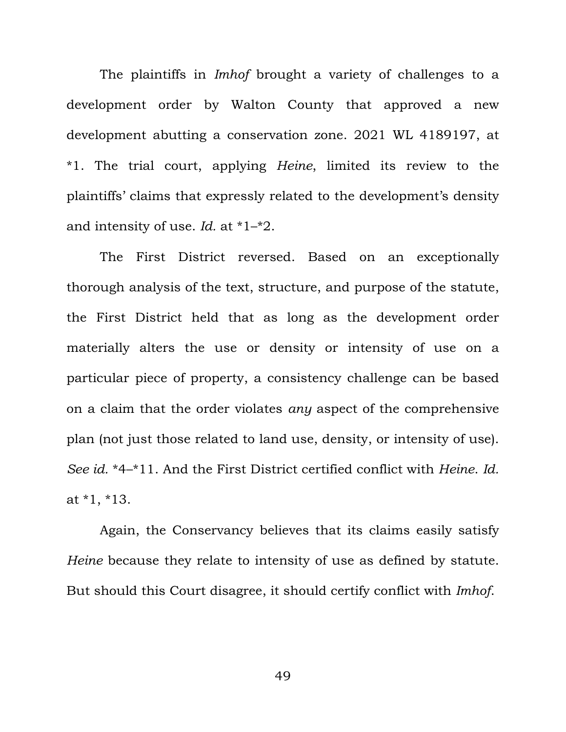The plaintiffs in *Imhof* brought a variety of challenges to a development order by Walton County that approved a new development abutting a conservation zone. 2021 WL 4189197, at *1. The trial court, applying *Heine*, limited its review to the plaintiffs' claims that expressly related to the development's density and intensity of use. *Id.* at *1–*2.

The First District reversed. Based on an exceptionally thorough analysis of the text, structure, and purpose of the statute, the First District held that as long as the development order materially alters the use or density or intensity of use on a particular piece of property, a consistency challenge can be based on a claim that the order violates *any* aspect of the comprehensive plan (not just those related to land use, density, or intensity of use). *See id.* *4–*11. And the First District certified conflict with *Heine*. *Id.* at *1, *13.

Again, the Conservancy believes that its claims easily satisfy *Heine* because they relate to intensity of use as defined by statute. But should this Court disagree, it should certify conflict with *Imhof*.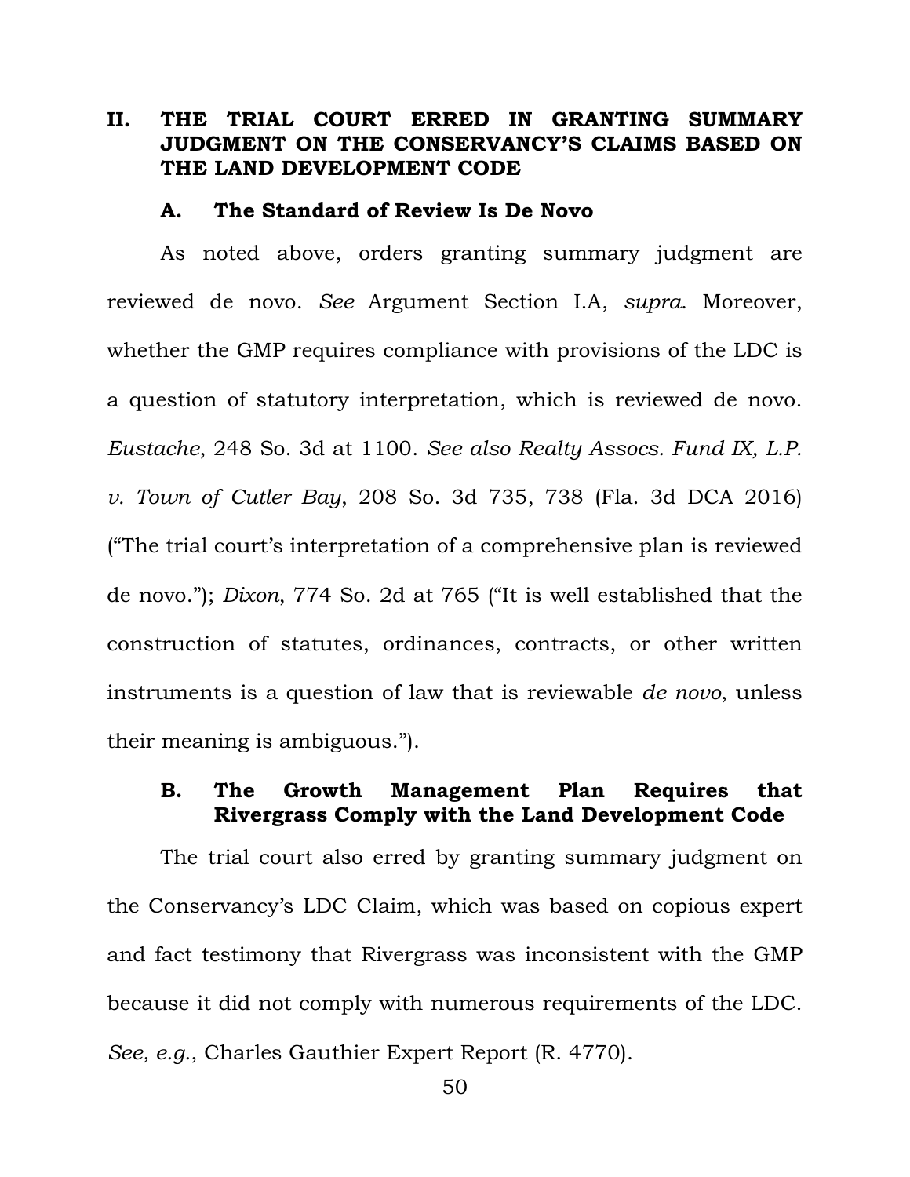## II. THE TRIAL COURT ERRED IN GRANTING SUMMARY JUDGMENT ON THE CONSERVANCY'S CLAIMS BASED ON THE LAND DEVELOPMENT CODE

### A. The Standard of Review Is De Novo

As noted above, orders granting summary judgment are reviewed de novo. *See* Argument Section I.A, *supra*. Moreover, whether the GMP requires compliance with provisions of the LDC is a question of statutory interpretation, which is reviewed de novo. *Eustache*, 248 So. 3d at 1100. *See also Realty Assocs. Fund IX, L.P. v. Town of Cutler Bay*, 208 So. 3d 735, 738 (Fla. 3d DCA 2016) ("The trial court's interpretation of a comprehensive plan is reviewed de novo."); *Dixon*, 774 So. 2d at 765 ("It is well established that the construction of statutes, ordinances, contracts, or other written instruments is a question of law that is reviewable *de novo*, unless their meaning is ambiguous.").

### B. The Growth Management Plan Requires that Rivergrass Comply with the Land Development Code

The trial court also erred by granting summary judgment on the Conservancy's LDC Claim, which was based on copious expert and fact testimony that Rivergrass was inconsistent with the GMP because it did not comply with numerous requirements of the LDC. *See, e.g.*, Charles Gauthier Expert Report (R. 4770).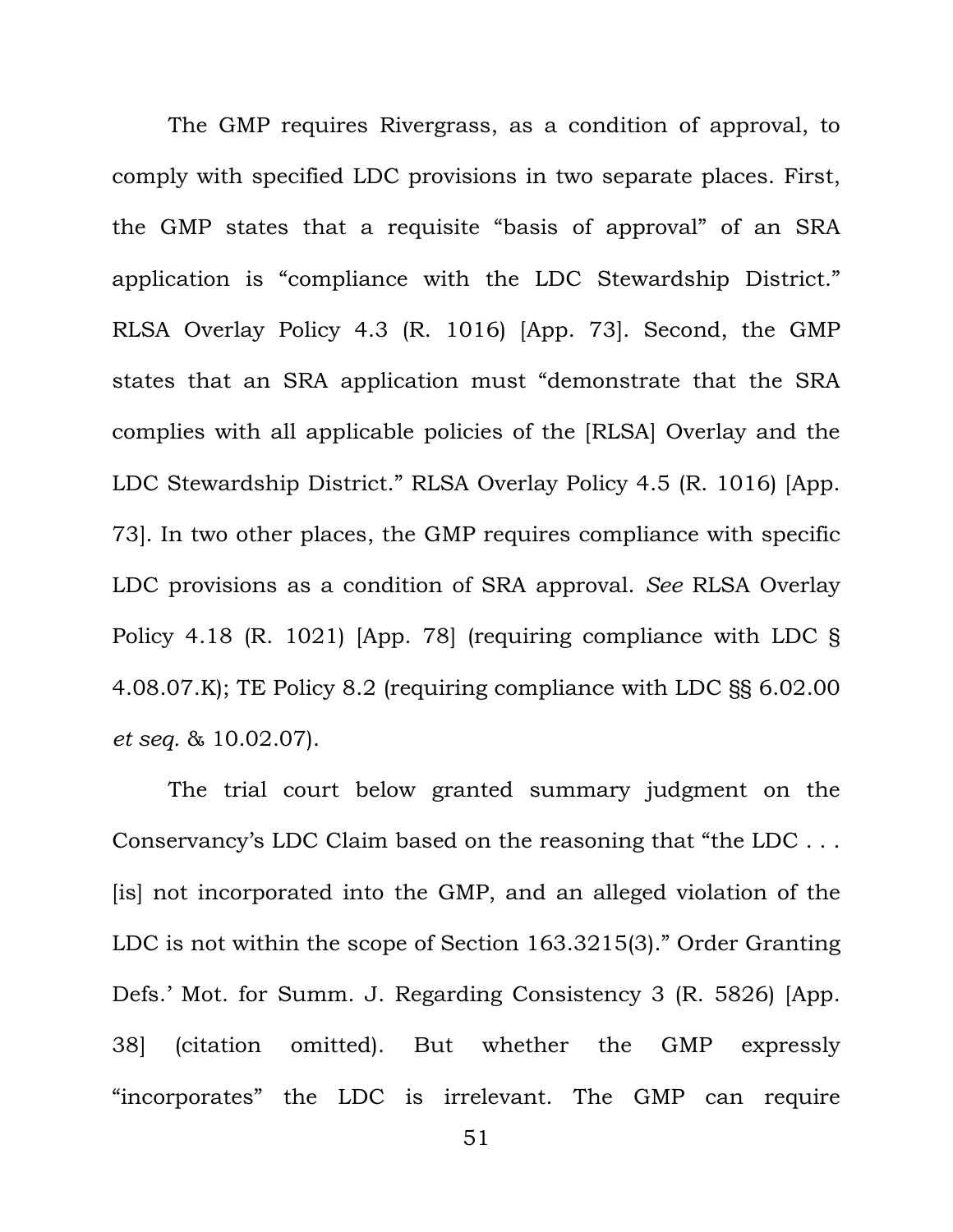The GMP requires Rivergrass, as a condition of approval, to comply with specified LDC provisions in two separate places. First, the GMP states that a requisite "basis of approval" of an SRA application is "compliance with the LDC Stewardship District." RLSA Overlay Policy 4.3 (R. 1016) [App. 73]. Second, the GMP states that an SRA application must "demonstrate that the SRA complies with all applicable policies of the [RLSA] Overlay and the LDC Stewardship District." RLSA Overlay Policy 4.5 (R. 1016) [App. 73]. In two other places, the GMP requires compliance with specific LDC provisions as a condition of SRA approval. *See* RLSA Overlay Policy 4.18 (R. 1021) [App. 78] (requiring compliance with LDC § 4.08.07.K); TE Policy 8.2 (requiring compliance with LDC §§ 6.02.00 *et seq.* & 10.02.07).

The trial court below granted summary judgment on the Conservancy's LDC Claim based on the reasoning that "the LDC . . . [is] not incorporated into the GMP, and an alleged violation of the LDC is not within the scope of Section 163.3215(3)." Order Granting Defs.' Mot. for Summ. J. Regarding Consistency 3 (R. 5826) [App. 38] (citation omitted). But whether the GMP expressly "incorporates" the LDC is irrelevant. The GMP can require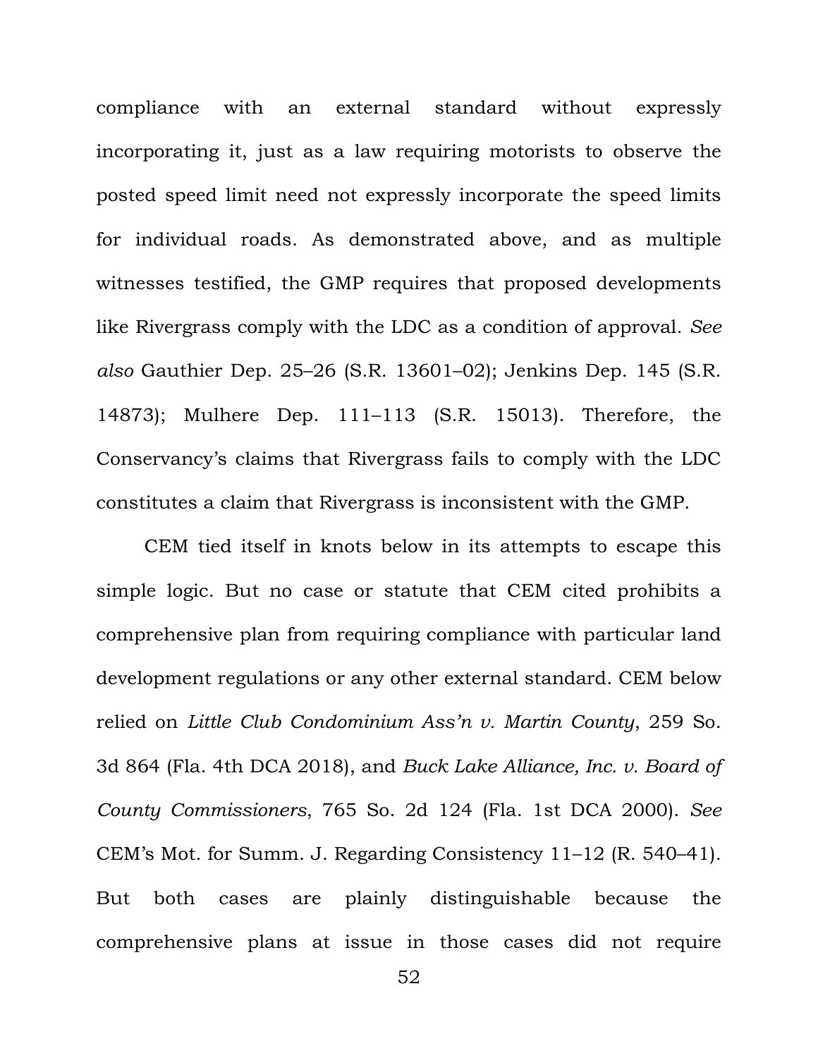compliance with an external standard without expressly incorporating it, just as a law requiring motorists to observe the posted speed limit need not expressly incorporate the speed limits for individual roads. As demonstrated above, and as multiple witnesses testified, the GMP requires that proposed developments like Rivergrass comply with the LDC as a condition of approval. *See also* Gauthier Dep. 25–26 (S.R. 13601–02); Jenkins Dep. 145 (S.R. 14873); Mulhere Dep. 111–113 (S.R. 15013). Therefore, the Conservancy's claims that Rivergrass fails to comply with the LDC constitutes a claim that Rivergrass is inconsistent with the GMP.

CEM tied itself in knots below in its attempts to escape this simple logic. But no case or statute that CEM cited prohibits a comprehensive plan from requiring compliance with particular land development regulations or any other external standard. CEM below relied on *Little Club Condominium Ass'n v. Martin County*, 259 So. 3d 864 (Fla. 4th DCA 2018), and *Buck Lake Alliance, Inc. v. Board of County Commissioners*, 765 So. 2d 124 (Fla. 1st DCA 2000). *See* CEM's Mot. for Summ. J. Regarding Consistency 11–12 (R. 540–41). But both cases are plainly distinguishable because the comprehensive plans at issue in those cases did not require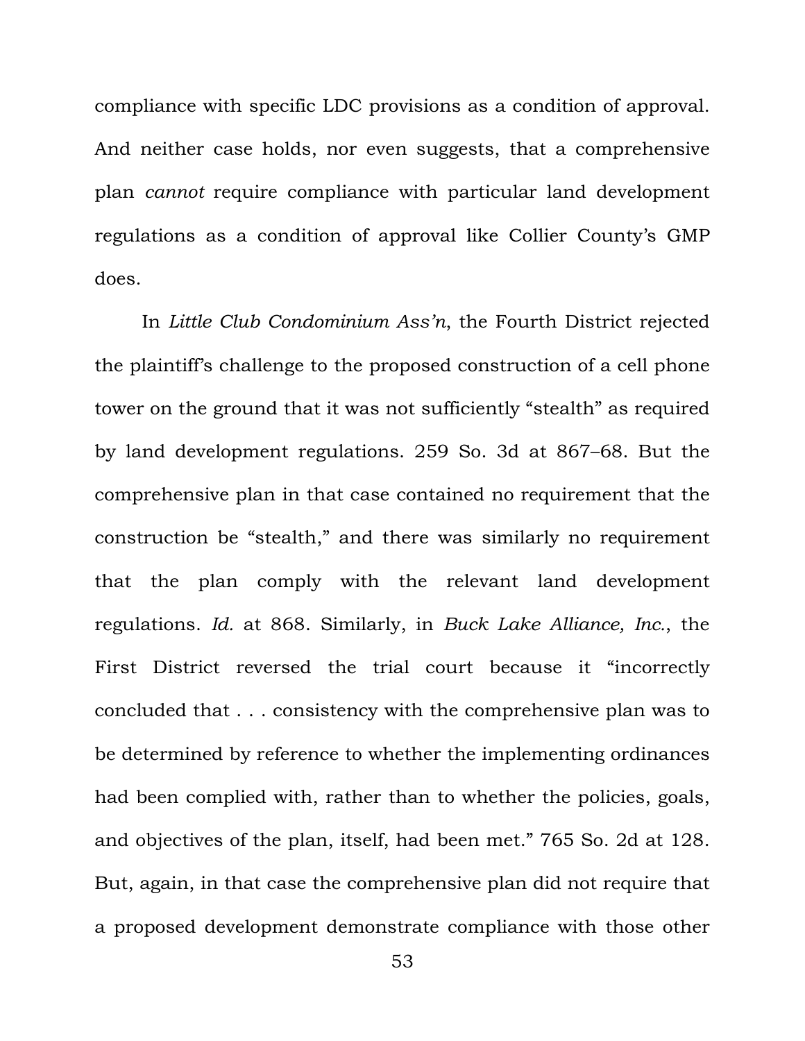compliance with specific LDC provisions as a condition of approval. And neither case holds, nor even suggests, that a comprehensive plan *cannot* require compliance with particular land development regulations as a condition of approval like Collier County's GMP does.

In *Little Club Condominium Ass'n*, the Fourth District rejected the plaintiff's challenge to the proposed construction of a cell phone tower on the ground that it was not sufficiently "stealth" as required by land development regulations. 259 So. 3d at 867–68. But the comprehensive plan in that case contained no requirement that the construction be "stealth," and there was similarly no requirement that the plan comply with the relevant land development regulations. *Id.* at 868. Similarly, in *Buck Lake Alliance, Inc.*, the First District reversed the trial court because it "incorrectly concluded that . . . consistency with the comprehensive plan was to be determined by reference to whether the implementing ordinances had been complied with, rather than to whether the policies, goals, and objectives of the plan, itself, had been met." 765 So. 2d at 128. But, again, in that case the comprehensive plan did not require that a proposed development demonstrate compliance with those other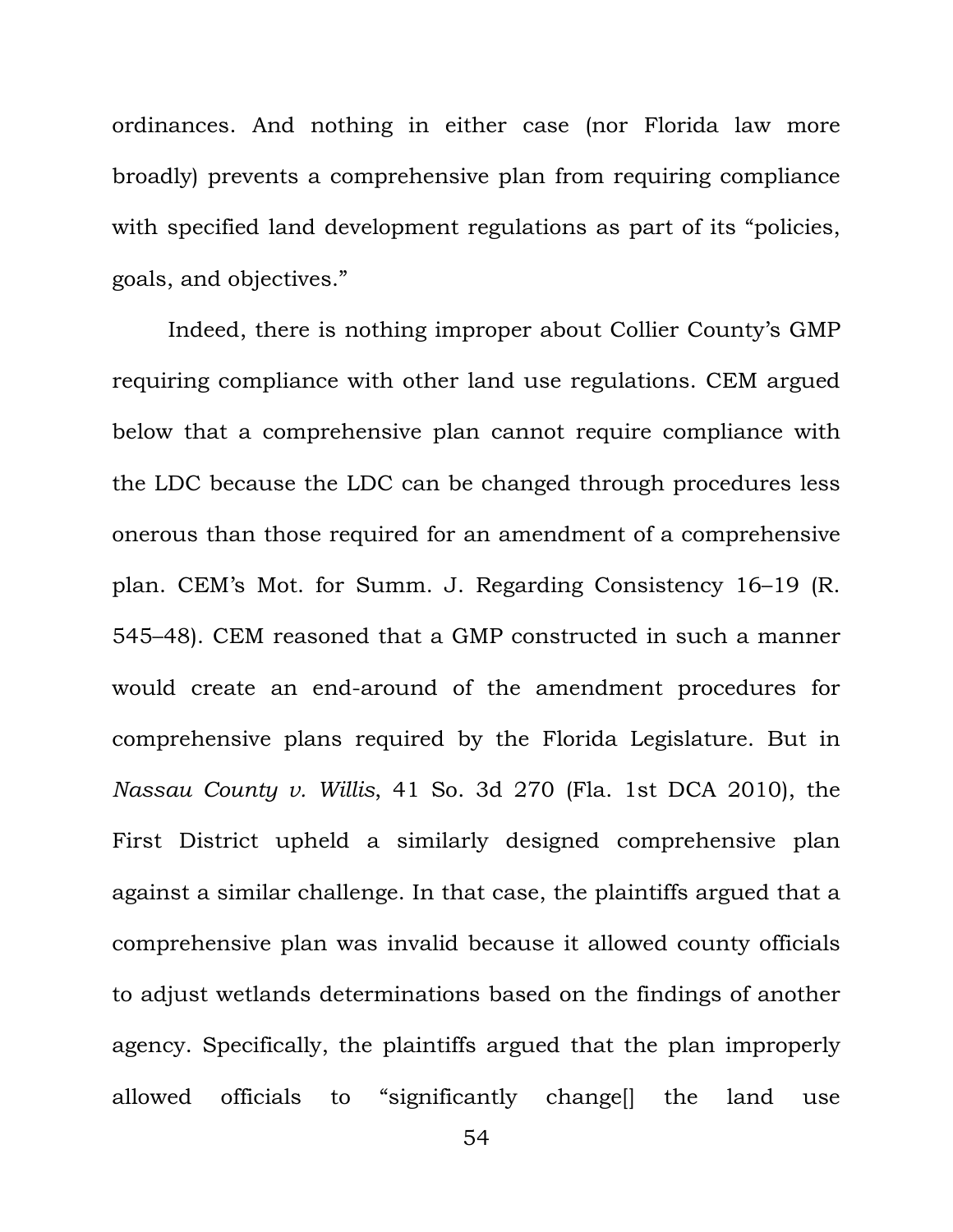ordinances. And nothing in either case (nor Florida law more broadly) prevents a comprehensive plan from requiring compliance with specified land development regulations as part of its "policies, goals, and objectives."

Indeed, there is nothing improper about Collier County's GMP requiring compliance with other land use regulations. CEM argued below that a comprehensive plan cannot require compliance with the LDC because the LDC can be changed through procedures less onerous than those required for an amendment of a comprehensive plan. CEM's Mot. for Summ. J. Regarding Consistency 16–19 (R. 545–48). CEM reasoned that a GMP constructed in such a manner would create an end-around of the amendment procedures for comprehensive plans required by the Florida Legislature. But in *Nassau County v. Willis*, 41 So. 3d 270 (Fla. 1st DCA 2010), the First District upheld a similarly designed comprehensive plan against a similar challenge. In that case, the plaintiffs argued that a comprehensive plan was invalid because it allowed county officials to adjust wetlands determinations based on the findings of another agency. Specifically, the plaintiffs argued that the plan improperly allowed officials to "significantly change[] the land use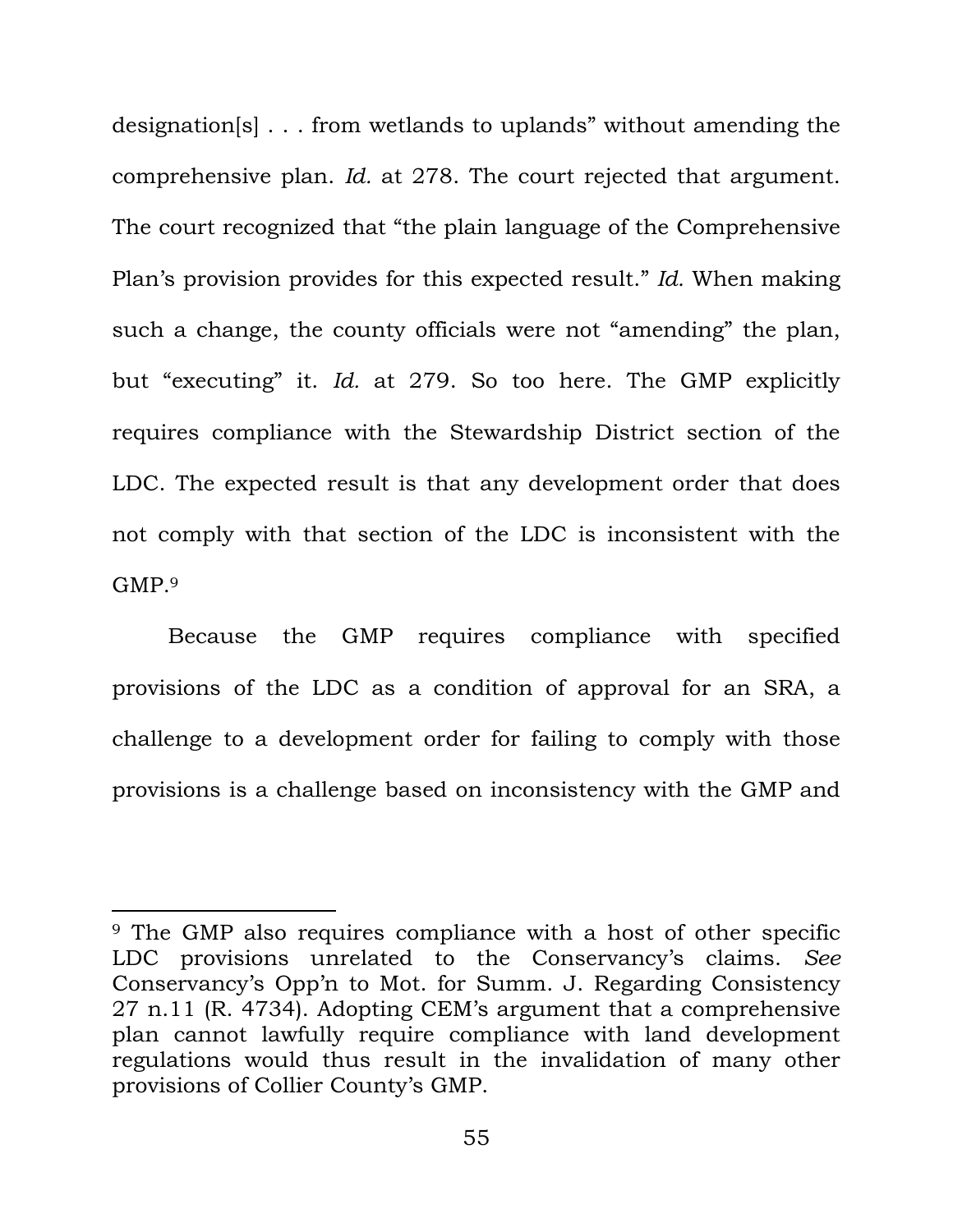designation[s] . . . from wetlands to uplands" without amending the comprehensive plan. *Id.* at 278. The court rejected that argument. The court recognized that "the plain language of the Comprehensive Plan's provision provides for this expected result." *Id.* When making such a change, the county officials were not "amending" the plan, but "executing" it. *Id.* at 279. So too here. The GMP explicitly requires compliance with the Stewardship District section of the LDC. The expected result is that any development order that does not comply with that section of the LDC is inconsistent with the GMP.[9]

Because the GMP requires compliance with specified provisions of the LDC as a condition of approval for an SRA, a challenge to a development order for failing to comply with those provisions is a challenge based on inconsistency with the GMP and

---

[9] The GMP also requires compliance with a host of other specific LDC provisions unrelated to the Conservancy's claims. *See* Conservancy's Opp'n to Mot. for Summ. J. Regarding Consistency 27 n.11 (R. 4734). Adopting CEM's argument that a comprehensive plan cannot lawfully require compliance with land development regulations would thus result in the invalidation of many other provisions of Collier County's GMP.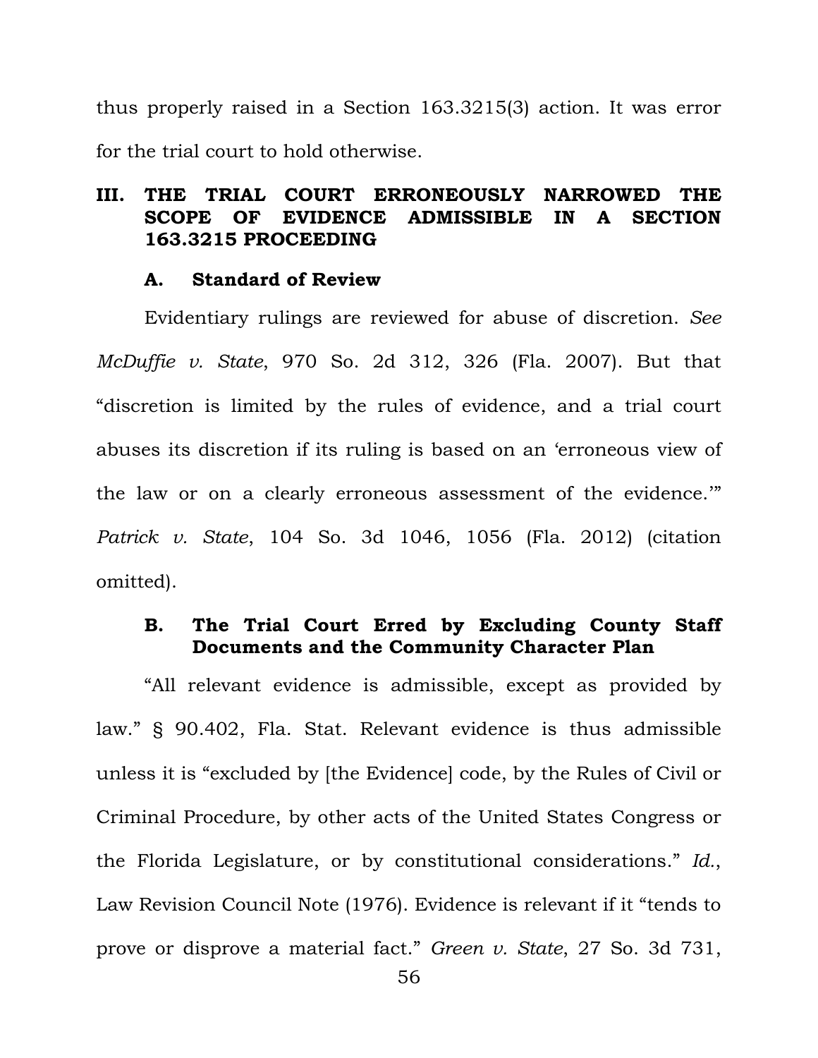thus properly raised in a Section 163.3215(3) action. It was error for the trial court to hold otherwise.

## III. THE TRIAL COURT ERRONEOUSLY NARROWED THE SCOPE OF EVIDENCE ADMISSIBLE IN A SECTION 163.3215 PROCEEDING

### A. Standard of Review

Evidentiary rulings are reviewed for abuse of discretion. *See McDuffie v. State*, 970 So. 2d 312, 326 (Fla. 2007). But that "discretion is limited by the rules of evidence, and a trial court abuses its discretion if its ruling is based on an 'erroneous view of the law or on a clearly erroneous assessment of the evidence.'" *Patrick v. State*, 104 So. 3d 1046, 1056 (Fla. 2012) (citation omitted).

### B. The Trial Court Erred by Excluding County Staff Documents and the Community Character Plan

"All relevant evidence is admissible, except as provided by law." § 90.402, Fla. Stat. Relevant evidence is thus admissible unless it is "excluded by [the Evidence] code, by the Rules of Civil or Criminal Procedure, by other acts of the United States Congress or the Florida Legislature, or by constitutional considerations." *Id.*, Law Revision Council Note (1976). Evidence is relevant if it "tends to prove or disprove a material fact." *Green v. State*, 27 So. 3d 731,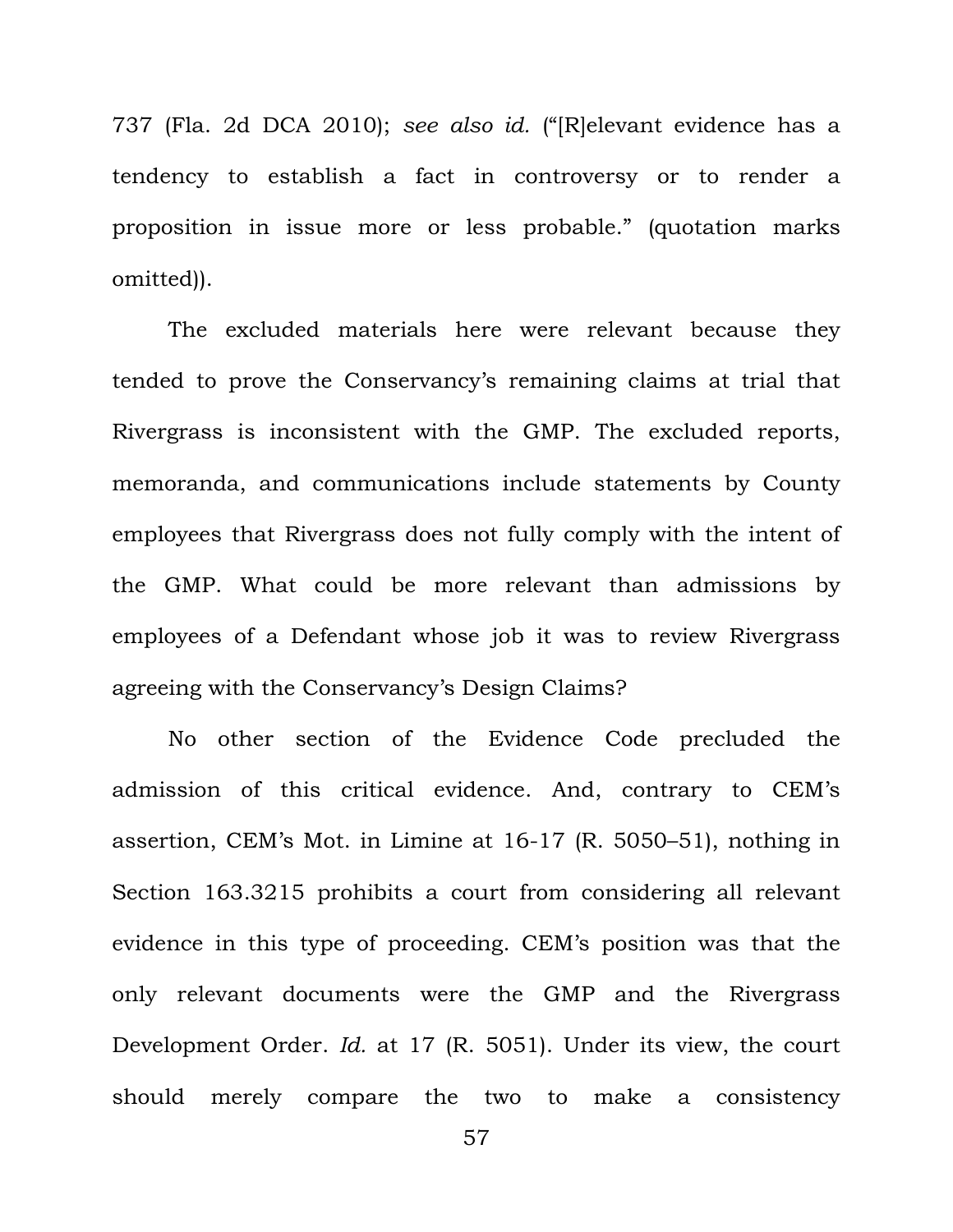737 (Fla. 2d DCA 2010); *see also id.* ("[R]elevant evidence has a tendency to establish a fact in controversy or to render a proposition in issue more or less probable." (quotation marks omitted)).

The excluded materials here were relevant because they tended to prove the Conservancy's remaining claims at trial that Rivergrass is inconsistent with the GMP. The excluded reports, memoranda, and communications include statements by County employees that Rivergrass does not fully comply with the intent of the GMP. What could be more relevant than admissions by employees of a Defendant whose job it was to review Rivergrass agreeing with the Conservancy's Design Claims?

No other section of the Evidence Code precluded the admission of this critical evidence. And, contrary to CEM's assertion, CEM's Mot. in Limine at 16-17 (R. 5050–51), nothing in Section 163.3215 prohibits a court from considering all relevant evidence in this type of proceeding. CEM's position was that the only relevant documents were the GMP and the Rivergrass Development Order. *Id.* at 17 (R. 5051). Under its view, the court should merely compare the two to make a consistency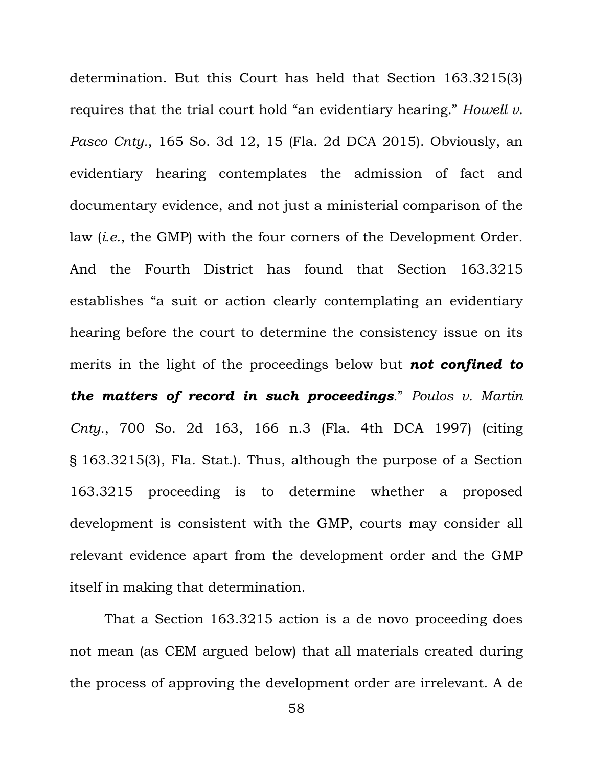determination. But this Court has held that Section 163.3215(3) requires that the trial court hold "an evidentiary hearing." *Howell v. Pasco Cnty.*, 165 So. 3d 12, 15 (Fla. 2d DCA 2015). Obviously, an evidentiary hearing contemplates the admission of fact and documentary evidence, and not just a ministerial comparison of the law (*i.e.*, the GMP) with the four corners of the Development Order. And the Fourth District has found that Section 163.3215 establishes "a suit or action clearly contemplating an evidentiary hearing before the court to determine the consistency issue on its merits in the light of the proceedings below but ***not confined to the matters of record in such proceedings***." *Poulos v. Martin Cnty.*, 700 So. 2d 163, 166 n.3 (Fla. 4th DCA 1997) (citing § 163.3215(3), Fla. Stat.). Thus, although the purpose of a Section 163.3215 proceeding is to determine whether a proposed development is consistent with the GMP, courts may consider all relevant evidence apart from the development order and the GMP itself in making that determination.

That a Section 163.3215 action is a de novo proceeding does not mean (as CEM argued below) that all materials created during the process of approving the development order are irrelevant. A de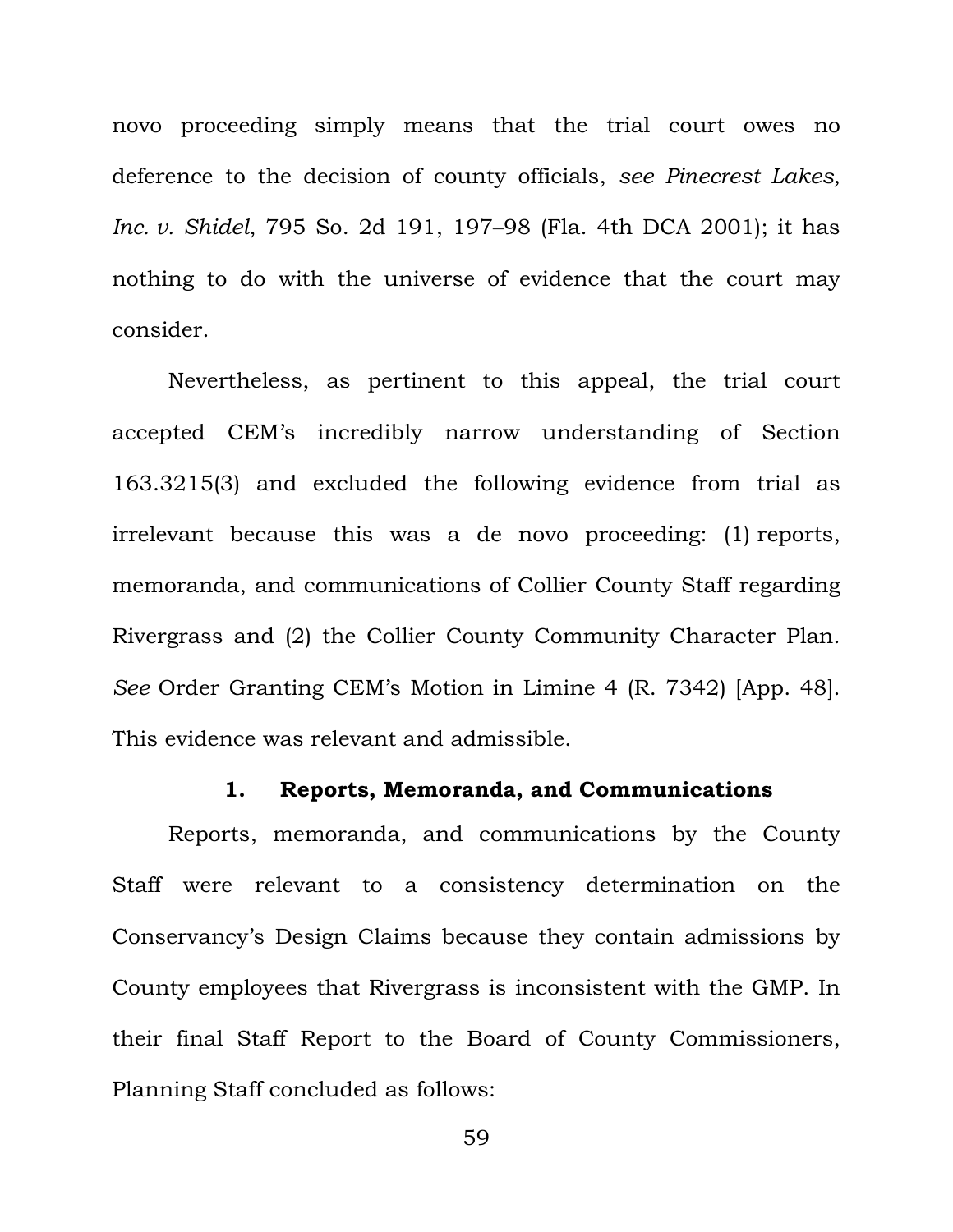novo proceeding simply means that the trial court owes no deference to the decision of county officials, *see Pinecrest Lakes, Inc. v. Shidel*, 795 So. 2d 191, 197–98 (Fla. 4th DCA 2001); it has nothing to do with the universe of evidence that the court may consider.

Nevertheless, as pertinent to this appeal, the trial court accepted CEM's incredibly narrow understanding of Section 163.3215(3) and excluded the following evidence from trial as irrelevant because this was a de novo proceeding: (1) reports, memoranda, and communications of Collier County Staff regarding Rivergrass and (2) the Collier County Community Character Plan. *See* Order Granting CEM's Motion in Limine 4 (R. 7342) [App. 48]. This evidence was relevant and admissible.

### 1. Reports, Memoranda, and Communications

Reports, memoranda, and communications by the County Staff were relevant to a consistency determination on the Conservancy's Design Claims because they contain admissions by County employees that Rivergrass is inconsistent with the GMP. In their final Staff Report to the Board of County Commissioners, Planning Staff concluded as follows: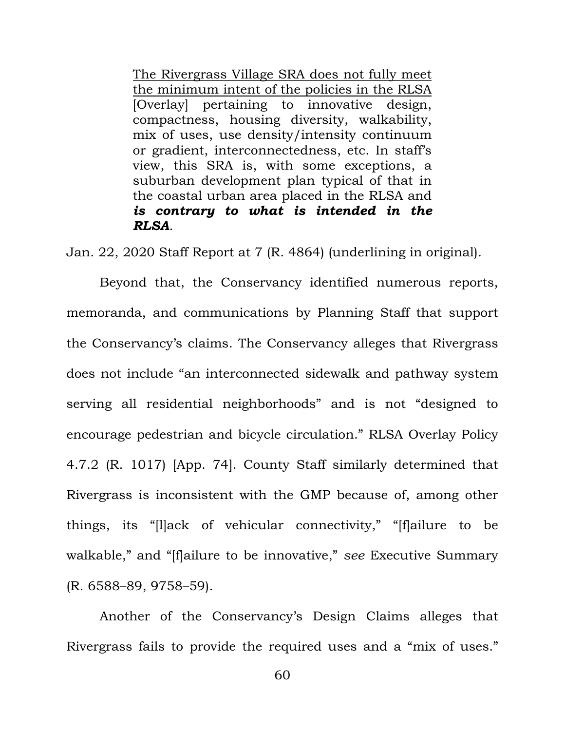> <u>The Rivergrass Village SRA does not fully meet the minimum intent of the policies in the RLSA</u> [Overlay] pertaining to innovative design, compactness, housing diversity, walkability, mix of uses, use density/intensity continuum or gradient, interconnectedness, etc. In staff's view, this SRA is, with some exceptions, a suburban development plan typical of that in the coastal urban area placed in the RLSA and ***is contrary to what is intended in the RLSA***.

Jan. 22, 2020 Staff Report at 7 (R. 4864) (underlining in original).

Beyond that, the Conservancy identified numerous reports, memoranda, and communications by Planning Staff that support the Conservancy's claims. The Conservancy alleges that Rivergrass does not include "an interconnected sidewalk and pathway system serving all residential neighborhoods" and is not "designed to encourage pedestrian and bicycle circulation." RLSA Overlay Policy 4.7.2 (R. 1017) [App. 74]. County Staff similarly determined that Rivergrass is inconsistent with the GMP because of, among other things, its "[l]ack of vehicular connectivity," "[f]ailure to be walkable," and "[f]ailure to be innovative," *see* Executive Summary (R. 6588–89, 9758–59).

Another of the Conservancy's Design Claims alleges that Rivergrass fails to provide the required uses and a "mix of uses."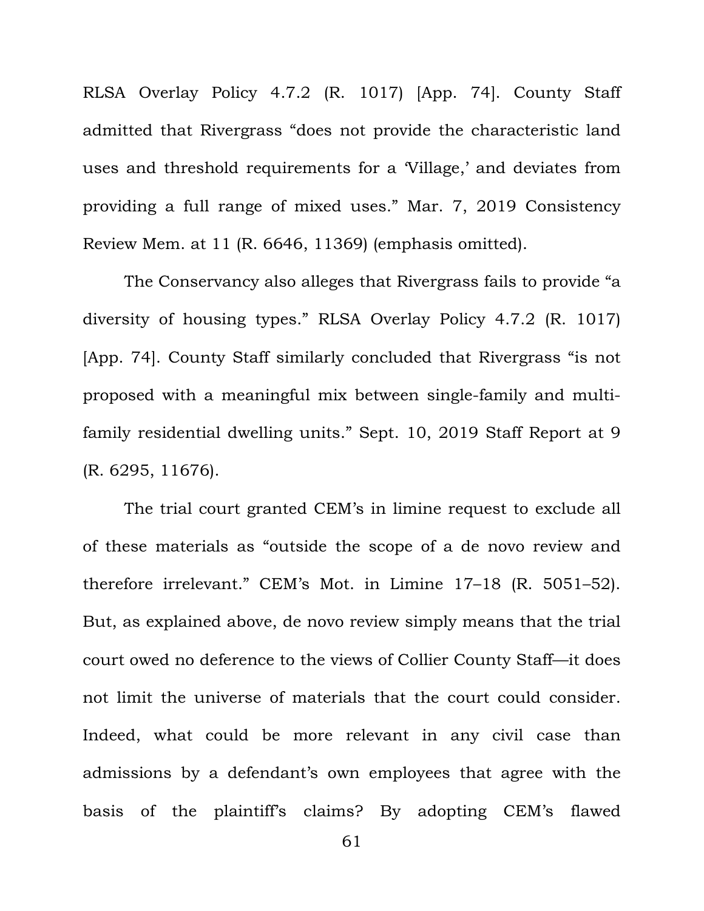RLSA Overlay Policy 4.7.2 (R. 1017) [App. 74]. County Staff admitted that Rivergrass "does not provide the characteristic land uses and threshold requirements for a 'Village,' and deviates from providing a full range of mixed uses." Mar. 7, 2019 Consistency Review Mem. at 11 (R. 6646, 11369) (emphasis omitted).

The Conservancy also alleges that Rivergrass fails to provide "a diversity of housing types." RLSA Overlay Policy 4.7.2 (R. 1017) [App. 74]. County Staff similarly concluded that Rivergrass "is not proposed with a meaningful mix between single-family and multi-family residential dwelling units." Sept. 10, 2019 Staff Report at 9 (R. 6295, 11676).

The trial court granted CEM's in limine request to exclude all of these materials as "outside the scope of a de novo review and therefore irrelevant." CEM's Mot. in Limine 17–18 (R. 5051–52). But, as explained above, de novo review simply means that the trial court owed no deference to the views of Collier County Staff—it does not limit the universe of materials that the court could consider. Indeed, what could be more relevant in any civil case than admissions by a defendant's own employees that agree with the basis of the plaintiff's claims? By adopting CEM's flawed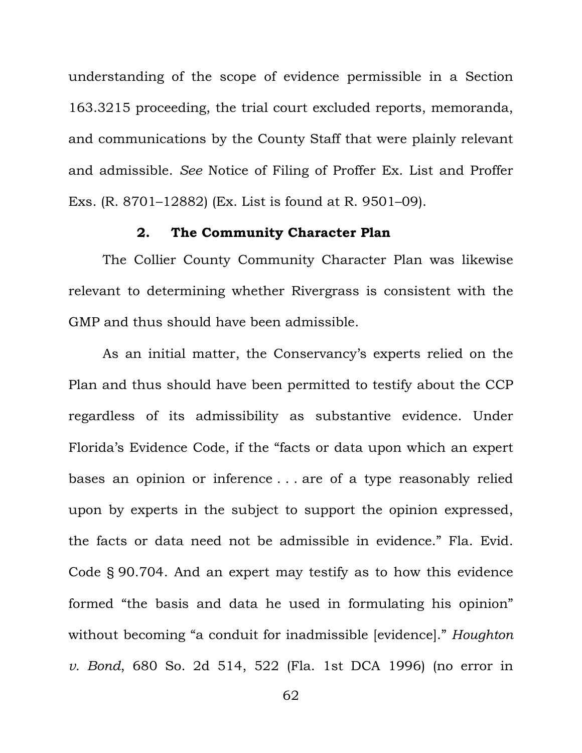understanding of the scope of evidence permissible in a Section 163.3215 proceeding, the trial court excluded reports, memoranda, and communications by the County Staff that were plainly relevant and admissible. *See* Notice of Filing of Proffer Ex. List and Proffer Exs. (R. 8701–12882) (Ex. List is found at R. 9501–09).

### 2. The Community Character Plan

The Collier County Community Character Plan was likewise relevant to determining whether Rivergrass is consistent with the GMP and thus should have been admissible.

As an initial matter, the Conservancy's experts relied on the Plan and thus should have been permitted to testify about the CCP regardless of its admissibility as substantive evidence. Under Florida's Evidence Code, if the "facts or data upon which an expert bases an opinion or inference . . . are of a type reasonably relied upon by experts in the subject to support the opinion expressed, the facts or data need not be admissible in evidence." Fla. Evid. Code § 90.704. And an expert may testify as to how this evidence formed "the basis and data he used in formulating his opinion" without becoming "a conduit for inadmissible [evidence]." *Houghton v. Bond*, 680 So. 2d 514, 522 (Fla. 1st DCA 1996) (no error in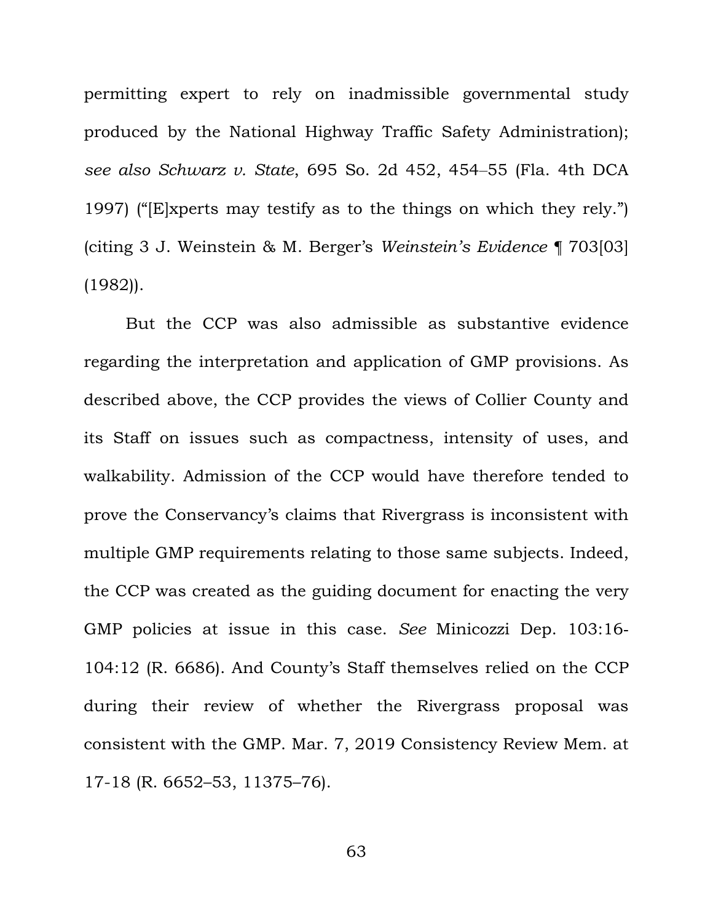permitting expert to rely on inadmissible governmental study produced by the National Highway Traffic Safety Administration); *see also Schwarz v. State*, 695 So. 2d 452, 454–55 (Fla. 4th DCA 1997) ("[E]xperts may testify as to the things on which they rely.") (citing 3 J. Weinstein & M. Berger's *Weinstein's Evidence* ¶ 703[03] (1982)).

But the CCP was also admissible as substantive evidence regarding the interpretation and application of GMP provisions. As described above, the CCP provides the views of Collier County and its Staff on issues such as compactness, intensity of uses, and walkability. Admission of the CCP would have therefore tended to prove the Conservancy's claims that Rivergrass is inconsistent with multiple GMP requirements relating to those same subjects. Indeed, the CCP was created as the guiding document for enacting the very GMP policies at issue in this case. *See* Minicozzi Dep. 103:16-104:12 (R. 6686). And County's Staff themselves relied on the CCP during their review of whether the Rivergrass proposal was consistent with the GMP. Mar. 7, 2019 Consistency Review Mem. at 17-18 (R. 6652–53, 11375–76).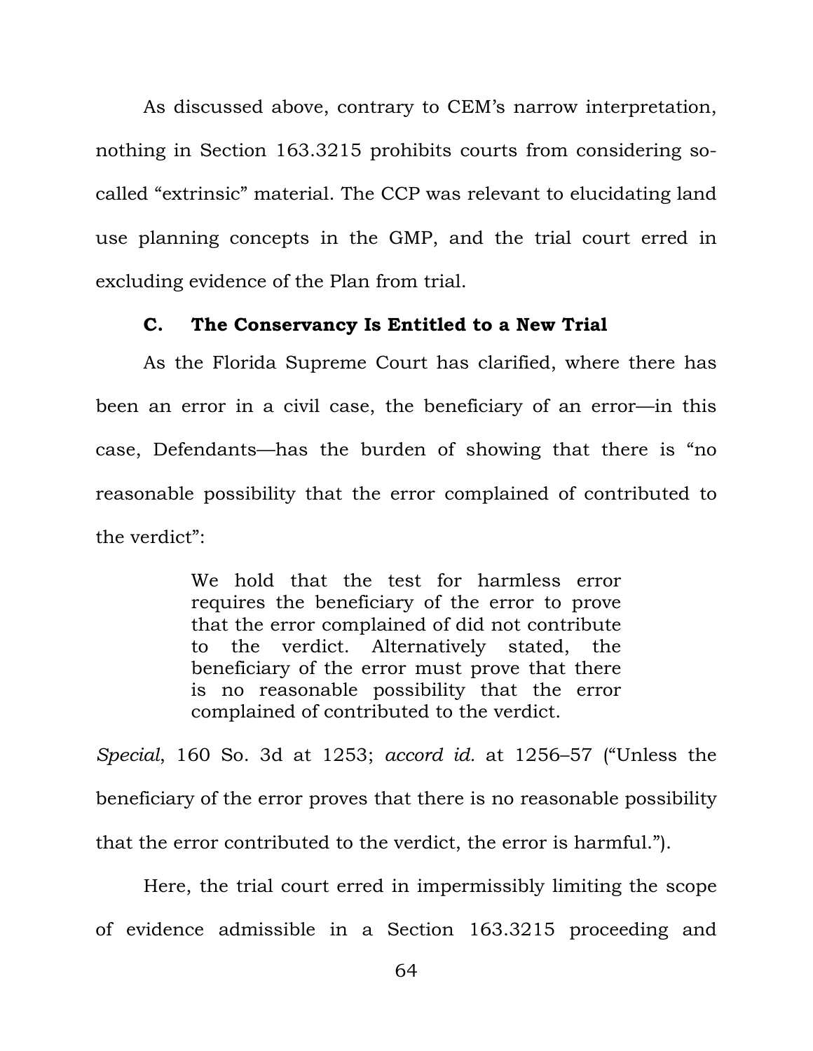As discussed above, contrary to CEM's narrow interpretation, nothing in Section 163.3215 prohibits courts from considering so-called "extrinsic" material. The CCP was relevant to elucidating land use planning concepts in the GMP, and the trial court erred in excluding evidence of the Plan from trial.

### C. The Conservancy Is Entitled to a New Trial

As the Florida Supreme Court has clarified, where there has been an error in a civil case, the beneficiary of an error—in this case, Defendants—has the burden of showing that there is "no reasonable possibility that the error complained of contributed to the verdict":

> We hold that the test for harmless error requires the beneficiary of the error to prove that the error complained of did not contribute to the verdict. Alternatively stated, the beneficiary of the error must prove that there is no reasonable possibility that the error complained of contributed to the verdict.

*Special*, 160 So. 3d at 1253; *accord id.* at 1256–57 ("Unless the beneficiary of the error proves that there is no reasonable possibility that the error contributed to the verdict, the error is harmful.").

Here, the trial court erred in impermissibly limiting the scope of evidence admissible in a Section 163.3215 proceeding and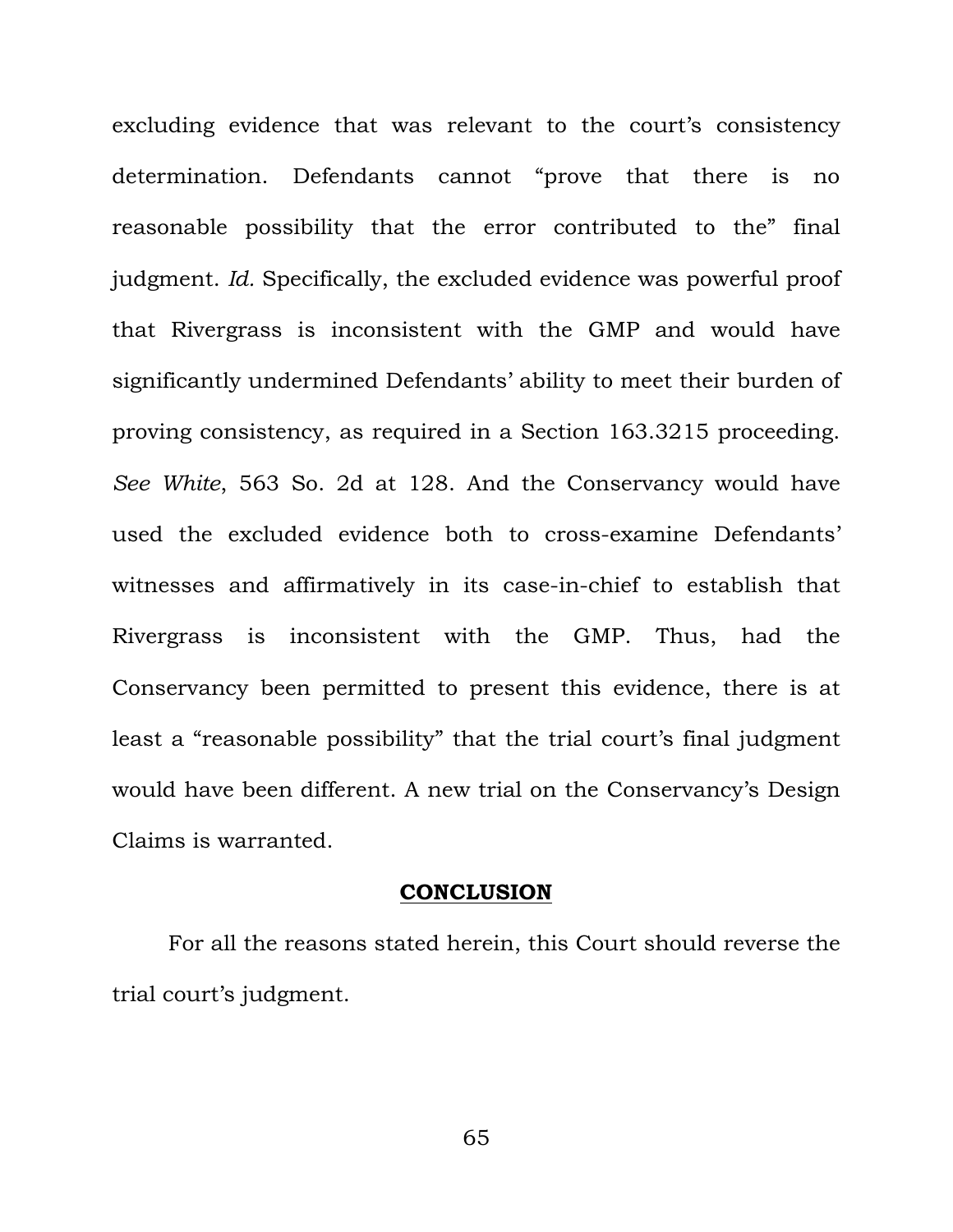excluding evidence that was relevant to the court's consistency determination. Defendants cannot "prove that there is no reasonable possibility that the error contributed to the" final judgment. *Id.* Specifically, the excluded evidence was powerful proof that Rivergrass is inconsistent with the GMP and would have significantly undermined Defendants' ability to meet their burden of proving consistency, as required in a Section 163.3215 proceeding. *See White*, 563 So. 2d at 128. And the Conservancy would have used the excluded evidence both to cross-examine Defendants' witnesses and affirmatively in its case-in-chief to establish that Rivergrass is inconsistent with the GMP. Thus, had the Conservancy been permitted to present this evidence, there is at least a "reasonable possibility" that the trial court's final judgment would have been different. A new trial on the Conservancy's Design Claims is warranted.

## CONCLUSION

For all the reasons stated herein, this Court should reverse the trial court's judgment.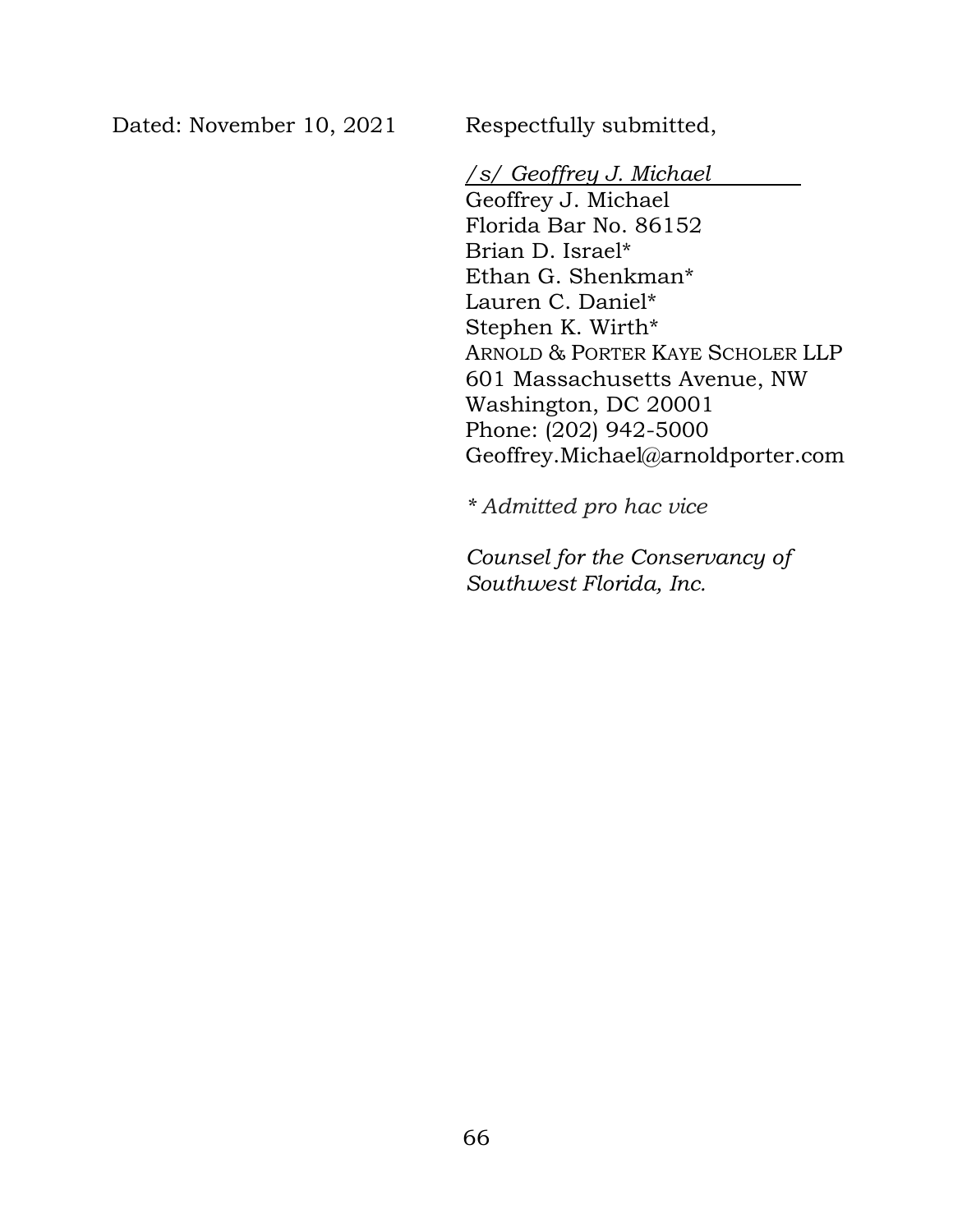Dated: November 10, 2021 Respectfully submitted,

*/s/ Geoffrey J. Michael*
Geoffrey J. Michael
Florida Bar No. 86152
Brian D. Israel*
Ethan G. Shenkman*
Lauren C. Daniel*
Stephen K. Wirth*
ARNOLD & PORTER KAYE SCHOLER LLP
601 Massachusetts Avenue, NW
Washington, DC 20001
Phone: (202) 942-5000
Geoffrey.Michael@arnoldporter.com

*\* Admitted pro hac vice*

*Counsel for the Conservancy of Southwest Florida, Inc.*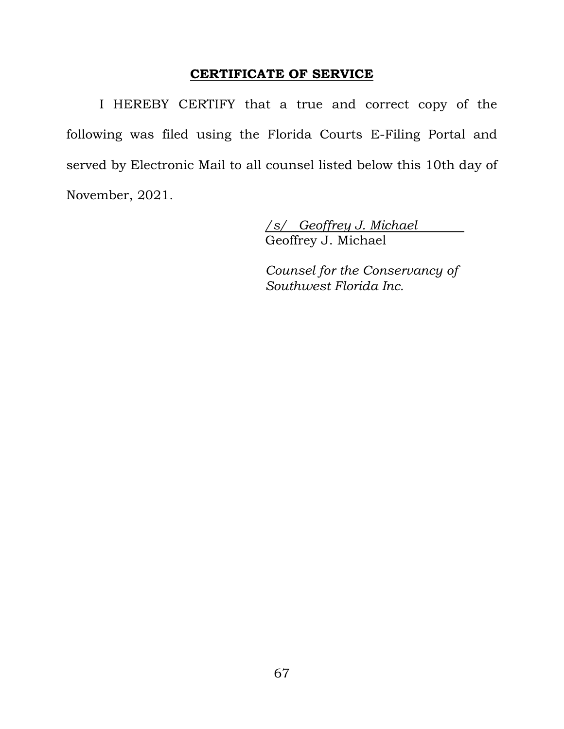## CERTIFICATE OF SERVICE

I HEREBY CERTIFY that a true and correct copy of the following was filed using the Florida Courts E-Filing Portal and served by Electronic Mail to all counsel listed below this 10th day of November, 2021.

/s/ *Geoffrey J. Michael*
Geoffrey J. Michael

*Counsel for the Conservancy of Southwest Florida Inc.*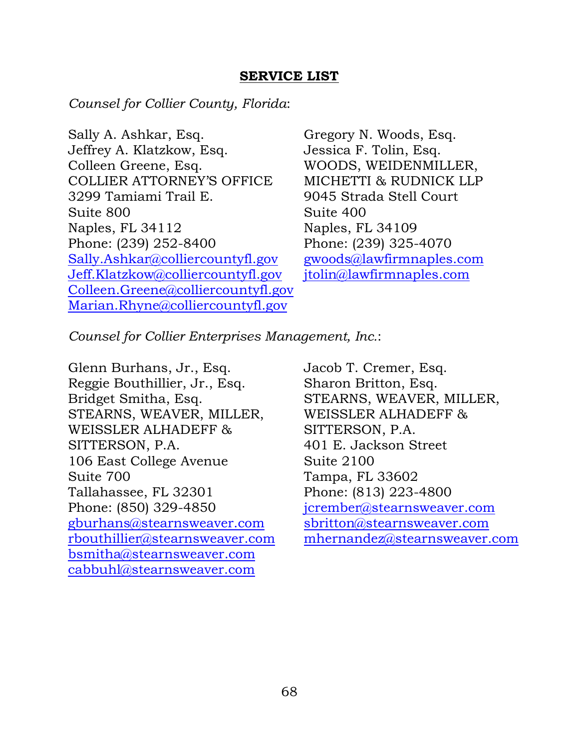**SERVICE LIST**

*Counsel for Collier County, Florida*:

Sally A. Ashkar, Esq.
Jeffrey A. Klatzkow, Esq.
Colleen Greene, Esq.
COLLIER ATTORNEY'S OFFICE
3299 Tamiami Trail E.
Suite 800
Naples, FL 34112
Phone: (239) 252-8400
Sally.Ashkar@colliercountyfl.gov
Jeff.Klatzkow@colliercountyfl.gov
Colleen.Greene@colliercountyfl.gov
Marian.Rhyne@colliercountyfl.gov

Gregory N. Woods, Esq.
Jessica F. Tolin, Esq.
WOODS, WEIDENMILLER, MICHETTI & RUDNICK LLP
9045 Strada Stell Court
Suite 400
Naples, FL 34109
Phone: (239) 325-4070
gwoods@lawfirmnaples.com
jtolin@lawfirmnaples.com

*Counsel for Collier Enterprises Management, Inc.*:

Glenn Burhans, Jr., Esq.
Reggie Bouthillier, Jr., Esq.
Bridget Smitha, Esq.
STEARNS, WEAVER, MILLER, WEISSLER ALHADEFF & SITTERSON, P.A.
106 East College Avenue
Suite 700
Tallahassee, FL 32301
Phone: (850) 329-4850
gburhans@stearnsweaver.com
rbouthillier@stearnsweaver.com
bsmitha@stearnsweaver.com
cabbuhl@stearnsweaver.com

Jacob T. Cremer, Esq.
Sharon Britton, Esq.
STEARNS, WEAVER, MILLER, WEISSLER ALHADEFF & SITTERSON, P.A.
401 E. Jackson Street
Suite 2100
Tampa, FL 33602
Phone: (813) 223-4800
jcrember@stearnsweaver.com
sbritton@stearnsweaver.com
mhernandez@stearnsweaver.com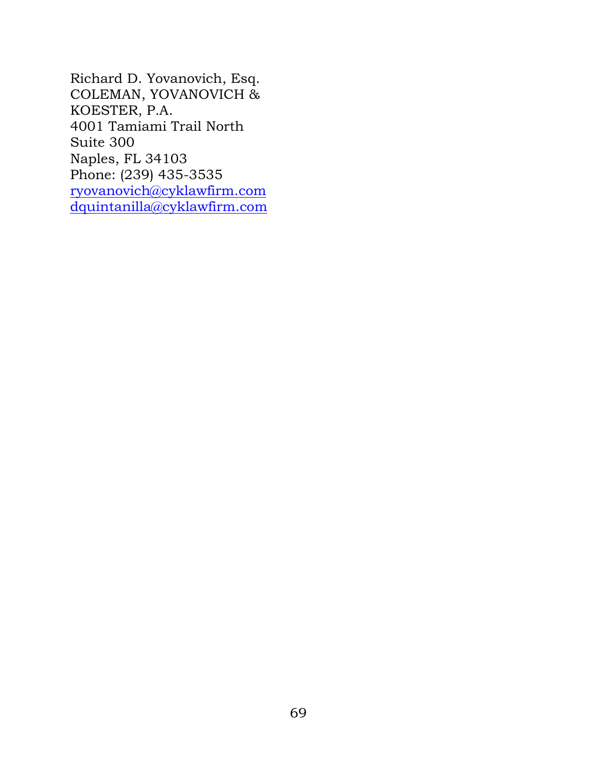Richard D. Yovanovich, Esq.
COLEMAN, YOVANOVICH &
KOESTER, P.A.
4001 Tamiami Trail North
Suite 300
Naples, FL 34103
Phone: (239) 435-3535
ryovanovich@cyklawfirm.com
dquintanilla@cyklawfirm.com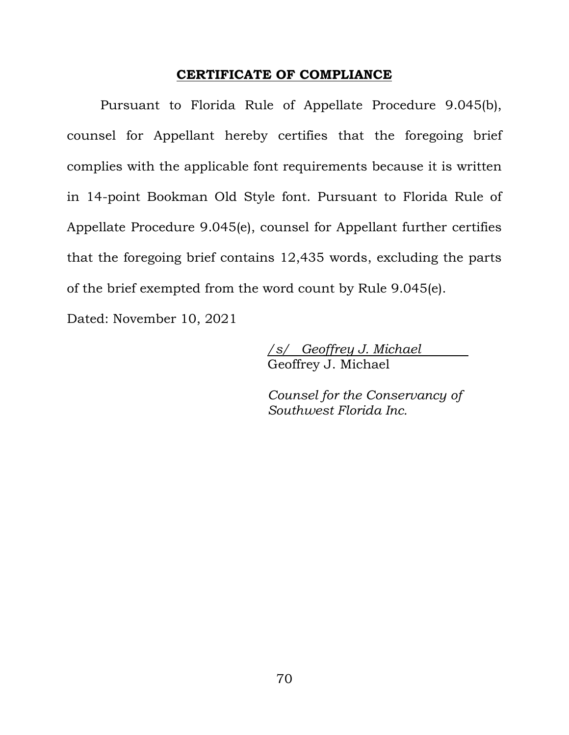## CERTIFICATE OF COMPLIANCE

Pursuant to Florida Rule of Appellate Procedure 9.045(b), counsel for Appellant hereby certifies that the foregoing brief complies with the applicable font requirements because it is written in 14-point Bookman Old Style font. Pursuant to Florida Rule of Appellate Procedure 9.045(e), counsel for Appellant further certifies that the foregoing brief contains 12,435 words, excluding the parts of the brief exempted from the word count by Rule 9.045(e).

Dated: November 10, 2021

*/s/ Geoffrey J. Michael*
Geoffrey J. Michael

*Counsel for the Conservancy of Southwest Florida Inc.*